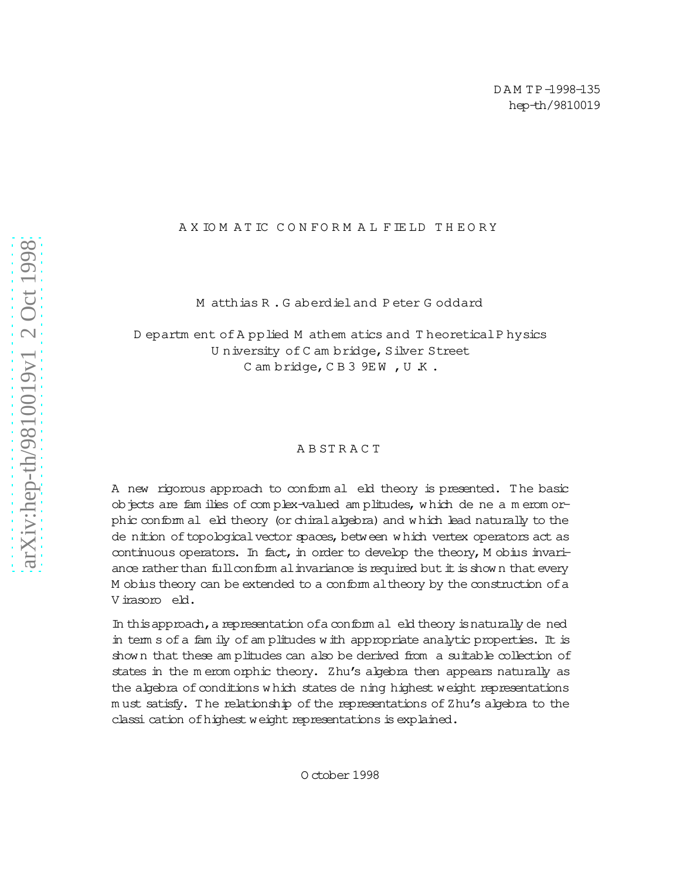DAMTP-1998-135
hep-th/9810019

# AXIOMATIC CONFORMAL FIELD THEORY

Matthias R. Gaberdiel and Peter Goddard

Department of Applied Mathematics and Theoretical Physics
University of Cambridge, Silver Street
Cambridge, CB3 9EW, U.K.

## ABSTRACT

A new rigorous approach to conformal field theory is presented. The basic objects are families of complex-valued amplitudes, which define a meromorphic conformal field theory (or chiral algebra) and which lead naturally to the definition of topological vector spaces, between which vertex operators act as continuous operators. In fact, in order to develop the theory, Möbius invariance rather than full conformal invariance is required but it is shown that every Möbius theory can be extended to a conformal theory by the construction of a Virasoro field.

In this approach, a representation of a conformal field theory is naturally defined in terms of a family of amplitudes with appropriate analytic properties. It is shown that these amplitudes can also be derived from a suitable collection of states in the meromorphic theory. Zhu's algebra then appears naturally as the algebra of conditions which states defining highest weight representations must satisfy. The relationship of the representations of Zhu's algebra to the classification of highest weight representations is explained.

October 1998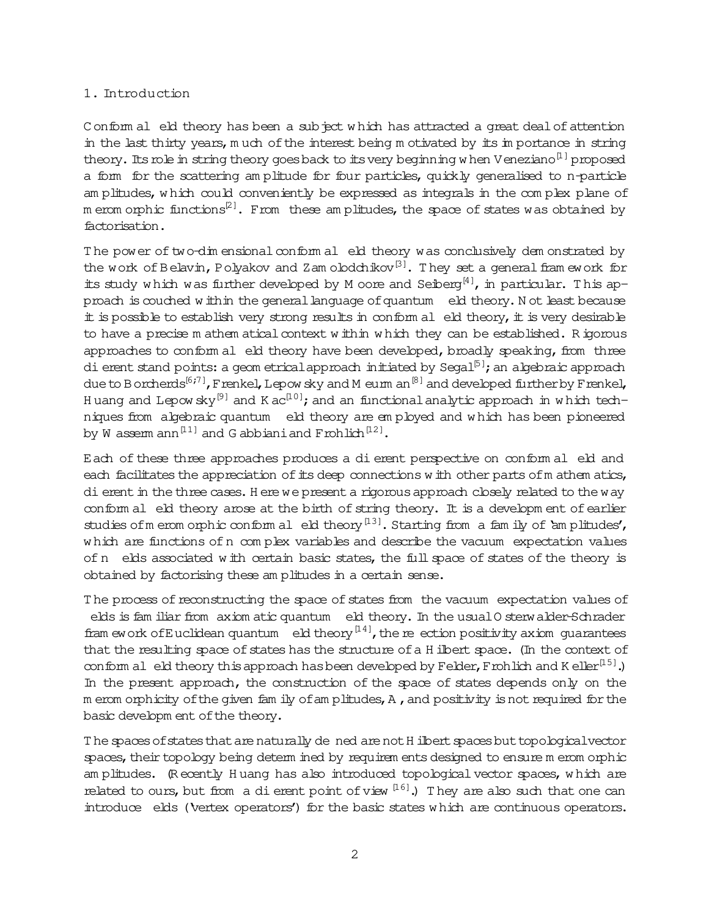## 1. Introduction

Conformal field theory has been a subject which has attracted a great deal of attention in the last thirty years, much of the interest being motivated by its importance in string theory. Its role in string theory goes back to its very beginning when Veneziano[1] proposed a form for the scattering amplitude for four particles, quickly generalised to n-particle amplitudes, which could conveniently be expressed as integrals in the complex plane of meromorphic functions[2]. From these amplitudes, the space of states was obtained by factorisation.

The power of two-dimensional conformal field theory was conclusively demonstrated by the work of Belavin, Polyakov and Zamolodchikov[3]. They set a general framework for its study which was further developed by Moore and Seiberg[4], in particular. This approach is couched within the general language of quantum field theory. Not least because it is possible to establish very strong results in conformal field theory, it is very desirable to have a precise mathematical context within which they can be established. Rigorous approaches to conformal field theory have been developed, broadly speaking, from three different stand points: a geometrical approach initiated by Segal[5]; an algebraic approach due to Borcherds[6,7], Frenkel, Lepowsky and Meurman[8] and developed further by Frenkel, Huang and Lepowsky[9] and Kac[10]; and an functional analytic approach in which techniques from algebraic quantum field theory are employed and which has been pioneered by Wassermann[11] and Gabbiani and Frohlich[12].

Each of these three approaches produces a different perspective on conformal field and each facilitates the appreciation of its deep connections with other parts of mathematics, different in the three cases. Here we present a rigorous approach closely related to the way conformal field theory arose at the birth of string theory. It is a development of earlier studies of meromorphic conformal field theory[13]. Starting from a family of 'amplitudes', which are functions of n complex variables and describe the vacuum expectation values of n fields associated with certain basic states, the full space of states of the theory is obtained by factorising these amplitudes in a certain sense.

The process of reconstructing the space of states from the vacuum expectation values of fields is familiar from axiomatic quantum field theory. In the usual Osterwalder-Schrader framework of Euclidean quantum field theory[14], the reflection positivity axiom guarantees that the resulting space of states has the structure of a Hilbert space. (In the context of conformal field theory this approach has been developed by Felder, Frohlich and Keller[15].) In the present approach, the construction of the space of states depends only on the meromorphicity of the given family of amplitudes, $\mathcal{A}$, and positivity is not required for the basic development of the theory.

The spaces of states that are naturally defined are not Hilbert spaces but topological vector spaces, their topology being determined by requirements designed to ensure meromorphic amplitudes. (Recently Huang has also introduced topological vector spaces, which are related to ours, but from a different point of view [16].) They are also such that one can introduce fields ('vertex operators') for the basic states which are continuous operators.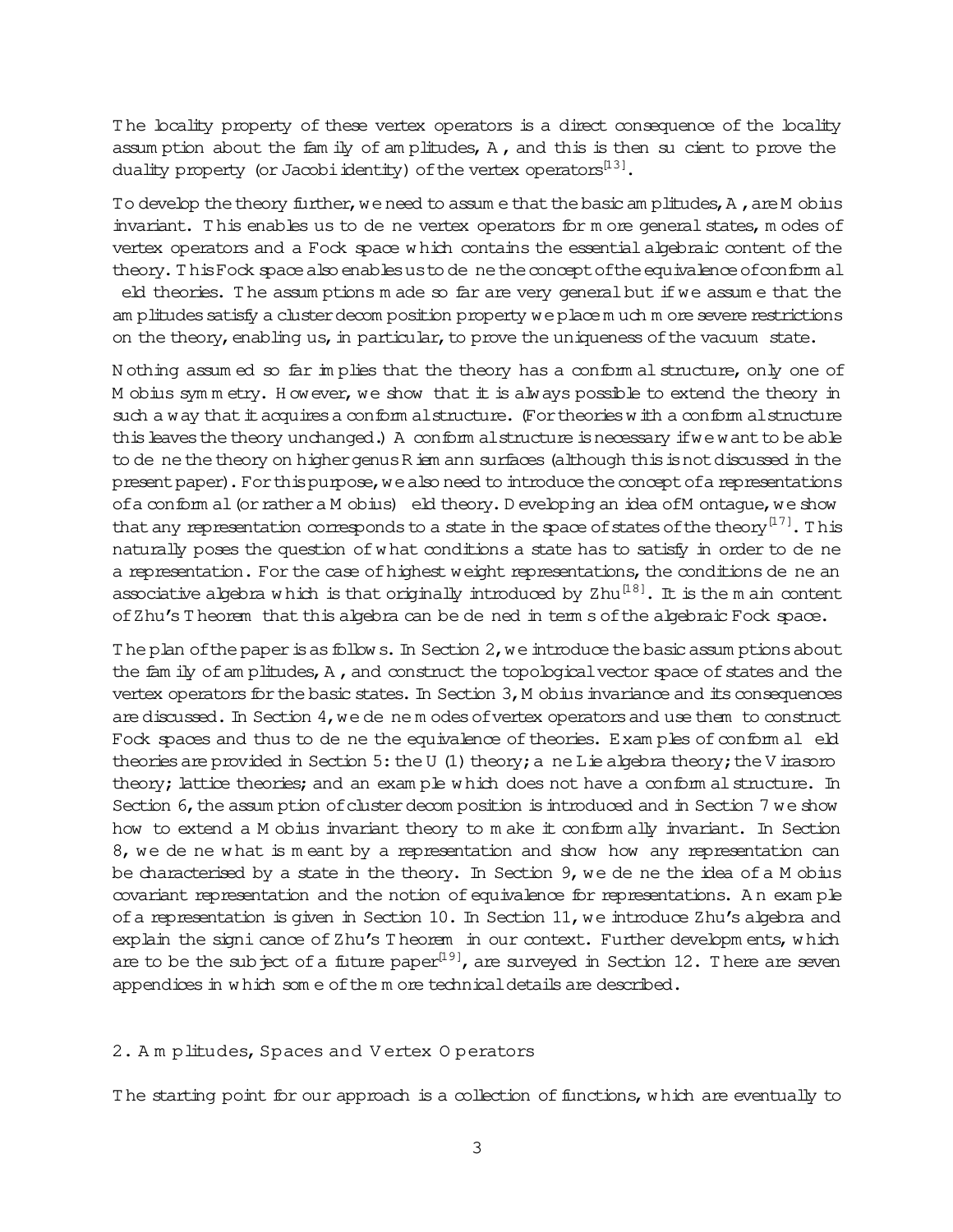The locality property of these vertex operators is a direct consequence of the locality assumption about the family of amplitudes, $\mathcal{A}$, and this is then sufficient to prove the duality property (or Jacobi identity) of the vertex operators[13].

To develop the theory further, we need to assume that the basic amplitudes, $\mathcal{A}$, are Möbius invariant. This enables us to define vertex operators for more general states, modes of vertex operators and a Fock space which contains the essential algebraic content of the theory. This Fock space also enables us to define the concept of the equivalence of conformal field theories. The assumptions made so far are very general but if we assume that the amplitudes satisfy a cluster decomposition property we place much more severe restrictions on the theory, enabling us, in particular, to prove the uniqueness of the vacuum state.

Nothing assumed so far implies that the theory has a conformal structure, only one of Möbius symmetry. However, we show that it is always possible to extend the theory in such a way that it acquires a conformal structure. (For theories with a conformal structure this leaves the theory unchanged.) A conformal structure is necessary if we want to be able to define the theory on higher genus Riemann surfaces (although this is not discussed in the present paper). For this purpose, we also need to introduce the concept of a representations of a conformal (or rather a Möbius) field theory. Developing an idea of Montague, we show that any representation corresponds to a state in the space of states of the theory[17]. This naturally poses the question of what conditions a state has to satisfy in order to define a representation. For the case of highest weight representations, the conditions define an associative algebra which is that originally introduced by Zhu[18]. It is the main content of Zhu's Theorem that this algebra can be defined in terms of the algebraic Fock space.

The plan of the paper is as follows. In Section 2, we introduce the basic assumptions about the family of amplitudes, $\mathcal{A}$, and construct the topological vector space of states and the vertex operators for the basic states. In Section 3, Möbius invariance and its consequences are discussed. In Section 4, we define modes of vertex operators and use them to construct Fock spaces and thus to define the equivalence of theories. Examples of conformal field theories are provided in Section 5: the $U(1)$ theory; affine Lie algebra theory; the Virasoro theory; lattice theories; and an example which does not have a conformal structure. In Section 6, the assumption of cluster decomposition is introduced and in Section 7 we show how to extend a Möbius invariant theory to make it conformally invariant. In Section 8, we define what is meant by a representation and show how any representation can be characterised by a state in the theory. In Section 9, we define the idea of a Möbius covariant representation and the notion of equivalence for representations. An example of a representation is given in Section 10. In Section 11, we introduce Zhu's algebra and explain the significance of Zhu's Theorem in our context. Further developments, which are to be the subject of a future paper[19], are surveyed in Section 12. There are seven appendices in which some of the more technical details are described.

## 2. Amplitudes, Spaces and Vertex Operators

The starting point for our approach is a collection of functions, which are eventually to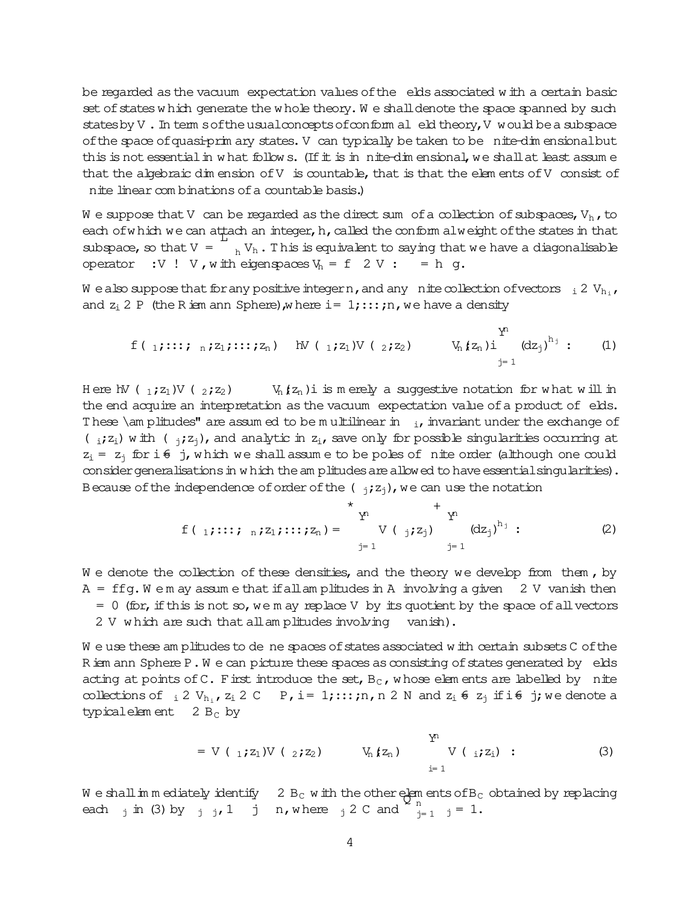be regarded as the vacuum expectation values of the fields associated with a certain basic set of states which generate the whole theory. We shall denote the space spanned by such states by $\mathcal{V}$. In terms of the usual concepts of conformal field theory, $\mathcal{V}$ would be a subspace of the space of quasi-primary states. $\mathcal{V}$ can typically be taken to be finite-dimensional but this is not essential in what follows. (If it is infinite-dimensional, we shall at least assume that the algebraic dimension of $\mathcal{V}$ is countable, that is that the elements of $\mathcal{V}$ consist of finite linear combinations of a countable basis.)

We suppose that $\mathcal{V}$ can be regarded as the direct sum of a collection of subspaces, $\mathcal{V}_h$, to each of which we can attach an integer, $h$, called the conformal weight of the states in that subspace, so that $\mathcal{V} = \bigoplus_h \mathcal{V}_h$. This is equivalent to saying that we have a diagonalisable operator $\delta : \mathcal{V} \to \mathcal{V}$, with eigenspaces $\mathcal{V}_h = \{\psi \in \mathcal{V} : \delta\psi = h\psi\}$.

We also suppose that for any positive integer $n$, and any finite collection of vectors $\psi_i \in \mathcal{V}_{h_i}$, and $z_i \in \mathbb{P}$ (the Riemann Sphere), where $i = 1, \ldots, n$, we have a density

$$f(\psi_1, \ldots, \psi_n; z_1, \ldots, z_n) \equiv \langle V(\psi_1, z_1) V(\psi_2, z_2) \cdots V(\psi_n, z_n) \rangle \prod_{j=1}^{n} (dz_j)^{h_j}. \tag{1}$$

Here $\langle V(\psi_1, z_1) V(\psi_2, z_2) \cdots V(\psi_n, z_n) \rangle$ is merely a suggestive notation for what will in the end acquire an interpretation as the vacuum expectation value of a product of fields. These "amplitudes" are assumed to be multilinear in $\psi_i$, invariant under the exchange of $(\psi_i, z_i)$ with $(\psi_j, z_j)$, and analytic in $z_i$, save only for possible singularities occurring at $z_i = z_j$ for $i \neq j$, which we shall assume to be poles of finite order (although one could consider generalisations in which the amplitudes are allowed to have essential singularities). Because of the independence of order of the $(\psi_j, z_j)$, we can use the notation

$$f(\psi_1, \ldots, \psi_n; z_1, \ldots, z_n) = \left\langle \prod_{j=1}^{n} V(\psi_j, z_j) \right\rangle \prod_{j=1}^{n} (dz_j)^{h_j}. \tag{2}$$

We denote the collection of these densities, and the theory we develop from them, by $\mathcal{A} = \{f\}$. We may assume that if all amplitudes in $\mathcal{A}$ involving a given $\psi \in \mathcal{V}$ vanish then $\psi = 0$ (for, if this is not so, we may replace $\mathcal{V}$ by its quotient by the space of all vectors $\psi \in \mathcal{V}$ which are such that all amplitudes involving $\psi$ vanish).

We use these amplitudes to define spaces of states associated with certain subsets $C$ of the Riemann Sphere $\mathbb{P}$. We can picture these spaces as consisting of states generated by fields acting at points of $C$. First introduce the set, $\mathcal{B}_C$, whose elements are labelled by finite collections of $\psi_i \in \mathcal{V}_{h_i}$, $z_i \in C \subset \mathbb{P}$, $i = 1, \ldots, n$, $n \in \mathbb{N}$ and $z_i \neq z_j$ if $i \neq j$; we denote a typical element $\Phi \in \mathcal{B}_C$ by

$$\Phi = V(\psi_1, z_1) V(\psi_2, z_2) \cdots V(\psi_n, z_n) \equiv \prod_{i=1}^{n} V(\psi_i, z_i). \tag{3}$$

We shall immediately identify $\Phi \in \mathcal{B}_C$ with the other elements of $\mathcal{B}_C$ obtained by replacing each $\psi_j$ in (3) by $\lambda_j \psi_j$, $1 \leq j \leq n$, where $\lambda_j \in \mathbb{C}$ and $\prod_{j=1}^{n} \lambda_j = 1$.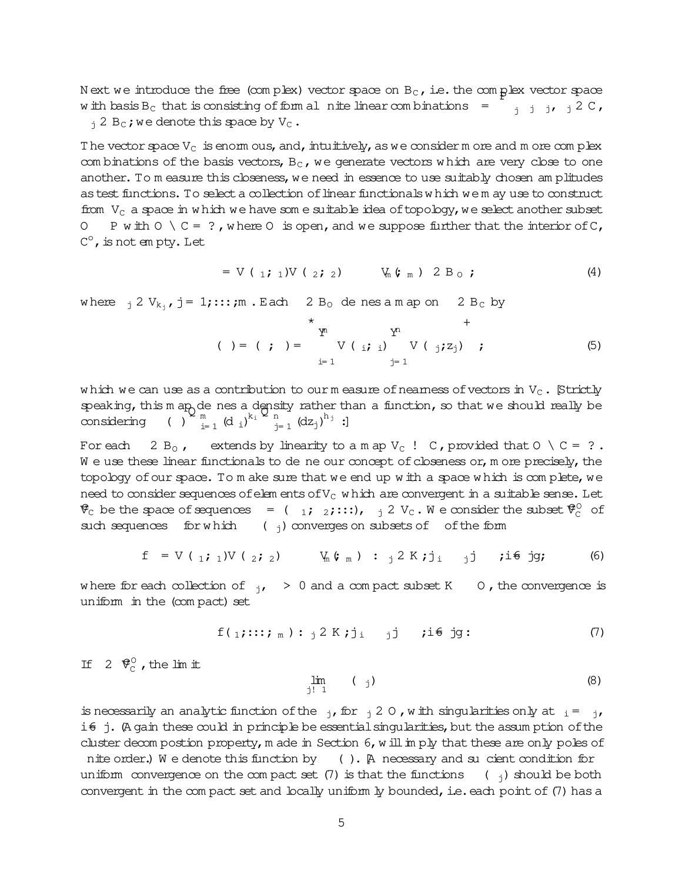Next we introduce the free (complex) vector space on $B_C$, i.e. the complex vector space with basis $B_C$ that is consisting of formal finite linear combinations $\Psi = \sum_j \lambda_j \Psi_j$, $\lambda_j \in \mathbb{C}$, $\Psi_j \in B_C$; we denote this space by $V_C$.

The vector space $V_C$ is enormous, and, intuitively, as we consider more and more complex combinations of the basis vectors, $B_C$, we generate vectors which are very close to one another. To measure this closeness, we need in essence to use suitably chosen amplitudes as test functions. To select a collection of linear functionals which we may use to construct from $V_C$ a space in which we have some suitable idea of topology, we select another subset $O \subset P$ with $O \cap C = \emptyset$, where $O$ is open, and we suppose further that the interior of $C$, $C^o$, is not empty. Let

$$\Phi = V(\phi_1, \zeta_1) V(\phi_2, \zeta_2) \cdots V_m(\phi_m, \zeta_m) \in B_O\,, \tag{4}$$

where $\phi_j \in V_{k_j}$, $j = 1, \dots, m$. Each $\Phi \in B_O$ defines a map on $\Psi \in B_C$ by

$$\eta_\Phi(\Psi) = (\Phi, \Psi) = \left\langle \prod_{i=1}^{m} V(\phi_i, \zeta_i) \prod_{j=1}^{n} V(\psi_j, z_j) \right\rangle, \tag{5}$$

which we can use as a contribution to our measure of nearness of vectors in $V_C$. [Strictly speaking, this map defines a density rather than a function, so that we should really be considering $\eta_\Phi(\Psi) \prod_{i=1}^{m} (d\zeta_i)^{k_i} \prod_{j=1}^{n} (dz_j)^{h_j}$.]

For each $\Phi \in B_O$, $\eta_\Phi$ extends by linearity to a map $V_C \to \mathbb{C}$, provided that $O \cap C = \emptyset$. We use these linear functionals to define our concept of closeness or, more precisely, the topology of our space. To make sure that we end up with a space which is complete, we need to consider sequences of elements of $V_C$ which are convergent in a suitable sense. Let $\tilde{V}_C$ be the space of sequences $\Psi = (\Psi_1, \Psi_2, \dots)$, $\Psi_j \in V_C$. We consider the subset $\tilde{V}_C^O$ of such sequences $\Psi$ for which $\eta_\Phi(\Psi_j)$ converges on subsets of $\Phi$ of the form

$$\{\Phi = V(\phi_1, \zeta_1) V(\phi_2, \zeta_2) \cdots V_m(\phi_m, \zeta_m) : \zeta_j \in K, |\zeta_i - \zeta_j| \geq \epsilon, i \neq j\}, \tag{6}$$

where for each collection of $\phi_j$, $\epsilon > 0$ and a compact subset $K \subset O$, the convergence is uniform in the (compact) set

$$\{(\zeta_1, \dots, \zeta_m) : \zeta_j \in K, |\zeta_i - \zeta_j| \geq \epsilon, i \neq j\}. \tag{7}$$

If $\Psi \in \tilde{V}_C^O$, the limit

$$\lim_{j \to \infty} \eta_\Phi(\Psi_j) \tag{8}$$

is necessarily an analytic function of the $\zeta_j$, for $\zeta_j \in O$, with singularities only at $\zeta_i = \zeta_j$, $i \neq j$. (Again these could in principle be essential singularities, but the assumption of the cluster decompostion property, made in Section 6, will imply that these are only poles of finite order.) We denote this function by $\eta_\Phi(\Psi)$. [A necessary and sufficient condition for uniform convergence on the compact set (7) is that the functions $\eta_\Phi(\Psi_j)$ should be both convergent in the compact set and locally uniformly bounded, i.e. each point of (7) has a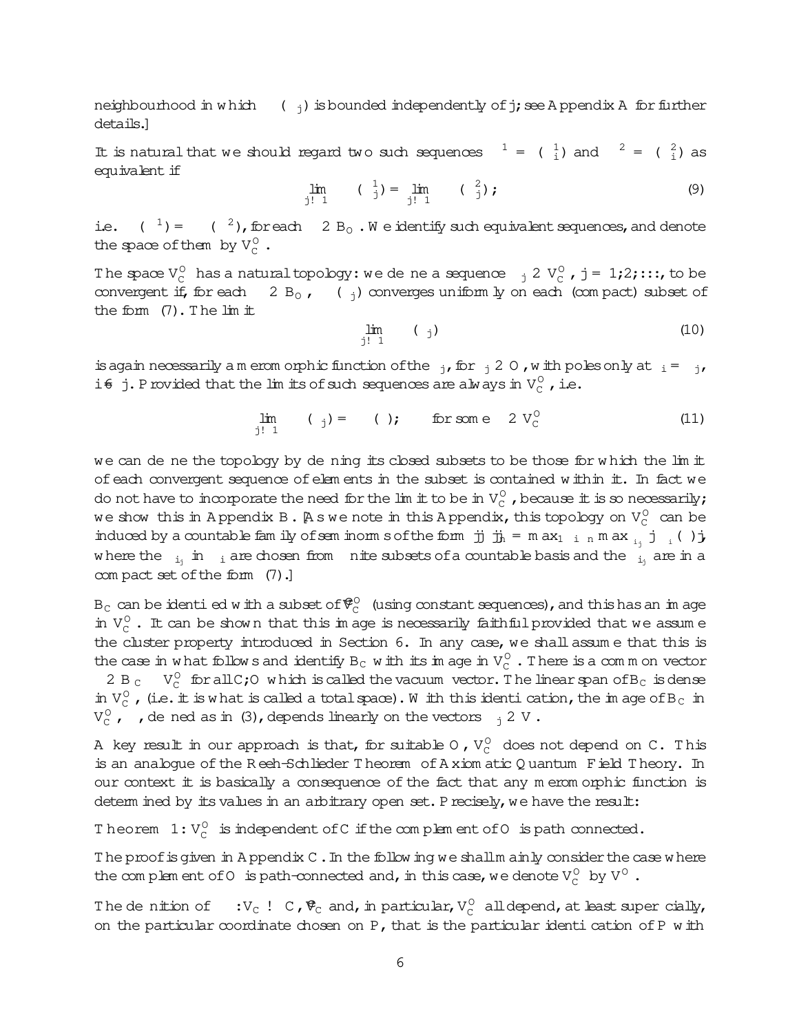neighbourhood in which $\eta(\psi_j)$ is bounded independently of $j$; see Appendix A for further details.]

It is natural that we should regard two such sequences $\Psi^1 = (\psi_i^1)$ and $\Psi^2 = (\psi_i^2)$ as equivalent if

$$\lim_{j\to\infty} \eta(\psi_j^1) = \lim_{j\to\infty} \eta(\psi_j^2); \tag{9}$$

i.e. $\eta(\Psi^1) = \eta(\Psi^2)$, for each $\eta \in B_O$. We identify such equivalent sequences, and denote the space of them by $V_C^O$.

The space $V_C^O$ has a natural topology: we define a sequence $\Psi_j \in V_C^O$, $j = 1, 2, \ldots$, to be convergent if, for each $\eta \in B_O$, $\eta(\Psi_j)$ converges uniformly on each (compact) subset of the form (7). The limit

$$\lim_{j\to\infty} \eta(\Psi_j) \tag{10}$$

is again necessarily a meromorphic function of the $\zeta_j$, for $\zeta_j \in O$, with poles only at $\zeta_i = \zeta_j$, $i \neq j$. Provided that the limits of such sequences are always in $V_C^O$, i.e.

$$\lim_{j\to\infty} \eta(\Psi_j) = \eta(\Psi); \qquad \text{for some } \Psi \in V_C^O \tag{11}$$

we can define the topology by defining its closed subsets to be those for which the limit of each convergent sequence of elements in the subset is contained within it. In fact we do not have to incorporate the need for the limit to be in $V_C^O$, because it is so necessarily; we show this in Appendix B. [As we note in this Appendix, this topology on $V_C^O$ can be induced by a countable family of seminorms of the form $||\Psi||_n = \max_{1\le i\le n} \max_{\zeta_{ij}} |\eta_i(\Psi)|$, where the $\psi_{ij}$ in $\eta_i$ are chosen from finite subsets of a countable basis and the $\zeta_{ij}$ are in a compact set of the form (7).]

$B_C$ can be identified with a subset of $\tilde{V}_C^O$ (using constant sequences), and this has an image in $V_C^O$. It can be shown that this image is necessarily faithful provided that we assume the cluster property introduced in Section 6. In any case, we shall assume that this is the case in what follows and identify $B_C$ with its image in $V_C^O$. There is a common vector $\Omega \in B_C \subset V_C^O$ for all $C, O$ which is called the vacuum vector. The linear span of $B_C$ is dense in $V_C^O$, (i.e. it is what is called a total space). With this identification, the image of $B_C$ in $V_C^O$, $\Psi$, defined as in (3), depends linearly on the vectors $\psi_j \in V$.

A key result in our approach is that, for suitable $O$, $V_C^O$ does not depend on $C$. This is an analogue of the Reeh-Schlieder Theorem of Axiomatic Quantum Field Theory. In our context it is basically a consequence of the fact that any meromorphic function is determined by its values in an arbitrary open set. Precisely, we have the result:

Theorem 1: $V_C^O$ is independent of $C$ if the complement of $O$ is path connected.

The proof is given in Appendix C. In the following we shall mainly consider the case where the complement of $O$ is path-connected and, in this case, we denote $V_C^O$ by $V^O$.

The definition of $\eta : V_C \to \mathbb{C}$, $\tilde{V}_C$ and, in particular, $V_C^O$ all depend, at least superficially, on the particular coordinate chosen on $P$, that is the particular identification of $P$ with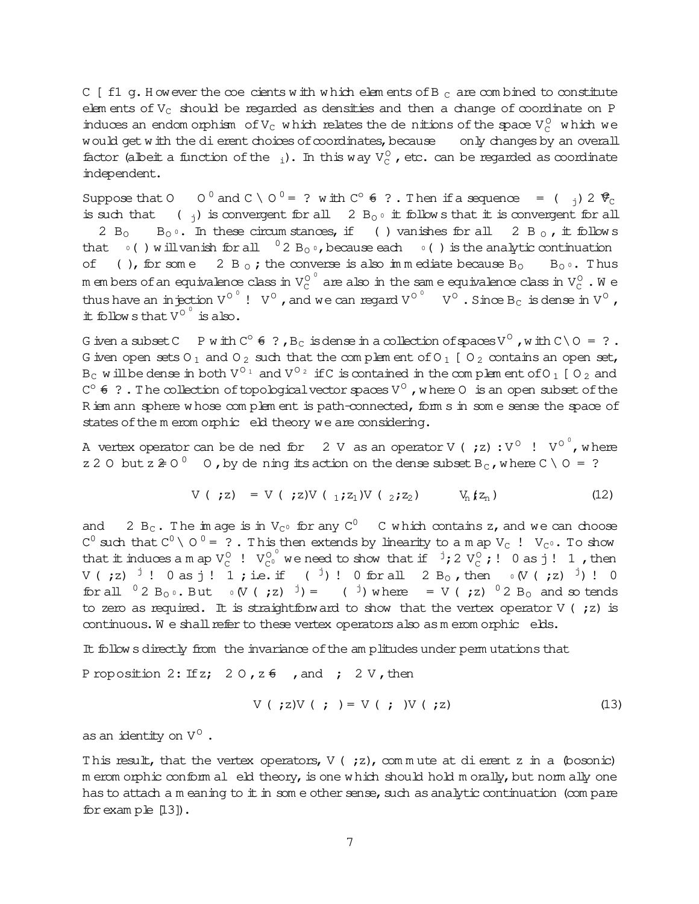$C \cup \{1\}$. However the coefficients with which elements of $B_C$ are combined to constitute elements of $V_C$ should be regarded as densities and then a change of coordinate on $P$ induces an endomorphism of $V_C$ which relates the definitions of the space $V_C^O$ which we would get with the different choices of coordinates, because $\eta$ only changes by an overall factor (albeit a function of the $\zeta_i$). In this way $V_C^O$, etc. can be regarded as coordinate independent.

Suppose that $O \subset O'$ and $C \cap O' = \emptyset$ with $C^\circ \neq \emptyset$. Then if a sequence $\psi = (\psi_j) \in \hat{V}_C$ is such that $\eta(\psi_j)$ is convergent for all $\phi \in B_{O'}$ it follows that it is convergent for all $\phi \in B_O \supset B_{O'}$. In these circumstances, if $\eta_\phi(\psi)$ vanishes for all $\phi \in B_O$, it follows that $\eta_{\phi'}(\psi)$ will vanish for all $\phi' \in B_{O'}$, because each $\eta_{\phi'}(\psi)$ is the analytic continuation of $\eta_\phi(\psi)$, for some $\phi \in B_O$; the converse is also immediate because $B_O \supset B_{O'}$. Thus members of an equivalence class in $V_C^{O'}$ are also in the same equivalence class in $V_C^O$. We thus have an injection $V^{O'} \to V^O$, and we can regard $V^{O'} \subset V^O$. Since $B_C$ is dense in $V^O$, it follows that $V^{O'}$ is also.

Given a subset $C \subset P$ with $C^\circ \neq \emptyset$, $B_C$ is dense in a collection of spaces $V^O$, with $C \cap O = \emptyset$. Given open sets $O_1$ and $O_2$ such that the complement of $O_1 \cup O_2$ contains an open set, $B_C$ will be dense in both $V^{O_1}$ and $V^{O_2}$ if $C$ is contained in the complement of $O_1 \cup O_2$ and $C^\circ \neq \emptyset$. The collection of topological vector spaces $V^O$, where $O$ is an open subset of the Riemann sphere whose complement is path-connected, forms in some sense the space of states of the meromorphic field theory we are considering.

A vertex operator can be defined for $\psi \in V$ as an operator $V(\psi, z) : V^O \to V^{O'}$, where $z \in O$ but $z \notin O' \subset O$, by defining its action on the dense subset $B_C$, where $C \cap O = \emptyset$

$$V(\psi, z)\phi = V(\psi, z)V(\psi_1, z_1)V(\psi_2, z_2) \cdots V_n(\psi_n, z_n) \tag{12}$$

and $\phi \in B_C$. The image is in $V_{C'}$ for any $C' \supset C$ which contains $z$, and we can choose $C'$ such that $C' \cap O' = \emptyset$. This then extends by linearity to a map $V_C \to V_{C'}$. To show that it induces a map $V_C^O \to V_{C'}^{O'}$ we need to show that if $\psi^j \in V_C^O$, $\psi^j \to 0$ as $j \to \infty$, then $V(\psi, z)\psi^j \to 0$ as $j \to \infty$; i.e. if $\eta_\phi(\psi^j) \to 0$ for all $\phi \in B_O$, then $\eta_{\phi'}(V(\psi, z)\psi^j) \to 0$ for all $\phi' \in B_{O'}$. But $\eta_{\phi'}(V(\psi, z)\psi^j) = \eta_\phi(\psi^j)$ where $\phi = V(\psi, z)\phi' \in B_O$ and so tends to zero as required. It is straightforward to show that the vertex operator $V(\psi, z)$ is continuous. We shall refer to these vertex operators also as meromorphic fields.

It follows directly from the invariance of the amplitudes under permutations that

**Proposition 2:** If $z, \zeta \in O$, $z \neq \zeta$, and $\psi, \phi \in V$, then

$$V(\psi, z)V(\phi, \zeta) = V(\phi, \zeta)V(\psi, z) \tag{13}$$

as an identity on $V^O$.

This result, that the vertex operators, $V(\psi, z)$, commute at different $z$ in a (bosonic) meromorphic conformal field theory, is one which should hold morally, but normally one has to attach a meaning to it in some other sense, such as analytic continuation (compare for example [13]).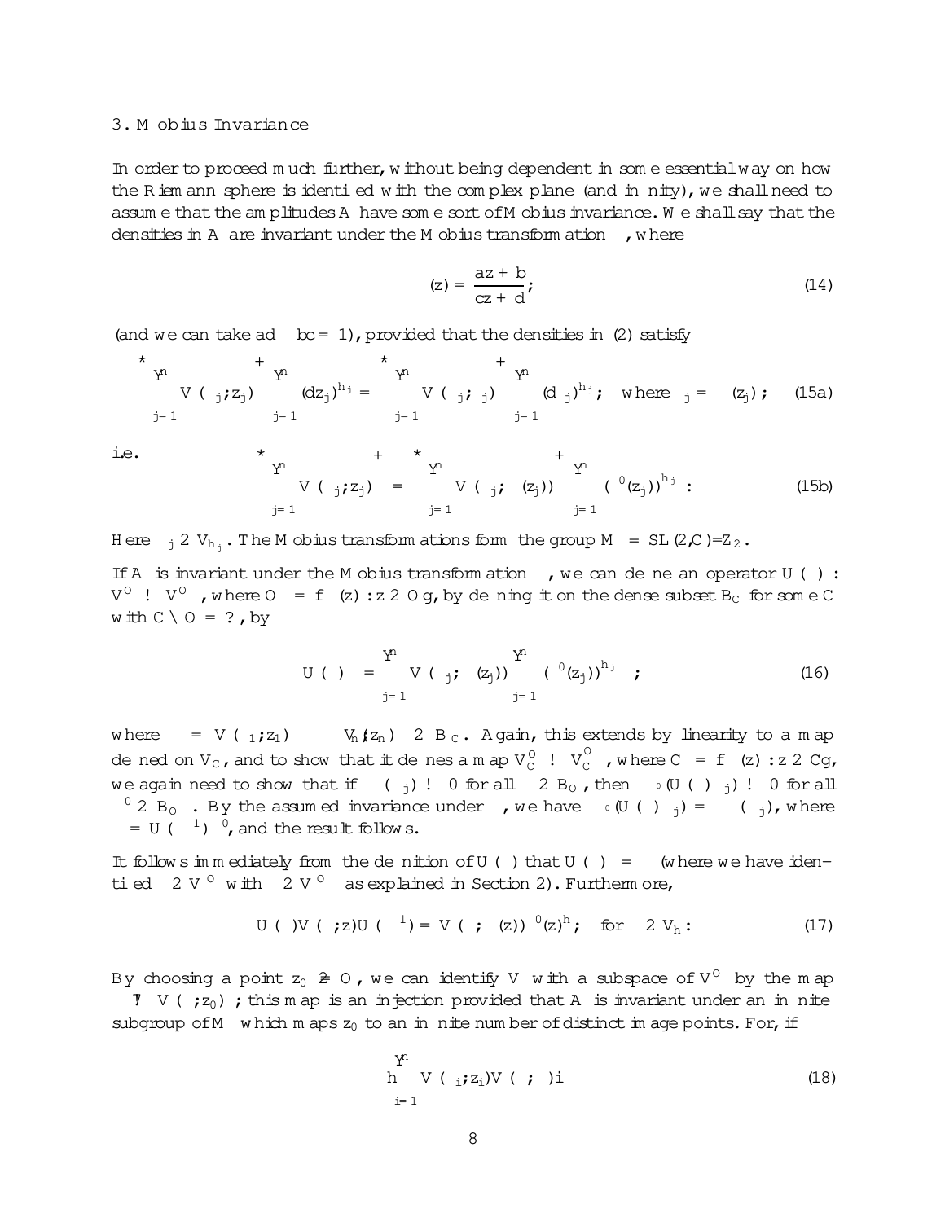3. Möbius Invariance

In order to proceed much further, without being dependent in some essential way on how the Riemann sphere is identified with the complex plane (and infinity), we shall need to assume that the amplitudes $\mathcal{A}$ have some sort of Möbius invariance. We shall say that the densities in $\mathcal{A}$ are invariant under the Möbius transformation $\gamma$, where

$$\gamma(z) = \frac{az+b}{cz+d}, \tag{14}$$

(and we can take $ad - bc = 1$), provided that the densities in (2) satisfy

$$\left\langle \prod_{j=1}^{n} V(\psi_j, z_j) \right\rangle \prod_{j=1}^{n} (dz_j)^{h_j} = \left\langle \prod_{j=1}^{n} V(\psi_j, \zeta_j) \right\rangle \prod_{j=1}^{n} (d\zeta_j)^{h_j}, \quad \text{where } \zeta_j = \gamma(z_j); \tag{15a}$$

i.e.
$$\left\langle \prod_{j=1}^{n} V(\psi_j, z_j) \right\rangle = \left\langle \prod_{j=1}^{n} V(\psi_j, \gamma(z_j)) \right\rangle \prod_{j=1}^{n} (\gamma'(z_j))^{h_j}. \tag{15b}$$

Here $\psi_j \in \mathcal{V}_{h_j}$. The Möbius transformations form the group $\mathcal{M} = SL(2,\mathbb{C})/\mathbb{Z}_2$.

If $\mathcal{A}$ is invariant under the Möbius transformation $\gamma$, we can define an operator $U(\gamma) : \mathcal{V}^{\mathcal{O}} \to \mathcal{V}^{\mathcal{O}_\gamma}$, where $\mathcal{O}_\gamma = \{\gamma(z) : z \in \mathcal{O}\}$, by defining it on the dense subset $B_{\mathcal{C}}$ for some $\mathcal{C}$ with $\mathcal{C} \cap \mathcal{O} = \emptyset$, by

$$U(\gamma)\Psi = \prod_{j=1}^{n} V(\psi_j, \gamma(z_j)) \prod_{j=1}^{n} (\gamma'(z_j))^{h_j} \Omega, \tag{16}$$

where $\Psi = V(\psi_1, z_1) \cdots V(\psi_n, z_n)\Omega \in B_{\mathcal{C}}$. Again, this extends by linearity to a map defined on $V_{\mathcal{C}}$, and to show that it defines a map $\mathcal{V}^{\mathcal{O}}_{\mathcal{C}} \to \mathcal{V}^{\mathcal{O}_\gamma}_{\mathcal{C}_\gamma}$, where $\mathcal{C}_\gamma = \{\gamma(z) : z \in \mathcal{C}\}$, we again need to show that if $\eta(\Psi_j) \to 0$ for all $\eta \in B_{\mathcal{O}}$, then $\eta_{\circ}(U(\gamma)\Psi_j) \to 0$ for all $\eta' \in B_{\mathcal{O}_\gamma}$. By the assumed invariance under $\gamma$, we have $\eta_{\circ}(U(\gamma)\Psi_j) = \eta(\Psi_j)$, where $\eta = U(\gamma^{-1})\eta'$, and the result follows.

It follows immediately from the definition of $U(\gamma)$ that $U(\gamma)\Omega = \Omega$ (where we have identified $\Omega \in \mathcal{V}^{\mathcal{O}}$ with $\Omega \in \mathcal{V}^{\mathcal{O}_\gamma}$ as explained in Section 2). Furthermore,

$$U(\gamma)V(\psi, z)U(\gamma^{-1}) = V(\psi, \gamma(z))\gamma'(z)^h, \quad \text{for } \psi \in \mathcal{V}_h. \tag{17}$$

By choosing a point $z_0 \notin \mathcal{O}$, we can identify $\mathcal{V}$ with a subspace of $\mathcal{V}^{\mathcal{O}}$ by the map $\psi \mapsto V(\psi, z_0)\Omega$; this map is an injection provided that $\mathcal{A}$ is invariant under an infinite subgroup of $\mathcal{M}$ which maps $z_0$ to an infinite number of distinct image points. For, if

$$\left\langle \prod_{i=1}^{n} V(\phi_i, z_i) V(\psi, \zeta) \right\rangle \tag{18}$$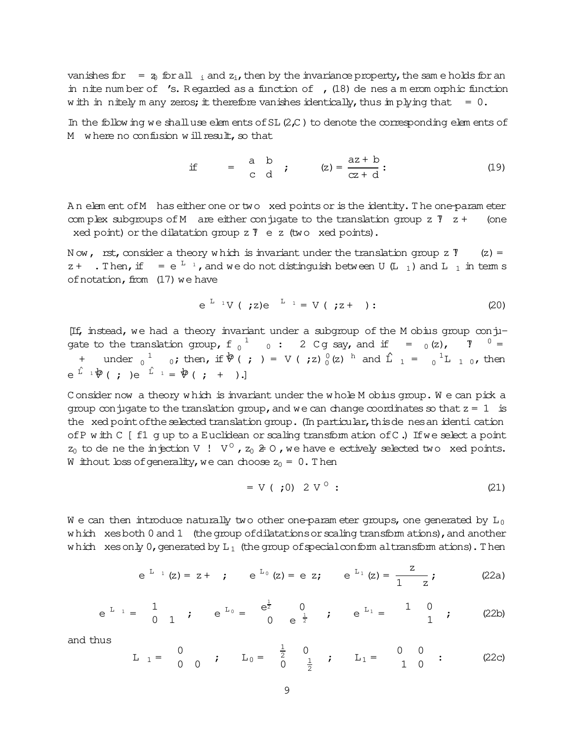vanishes for $\zeta = z_0$ for all $\zeta_i$ and $z_i$, then by the invariance property, the same holds for an infinite number of $\zeta$'s. Regarded as a function of $\zeta$, (18) defines a meromorphic function with infinitely many zeros; it therefore vanishes identically, thus implying that $\psi = 0$.

In the following we shall use elements of SL(2,C) to denote the corresponding elements of $\mathcal{M}$ where no confusion will result, so that

$$\text{if} \quad \gamma = \begin{pmatrix} a & b \\ c & d \end{pmatrix}; \qquad \gamma(z) = \frac{az+b}{cz+d}. \tag{19}$$

An element of $\mathcal{M}$ has either one or two fixed points or is the identity. The one-parameter complex subgroups of $\mathcal{M}$ are either conjugate to the translation group $z \mapsto z + \alpha$ (one fixed point) or the dilatation group $z \mapsto e^{\alpha} z$ (two fixed points).

Now, first, consider a theory which is invariant under the translation group $z \mapsto \gamma(z) = z + \alpha$. Then, if $\gamma = e^{\alpha L_{-1}}$, and we do not distinguish between $U(L_{-1})$ and $L_{-1}$ in terms of notation, from (17) we have

$$e^{\alpha L_{-1}} V(\psi; z) e^{-\alpha L_{-1}} = V(\psi; z + \alpha). \tag{20}$$

[If, instead, we had a theory invariant under a subgroup of the Mobius group conjugate to the translation group, $\{\gamma_0^{-1}\gamma\gamma_0 : \gamma \in \mathbb{C}\}$ say, and if $\zeta = \gamma_0(z)$, $\zeta \mapsto \zeta' = \zeta + \alpha$ under $\gamma_0^{-1}\gamma\gamma_0$; then, if $\hat{V}(\psi;\zeta) = V(\psi; z)\gamma_0'(z)^{-h}$ and $\hat{L}_{-1} = \gamma_0^{-1} L_{-1}\gamma_0$, then $e^{\alpha \hat{L}_{-1}} \hat{V}(\psi;\zeta) e^{-\alpha \hat{L}_{-1}} = \hat{V}(\psi; \zeta + \alpha)$.]

Consider now a theory which is invariant under the whole Mobius group. We can pick a group conjugate to the translation group, and we can change coordinates so that $z = \infty$ is the fixed point of the selected translation group. (In particular, this defines an identification of $\mathbb{P}$ with $\mathbb{C} \cup \{\infty\}$ up to a Euclidean or scaling transformation of $\mathbb{C}$.) If we select a point $z_0$ to define the injection $V \to V^{\mathcal{O}}$, $z_0 \neq \infty$, we have effectively selected two fixed points. Without loss of generality, we can choose $z_0 = 0$. Then

$$\psi = V(\psi; 0) \in V^{\mathcal{O}}. \tag{21}$$

We can then introduce naturally two other one-parameter groups, one generated by $L_0$ which fixes both 0 and $\infty$ (the group of dilatations or scaling transformations), and another which fixes only 0, generated by $L_1$ (the group of special conformal transformations). Then

$$e^{\alpha L_{-1}}(z) = z + \alpha; \qquad e^{\alpha L_0}(z) = e^{\alpha} z; \qquad e^{\alpha L_1}(z) = \frac{z}{1 - \alpha z}; \tag{22a}$$

$$e^{\alpha L_{-1}} = \begin{pmatrix} 1 & \alpha \\ 0 & 1 \end{pmatrix}; \qquad e^{\alpha L_0} = \begin{pmatrix} e^{\frac{\alpha}{2}} & 0 \\ 0 & e^{-\frac{\alpha}{2}} \end{pmatrix}; \qquad e^{\alpha L_1} = \begin{pmatrix} 1 & 0 \\ -\alpha & 1 \end{pmatrix}; \tag{22b}$$

and thus

$$L_{-1} = \begin{pmatrix} 0 & 1 \\ 0 & 0 \end{pmatrix}; \qquad L_0 = \begin{pmatrix} \frac{1}{2} & 0 \\ 0 & -\frac{1}{2} \end{pmatrix}; \qquad L_1 = \begin{pmatrix} 0 & 0 \\ -1 & 0 \end{pmatrix}. \tag{22c}$$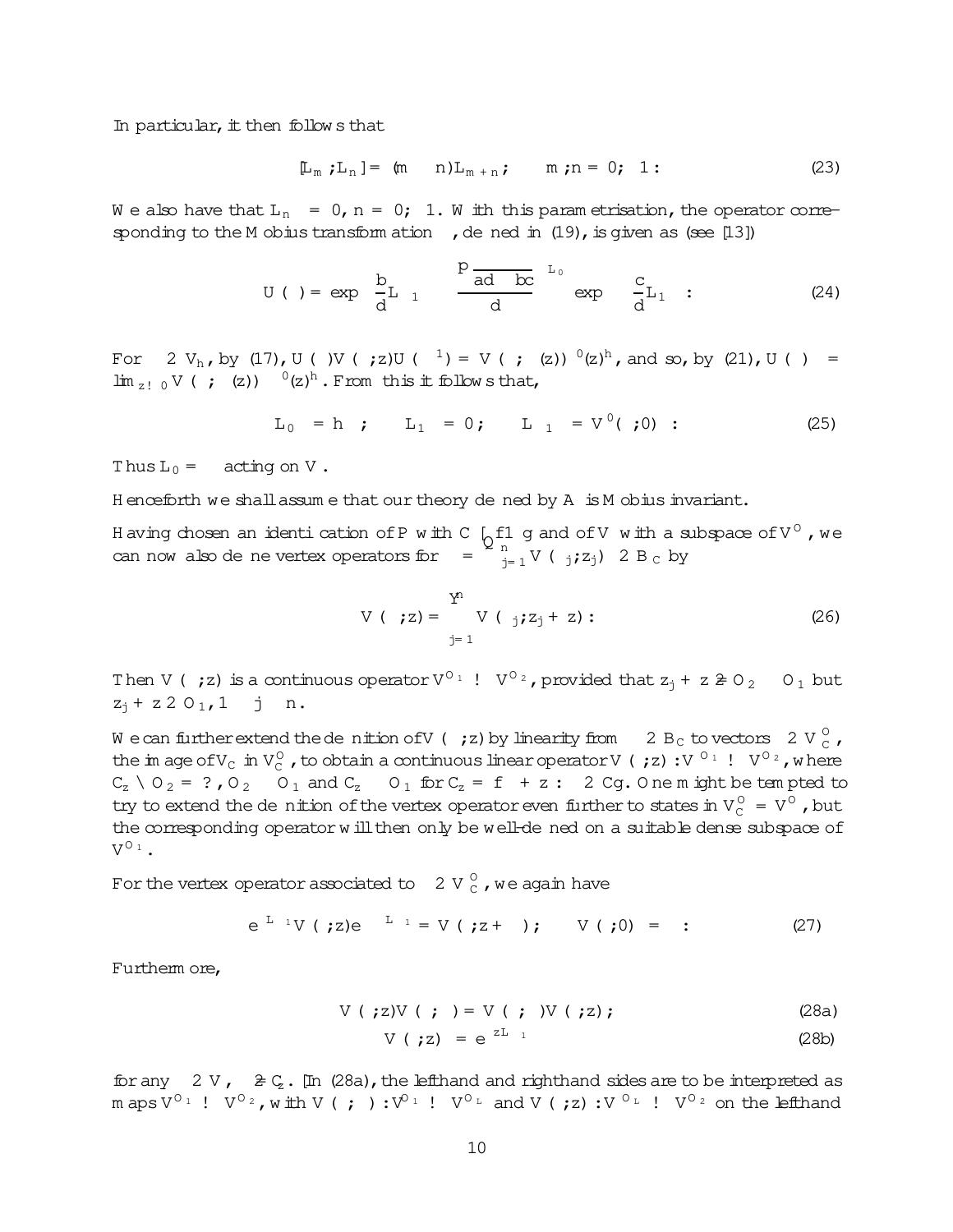In particular, it then follows that

$$[L_m, L_n] = (m - n)L_{m+n}, \qquad m, n = 0, \pm 1. \tag{23}$$

We also have that $L_n^* = 0$, $n = 0, \pm 1$. With this parametrisation, the operator corresponding to the Möbius transformation $\gamma$, defined in (19), is given as (see [13])

$$U(\gamma) = \exp\left(\frac{b}{d}L_{-1}\right)\left(\frac{\sqrt{ad - bc}}{d}\right)^{L_0}\exp\left(-\frac{c}{d}L_1\right). \tag{24}$$

For $\psi \in V_h$, by (17), $U(\gamma)V(\psi; z)U(\gamma^{-1}) = V(\psi; \gamma(z))\gamma'(z)^h$, and so, by (21), $U(\gamma)\psi = \lim_{z \to 0} V(\psi; \gamma(z))\Omega\gamma'(z)^h$. From this it follows that,

$$L_0\psi = h\psi, \qquad L_1\psi = 0, \qquad L_{-1}\psi = V'(\psi; 0)\Omega. \tag{25}$$

Thus $L_0 = \delta$ acting on $V$.

Henceforth we shall assume that our theory defined by $\mathcal{A}$ is Möbius invariant.

Having chosen an identification of $P$ with $\mathbb{C} \cup \{\infty\}$ and of $V$ with a subspace of $V^O$, we can now also define vertex operators for $\phi = \prod_{j=1}^{n} V(\psi_j; z_j)\Omega \in B_C$ by

$$V(\phi; z) = \prod_{j=1}^{n} V(\psi_j; z_j + z). \tag{26}$$

Then $V(\phi; z)$ is a continuous operator $V^{O_1} \to V^{O_2}$, provided that $z_j + z \notin O_2 \supset O_1$ but $z_j + z \in O_1$, $1 \leq j \leq n$.

We can further extend the definition of $V(\phi; z)$ by linearity from $\phi \in B_C$ to vectors $\phi \in V_C^O$, the image of $V_C$ in $V_C^O$, to obtain a continuous linear operator $V(\phi; z) : V^{O_1} \to V^{O_2}$, where $C_z \cap O_2 = ?$, $O_2 \supset O_1$ and $C_z \subset O_1$ for $C_z = \{\zeta + z : \zeta \in C\}$. One might be tempted to try to extend the definition of the vertex operator even further to states in $V_C^O = V^O$, but the corresponding operator will then only be well-defined on a suitable dense subspace of $V^{O_1}$.

For the vertex operator associated to $\phi \in V_C^O$, we again have

$$e^{\zeta L_{-1}}V(\phi; z)e^{-\zeta L_{-1}} = V(\phi; z + \zeta), \qquad V(\phi; 0)\Omega = \phi. \tag{27}$$

Furthermore,

$$V(\psi; z)V(\phi; \zeta) = V(\phi; \zeta)V(\psi; z), \tag{28a}$$

$$V(\psi; z)\Omega = e^{zL_{-1}}\psi \tag{28b}$$

for any $\psi \in V$, $\phi \notin C_z$. [In (28a), the lefthand and righthand sides are to be interpreted as maps $V^{O_1} \to V^{O_2}$, with $V(\phi; \zeta) : V^{O_1} \to V^{O_L}$ and $V(\psi; z) : V^{O_L} \to V^{O_2}$ on the lefthand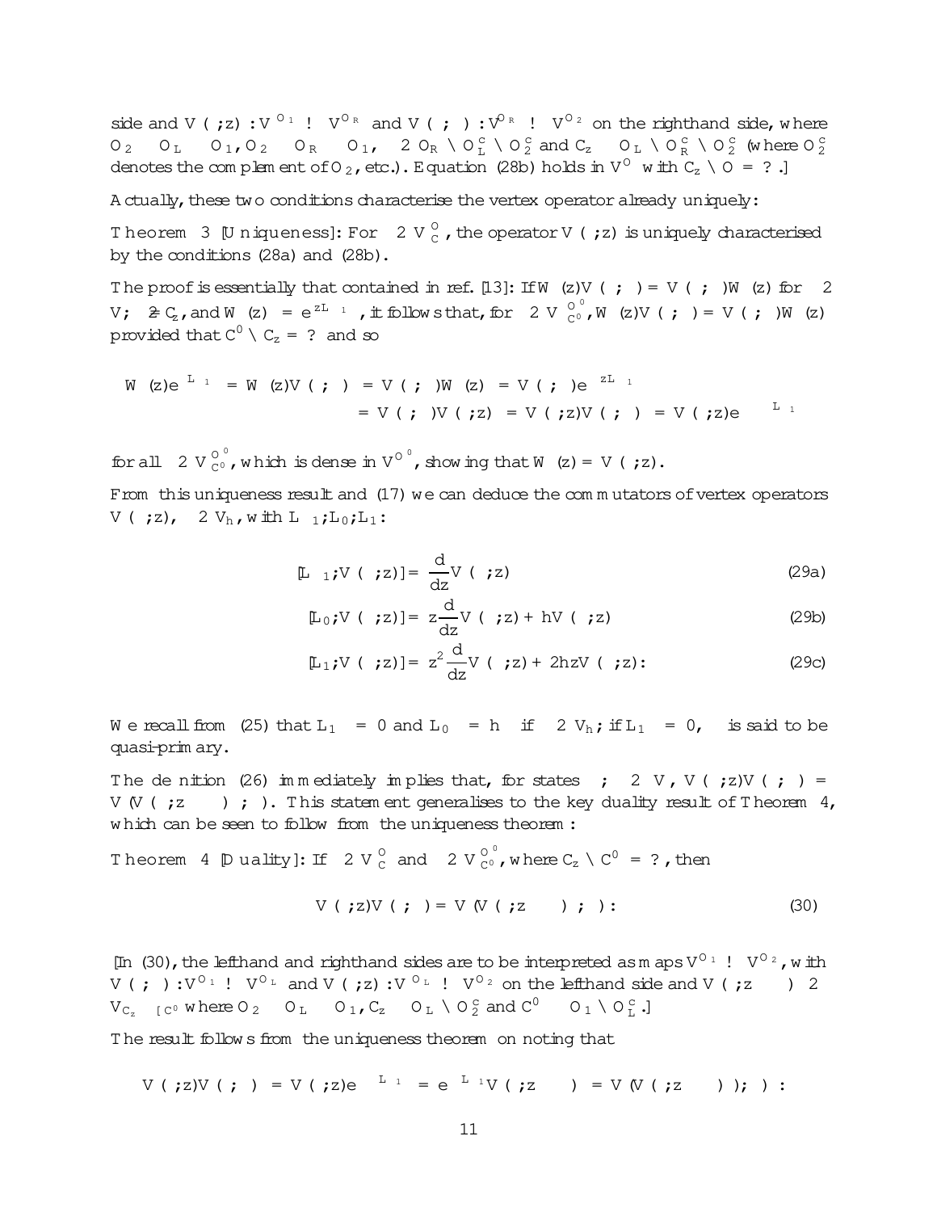side and $V(\psi;z): V^{\mathcal{O}_1} \to V^{\mathcal{O}_R}$ and $V(\phi;\zeta): V^{\mathcal{O}_R} \to V^{\mathcal{O}_2}$ on the righthand side, where $\mathcal{O}_2 \subset \mathcal{O}_L \subset \mathcal{O}_1$, $\mathcal{O}_2 \subset \mathcal{O}_R \subset \mathcal{O}_1$, $\zeta \in \mathcal{O}_R \cap \mathcal{O}_L^c \cap \mathcal{O}_2^c$ and $C_z \subset \mathcal{O}_L \cap \mathcal{O}_R^c \cap \mathcal{O}_2^c$ (where $\mathcal{O}_2^c$ denotes the complement of $\mathcal{O}_2$, etc.). Equation (28b) holds in $V^{\mathcal{O}}$ with $C_z \cap \mathcal{O} = \emptyset$.]

Actually, these two conditions characterise the vertex operator already uniquely:

**Theorem 3** [Uniqueness]: For $\psi \in V_C^{\mathcal{O}}$, the operator $V(\psi;z)$ is uniquely characterised by the conditions (28a) and (28b).

The proof is essentially that contained in ref. [13]: If $W(z)V(\phi;\zeta) = V(\phi;\zeta)W(z)$ for $\phi \in V$, $\zeta \notin C_z$, and $W(z)\Omega = e^{zL_{-1}}\psi$, it follows that, for $\chi \in V_{C'}^{\mathcal{O}'}$, $W(z)V(\chi;\zeta) = V(\chi;\zeta)W(z)$ provided that $C' \cap C_z = \emptyset$ and so

$$
\begin{aligned}
W(z)e^{\zeta L_{-1}}\chi = W(z)V(\chi;\zeta)\Omega &= V(\chi;\zeta)W(z)\Omega = V(\chi;\zeta)e^{zL_{-1}}\psi \\
&= V(\chi;\zeta)V(\psi;z)\Omega = V(\psi;z)V(\chi;\zeta)\Omega = V(\psi;z)e^{\zeta L_{-1}}\chi
\end{aligned}
$$

for all $\chi \in V_{C'}^{\mathcal{O}'}$, which is dense in $V^{\mathcal{O}'}$, showing that $W(z) = V(\psi;z)$.

From this uniqueness result and (17) we can deduce the commutators of vertex operators $V(\psi;z)$, $\psi \in V_h$, with $L_{-1}, L_0, L_1$:

$$
[L_{-1}, V(\psi;z)] = \frac{d}{dz}V(\psi;z) \tag{29a}
$$

$$
[L_0, V(\psi;z)] = z\frac{d}{dz}V(\psi;z) + hV(\psi;z) \tag{29b}
$$

$$
[L_1, V(\psi;z)] = z^2\frac{d}{dz}V(\psi;z) + 2hzV(\psi;z). \tag{29c}
$$

We recall from (25) that $L_1\psi = 0$ and $L_0\psi = h\psi$ if $\psi \in V_h$; if $L_1\psi = 0$, $\psi$ is said to be quasi-primary.

The definition (26) immediately implies that, for states $\psi, \phi \in V$, $V(\psi;z)V(\phi;\zeta)\Omega = V(V(\psi;z-\zeta)\phi;\zeta)\Omega$. This statement generalises to the key duality result of Theorem 4, which can be seen to follow from the uniqueness theorem:

**Theorem 4** [Duality]: If $\psi \in V_C^{\mathcal{O}}$ and $\phi \in V_{C'}^{\mathcal{O}'}$, where $C_z \cap C' = \emptyset$, then

$$
V(\psi;z)V(\phi;\zeta) = V(V(\psi;z-\zeta)\phi;\zeta). \tag{30}
$$

[In (30), the lefthand and righthand sides are to be interpreted as maps $V^{\mathcal{O}_1} \to V^{\mathcal{O}_2}$, with $V(\phi;\zeta): V^{\mathcal{O}_1} \to V^{\mathcal{O}_L}$ and $V(\psi;z): V^{\mathcal{O}_L} \to V^{\mathcal{O}_2}$ on the lefthand side and $V(\psi;z-\zeta)\phi \in V_{C_z \cup C'}$ where $\mathcal{O}_2 \subset \mathcal{O}_L \subset \mathcal{O}_1$, $C_z \subset \mathcal{O}_L \cap \mathcal{O}_2^c$ and $C' \subset \mathcal{O}_1 \cap \mathcal{O}_L^c$.]

The result follows from the uniqueness theorem on noting that

$$
V(\psi;z)V(\phi;\zeta)\Omega = V(\psi;z)e^{\zeta L_{-1}}\phi = e^{\zeta L_{-1}}V(\psi;z-\zeta)\phi = V(V(\psi;z-\zeta)\phi;\zeta)\Omega.
$$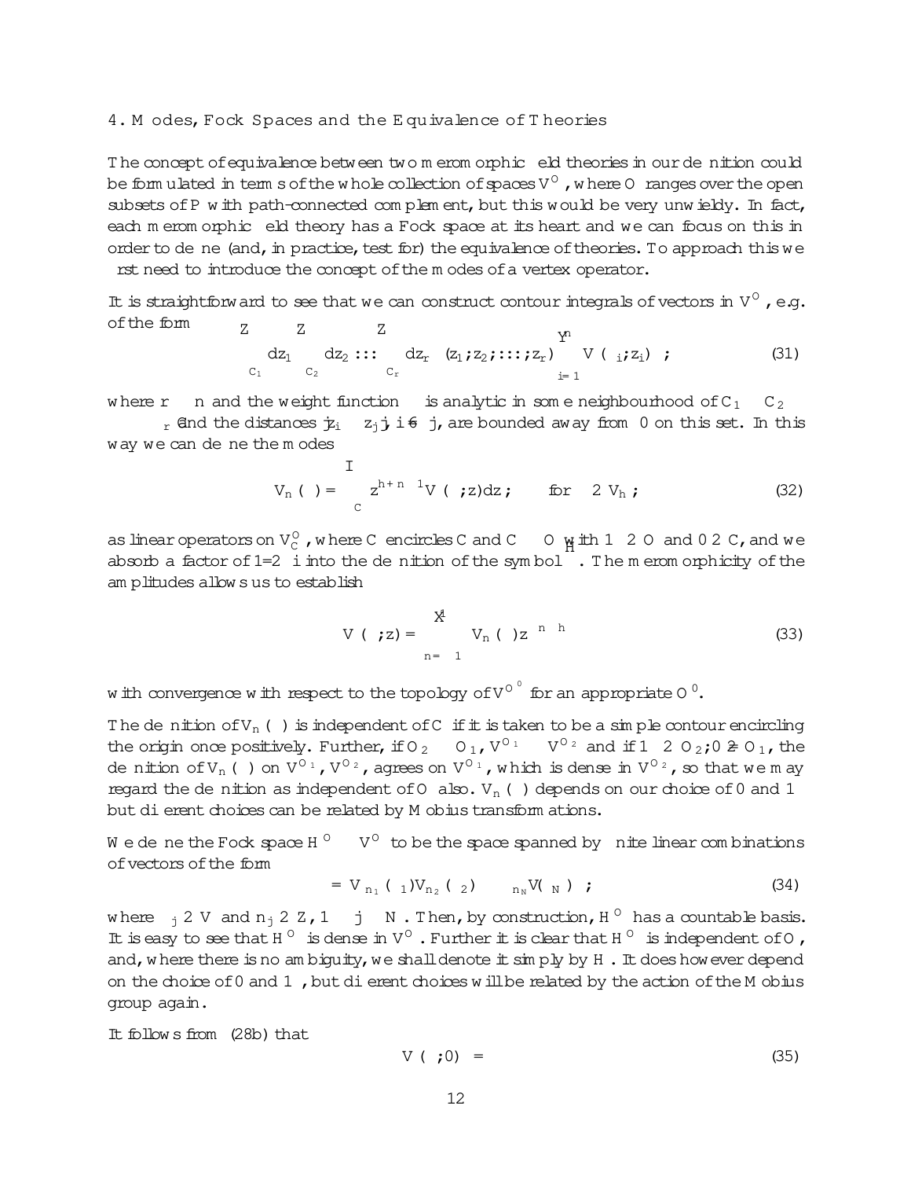## 4. Modes, Fock Spaces and the Equivalence of Theories

The concept of equivalence between two meromorphic field theories in our definition could be formulated in terms of the whole collection of spaces $V^{\mathcal{O}}$, where $\mathcal{O}$ ranges over the open subsets of $P$ with path-connected complement, but this would be very unwieldy. In fact, each meromorphic field theory has a Fock space at its heart and we can focus on this in order to define (and, in practice, test for) the equivalence of theories. To approach this we first need to introduce the concept of the modes of a vertex operator.

It is straightforward to see that we can construct contour integrals of vectors in $V^{\mathcal{O}}$, e.g. of the form

$$\int_{C_1} dz_1 \int_{C_2} dz_2 \ldots \int_{C_r} dz_r \; \rho(z_1, z_2, \ldots, z_r) \prod_{i=1}^{n} V(\psi_i, z_i)\,\psi\,, \tag{31}$$

where $r \leq n$ and the weight function $\rho$ is analytic in some neighbourhood of $C_1 \times C_2 \times \cdots \times C_r$ and the distances $|z_i - z_j|$, $i \neq j$, are bounded away from 0 on this set. In this way we can define the modes

$$V_n(\psi) = \oint_C z^{h+n-1} V(\psi, z)\,dz\,, \qquad \text{for } \psi \in V_h\,, \tag{32}$$

as linear operators on $V^{\mathcal{O}}_{\bar{C}}$, where $\bar{C}$ encircles $C$ and $\bar{C} \subset \mathcal{O}$ with $\infty \in \mathcal{O}$ and $0 \in C$, and we absorb a factor of $1/2\pi i$ into the definition of the symbol $\oint$. The meromorphicity of the amplitudes allows us to establish

$$V(\psi, z) = \sum_{n=-\infty}^{\infty} V_n(\psi) z^{-n-h} \tag{33}$$

with convergence with respect to the topology of $V^{\mathcal{O}'}$ for an appropriate $\mathcal{O}'$.

The definition of $V_n(\psi)$ is independent of $C$ if it is taken to be a simple contour encircling the origin once positively. Further, if $\mathcal{O}_2 \subset \mathcal{O}_1$, $V^{\mathcal{O}_1} \subset V^{\mathcal{O}_2}$ and if $\infty \in \mathcal{O}_2, 0 \notin \mathcal{O}_1$, the definition of $V_n(\psi)$ on $V^{\mathcal{O}_1}$, $V^{\mathcal{O}_2}$, agrees on $V^{\mathcal{O}_1}$, which is dense in $V^{\mathcal{O}_2}$, so that we may regard the definition as independent of $\mathcal{O}$ also. $V_n(\psi)$ depends on our choice of 0 and $\infty$ but different choices can be related by Möbius transformations.

We define the Fock space $\mathcal{H}^{\mathcal{O}} \subset V^{\mathcal{O}}$ to be the space spanned by finite linear combinations of vectors of the form

$$\Psi = V_{n_1}(\psi_1) V_{n_2}(\psi_2) \cdots V_{n_N}(\psi_N)\,\Omega\,, \tag{34}$$

where $\psi_j \in V$ and $n_j \in \mathbb{Z}$, $1 \leq j \leq N$. Then, by construction, $\mathcal{H}^{\mathcal{O}}$ has a countable basis. It is easy to see that $\mathcal{H}^{\mathcal{O}}$ is dense in $V^{\mathcal{O}}$. Further it is clear that $\mathcal{H}^{\mathcal{O}}$ is independent of $\mathcal{O}$, and, where there is no ambiguity, we shall denote it simply by $\mathcal{H}$. It does however depend on the choice of 0 and $\infty$, but different choices will be related by the action of the Möbius group again.

It follows from (28b) that

$$V(\psi, 0)\,\Omega = \psi \tag{35}$$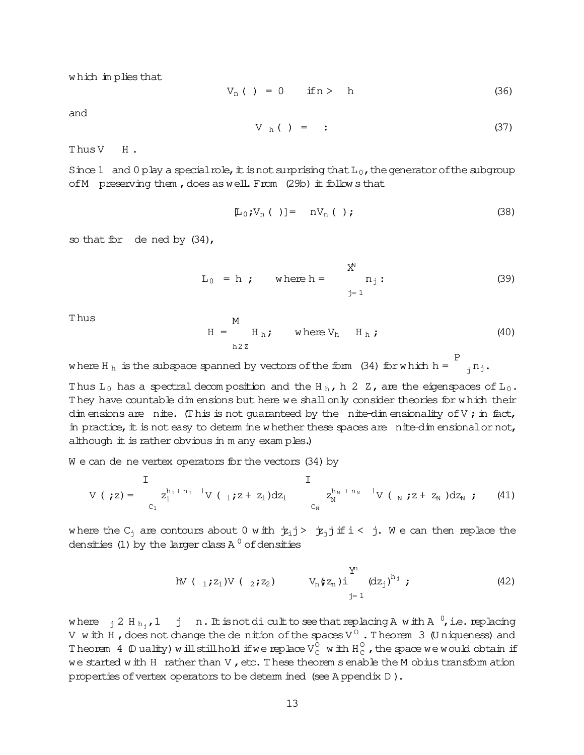which implies that

$$V_n(\psi) = 0 \quad \text{if } n > h \tag{36}$$

and

$$V_h(\psi) = \psi . \tag{37}$$

Thus $V \subset H$.

Since $1$ and $0$ play a special role, it is not surprising that $L_0$, the generator of the subgroup of $M$ preserving them, does as well. From (29b) it follows that

$$[L_0, V_n(\psi)] = -nV_n(\psi), \tag{38}$$

so that for $\Psi$ defined by (34),

$$L_0 \Psi = h\Psi, \qquad \text{where } h = \sum_{j=1}^{N} n_j . \tag{39}$$

Thus

$$H = \bigoplus_{h \in \mathbb{Z}} H_h , \qquad \text{where } V_h \subset H_h , \tag{40}$$

where $H_h$ is the subspace spanned by vectors of the form (34) for which $h = \sum_j n_j$.

Thus $L_0$ has a spectral decomposition and the $H_h$, $h \in \mathbb{Z}$, are the eigenspaces of $L_0$. They have countable dimensions but here we shall only consider theories for which their dimensions are finite. (This is not guaranteed by the finite-dimensionality of $V$; in fact, in practice, it is not easy to determine whether these spaces are finite-dimensional or not, although it is rather obvious in many examples.)

We can define vertex operators for the vectors (34) by

$$V(\Psi, z) = \oint_{C_1} z_1^{h_1+n_1-1} V(\psi_1, z+z_1)\, dz_1 \cdots \oint_{C_N} z_N^{h_N+n_N-1} V(\psi_N, z+z_N)\, dz_N , \tag{41}$$

where the $C_j$ are contours about 0 with $|z_i| > |z_j|$ if $i < j$. We can then replace the densities (1) by the larger class $A^0$ of densities

$$\langle V(\psi_1, z_1) V(\psi_2, z_2) \cdots V(\psi_n, z_n) \rangle \prod_{j=1}^{n} (dz_j)^{h_j} , \tag{42}$$

where $\psi_j \in H_{h_j}$, $1 \le j \le n$. It is not difficult to see that replacing $A$ with $A^0$, i.e. replacing $V$ with $H$, does not change the definition of the spaces $V^{\mathcal{O}}$. Theorem 3 (Uniqueness) and Theorem 4 (Duality) will still hold if we replace $V^{\mathcal{O}}_C$ with $H^{\mathcal{O}}_C$, the space we would obtain if we started with $H$ rather than $V$, etc. These theorems enable the Möbius transformation properties of vertex operators to be determined (see Appendix D).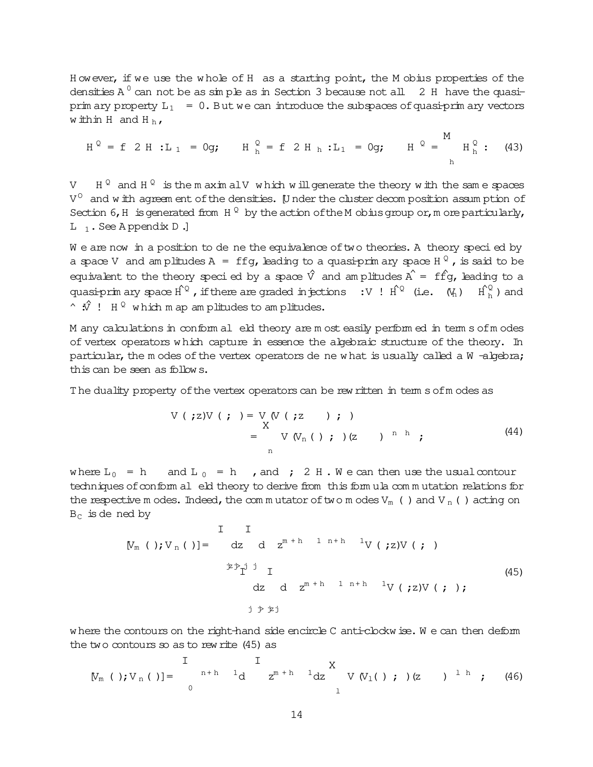However, if we use the whole of $\mathcal{H}$ as a starting point, the Möbius properties of the densities $\mathcal{A}^0$ can not be as simple as in Section 3 because not all $\psi \in \mathcal{H}$ have the quasi-primary property $L_1 \psi = 0$. But we can introduce the subspaces of quasi-primary vectors within $\mathcal{H}$ and $\mathcal{H}_h$,

$$\mathcal{H}^Q = \{\psi \in \mathcal{H} : L_1\psi = 0\}; \qquad \mathcal{H}_h^Q = \{\psi \in \mathcal{H}_h : L_1\psi = 0\}; \qquad \mathcal{H}^Q = \bigoplus_h \mathcal{H}_h^Q : \quad (43)$$

$\mathcal{V} \subset \mathcal{H}^Q$ and $\mathcal{H}^Q$ is the maximal $\mathcal{V}$ which will generate the theory with the same spaces $\mathcal{V}^O$ and with agreement of the densities. [Under the cluster decomposition assumption of Section 6, $\mathcal{H}$ is generated from $\mathcal{H}^Q$ by the action of the Möbius group or, more particularly, $L_{-1}$. See Appendix D.]

We are now in a position to define the equivalence of two theories. A theory specified by a space $\mathcal{V}$ and amplitudes $\mathcal{A} = \{f\}$, leading to a quasi-primary space $\mathcal{H}^Q$, is said to be equivalent to the theory specified by a space $\hat{\mathcal{V}}$ and amplitudes $\hat{\mathcal{A}} = \{\hat{f}\}$, leading to a quasi-primary space $\hat{\mathcal{H}}^Q$, if there are graded injections $\iota : \mathcal{V} \to \hat{\mathcal{H}}^Q$ (i.e. $\iota(\mathcal{V}_h) \subset \hat{\mathcal{H}}_h^Q$) and $\hat{\iota} : \hat{\mathcal{V}} \to \mathcal{H}^Q$ which map amplitudes to amplitudes.

Many calculations in conformal field theory are most easily performed in terms of modes of vertex operators which capture in essence the algebraic structure of the theory. In particular, the modes of the vertex operators define what is usually called a $\mathcal{W}$-algebra; this can be seen as follows.

The duality property of the vertex operators can be rewritten in terms of modes as

$$\begin{aligned} V(\psi; z)V(\phi;\zeta) &= V(V(\psi; z-\zeta)\phi;\zeta) \\ &= \sum_n V(V_n(\psi)\phi;\zeta)(z-\zeta)^{-n-h_\psi}; \end{aligned} \quad (44)$$

where $L_0\psi = h_\psi\psi$ and $L_0\phi = h_\phi\phi$, and $\psi;\phi \in \mathcal{H}$. We can then use the usual contour techniques of conformal field theory to derive from this formula commutation relations for the respective modes. Indeed, the commutator of two modes $V_m(\psi)$ and $V_n(\phi)$ acting on $\mathcal{B}_C$ is defined by

$$\begin{aligned} [V_m(\psi); V_n(\phi)] = &\oint\oint_{|z|>|\zeta|} dz\, d\zeta\, z^{m+h_\psi-1}\zeta^{n+h_\phi-1}V(\psi;z)V(\phi;\zeta) \\ &-\oint\oint_{|\zeta|>|z|} dz\, d\zeta\, z^{m+h_\psi-1}\zeta^{n+h_\phi-1}V(\phi;\zeta)V(\psi;z); \end{aligned} \quad (45)$$

where the contours on the right-hand side encircle $C$ anti-clockwise. We can then deform the two contours so as to rewrite (45) as

$$[V_m(\psi); V_n(\phi)] = \oint_0 \zeta^{n+h_\phi-1}d\zeta \oint_\zeta z^{m+h_\psi-1}dz \sum_l V(V_l(\psi)\phi;\zeta)(z-\zeta)^{-l-h_\psi}; \quad (46)$$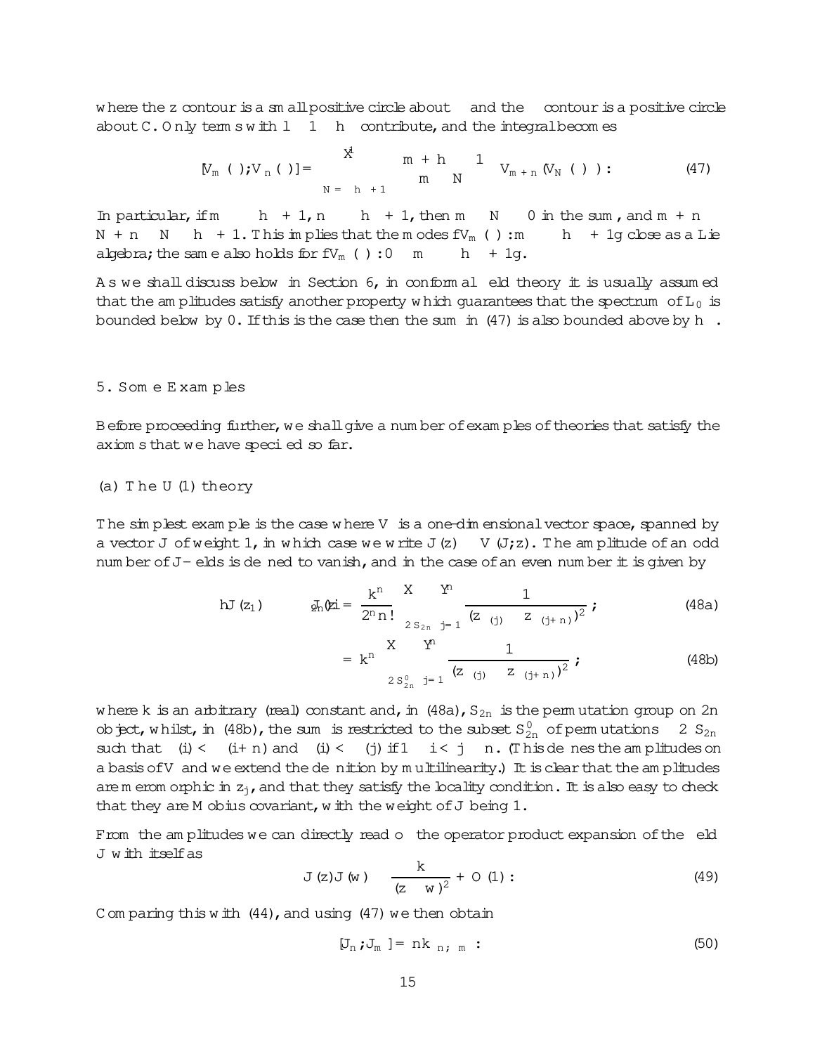where the $z$ contour is a small positive circle about $\zeta$ and the $\zeta$ contour is a positive circle about $C$. Only terms with $l \leq 1 - h_\psi$ contribute, and the integral becomes

$$[V_m(\psi), V_n(\phi)] = \sum_{N=-h_\psi+1}^{1} \binom{m+h_\psi-1}{m-N} V_{m+n}(V_N(\psi)\phi). \tag{47}$$

In particular, if $m \geq -h_\psi+1$, $n \geq -h_\phi+1$, then $m-N \geq 0$ in the sum, and $m+n \geq N+n \geq N-h_{\phi}+1$. This implies that the modes $\{V_m(\psi) : m \geq -h_\psi+1\}$ close as a Lie algebra; the same also holds for $\{V_m(\psi) : 0 \leq m \geq -h_\psi+1\}$.

As we shall discuss below in Section 6, in conformal field theory it is usually assumed that the amplitudes satisfy another property which guarantees that the spectrum of $L_0$ is bounded below by 0. If this is the case then the sum in (47) is also bounded above by $h_\phi$.

## 5. Some Examples

Before proceeding further, we shall give a number of examples of theories that satisfy the axioms that we have specified so far.

### (a) The U(1) theory

The simplest example is the case where $V$ is a one-dimensional vector space, spanned by a vector $J$ of weight 1, in which case we write $J(z) \equiv V(J; z)$. The amplitude of an odd number of $J$-fields is defined to vanish, and in the case of an even number it is given by

$$\langle J(z_1)\cdots J(z_{2n})\rangle = \frac{k^n}{2^n n!}\sum_{\pi\in S_{2n}}\prod_{j=1}^{n}\frac{1}{(z_{\pi(j)}-z_{\pi(j+n)})^2}, \tag{48a}$$

$$= k^n \sum_{\pi\in S^0_{2n}}\prod_{j=1}^{n}\frac{1}{(z_{\pi(j)}-z_{\pi(j+n)})^2}, \tag{48b}$$

where $k$ is an arbitrary (real) constant and, in (48a), $S_{2n}$ is the permutation group on $2n$ object, whilst, in (48b), the sum is restricted to the subset $S^0_{2n}$ of permutations $\pi \in S_{2n}$ such that $\pi(i) < \pi(i+n)$ and $\pi(i) < \pi(j)$ if $1 \leq i < j \leq n$. (This defines the amplitudes on a basis of $V$ and we extend the definition by multilinearity.) It is clear that the amplitudes are meromorphic in $z_j$, and that they satisfy the locality condition. It is also easy to check that they are Möbius covariant, with the weight of $J$ being 1.

From the amplitudes we can directly read off the operator product expansion of the field $J$ with itself as

$$J(z)J(w) \sim \frac{k}{(z-w)^2} + O(1). \tag{49}$$

Comparing this with (44), and using (47) we then obtain

$$[J_n, J_m] = nk\,\delta_{n,-m}. \tag{50}$$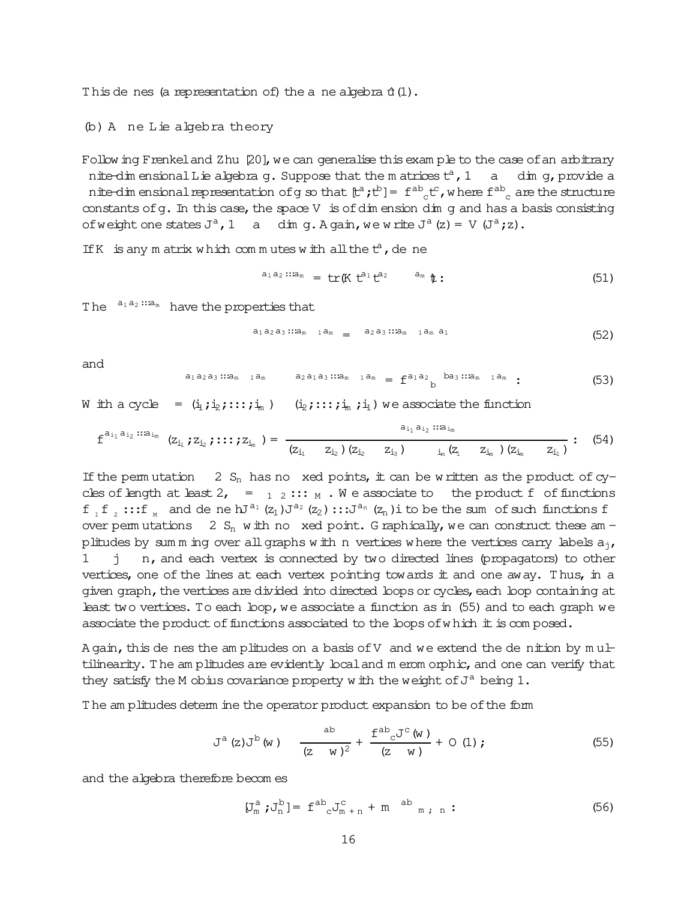This defines (a representation of) the affine algebra $\hat{u}(1)$.

### (b) Affine Lie algebra theory

Following Frenkel and Zhu [20], we can generalise this example to the case of an arbitrary finite-dimensional Lie algebra $g$. Suppose that the matrices $t^a$, $1 \le a \le \dim g$, provide a finite-dimensional representation of $g$ so that $[t^a, t^b] = f^{ab}{}_c t^c$, where $f^{ab}{}_c$ are the structure constants of $g$. In this case, the space $V$ is of dimension $\dim g$ and has a basis consisting of weight one states $J^a$, $1 \le a \le \dim g$. Again, we write $J^a(z) = V(J^a, z)$.

If $K$ is any matrix which commutes with all the $t^a$, define

$$\kappa^{a_1 a_2 \ldots a_m} = \mathrm{tr}(K t^{a_1} t^{a_2} \cdots t^{a_m}). \tag{51}$$

The $\kappa^{a_1 a_2 \ldots a_m}$ have the properties that

$$\kappa^{a_1 a_2 a_3 \ldots a_{m-1} a_m} = \kappa^{a_2 a_3 \ldots a_{m-1} a_m a_1} \tag{52}$$

and

$$\kappa^{a_1 a_2 a_3 \ldots a_{m-1} a_m} - \kappa^{a_2 a_1 a_3 \ldots a_{m-1} a_m} = f^{a_1 a_2}{}_b \, \kappa^{b a_3 \ldots a_{m-1} a_m}. \tag{53}$$

With a cycle $\sigma = (i_1, i_2, \ldots, i_m) \equiv (i_2, \ldots, i_m, i_1)$ we associate the function

$$f_\sigma^{a_{i_1} a_{i_2} \ldots a_{i_m}}(z_{i_1}, z_{i_2}, \ldots, z_{i_m}) = \frac{\kappa^{a_{i_1} a_{i_2} \ldots a_{i_m}}}{(z_{i_1} - z_{i_2})(z_{i_2} - z_{i_3}) \cdots (z_{i_{m-1}} - z_{i_m})(z_{i_m} - z_{i_1})}. \tag{54}$$

If the permutation $\rho \in S_n$ has no fixed points, it can be written as the product of cycles of length at least 2, $\rho = \sigma_1 \sigma_2 \ldots \sigma_M$. We associate to $\rho$ the product $f_\rho$ of functions $f_{\sigma_1} f_{\sigma_2} \ldots f_{\sigma_M}$ and define $\langle J^{a_1}(z_1) J^{a_2}(z_2) \ldots J^{a_n}(z_n) \rangle$ to be the sum of such functions $f_\rho$ over permutations $\rho \in S_n$ with no fixed point. Graphically, we can construct these amplitudes by summing over all graphs with $n$ vertices where the vertices carry labels $a_j$, $1 \le j \le n$, and each vertex is connected by two directed lines (propagators) to other vertices, one of the lines at each vertex pointing towards it and one away. Thus, in a given graph, the vertices are divided into directed loops or cycles, each loop containing at least two vertices. To each loop, we associate a function as in (55) and to each graph we associate the product of functions associated to the loops of which it is composed.

Again, this defines the amplitudes on a basis of $V$ and we extend the definition by multilinearity. The amplitudes are evidently local and meromorphic, and one can verify that they satisfy the Möbius covariance property with the weight of $J^a$ being 1.

The amplitudes determine the operator product expansion to be of the form

$$J^a(z) J^b(w) \sim \frac{\kappa^{ab}}{(z-w)^2} + \frac{f^{ab}{}_c J^c(w)}{(z-w)} + O(1), \tag{55}$$

and the algebra therefore becomes

$$[J^a_m, J^b_n] = f^{ab}{}_c J^c_{m+n} + m \kappa^{ab} \delta_{m,-n}. \tag{56}$$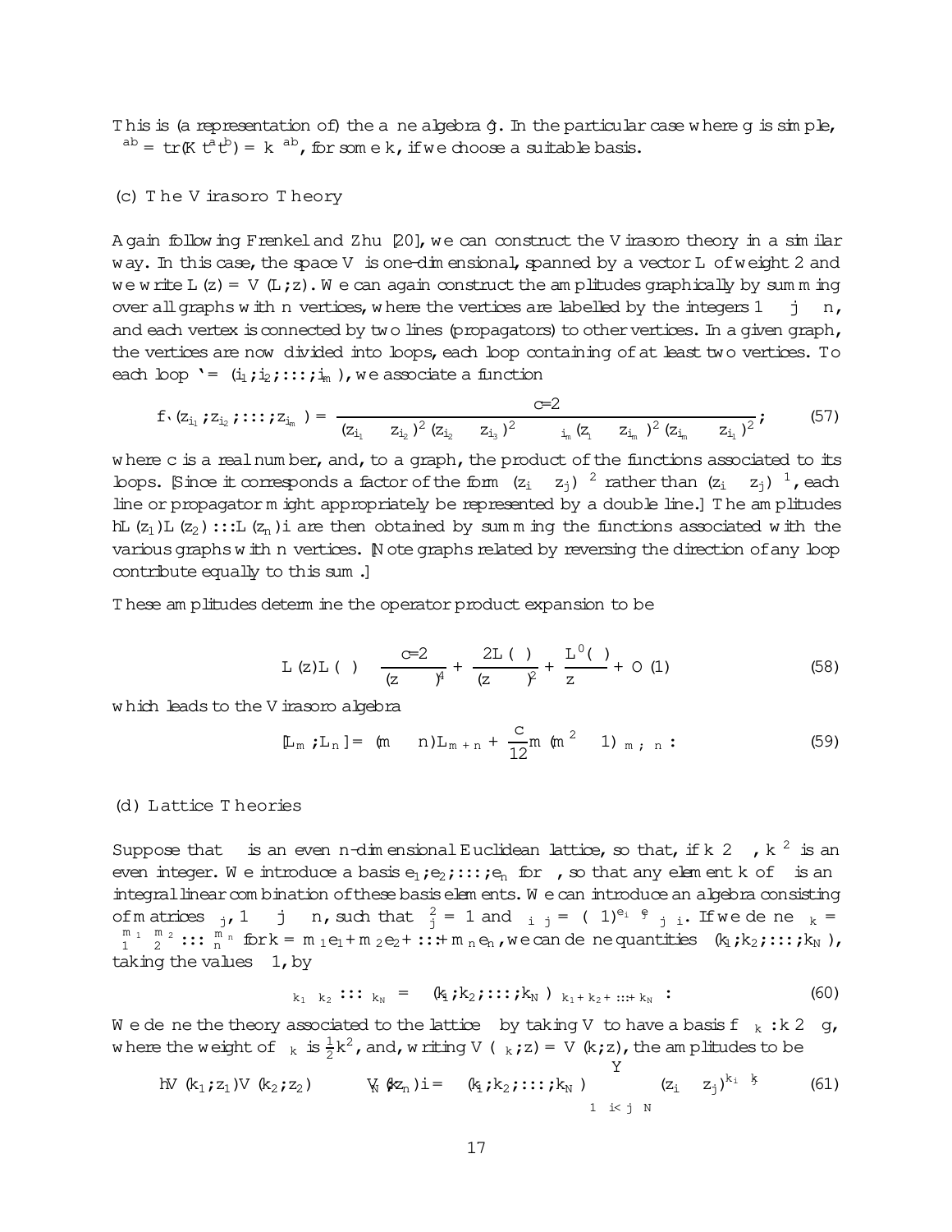This is (a representation of) the affine algebra $\hat{g}$. In the particular case where $g$ is simple, $\kappa^{ab} = \text{tr}(K t^a t^b) = k\,\delta^{ab}$, for some $k$, if we choose a suitable basis.

### (c) The Virasoro Theory

Again following Frenkel and Zhu [20], we can construct the Virasoro theory in a similar way. In this case, the space $V$ is one-dimensional, spanned by a vector $L$ of weight 2 and we write $L(z) = V(L; z)$. We can again construct the amplitudes graphically by summing over all graphs with $n$ vertices, where the vertices are labelled by the integers $1 \le j \le n$, and each vertex is connected by two lines (propagators) to other vertices. In a given graph, the vertices are now divided into loops, each loop containing of at least two vertices. To each loop $\ell = (i_1, i_2, \ldots, i_m)$, we associate a function

$$f_\ell(z_{i_1}, z_{i_2}, \ldots, z_{i_m}) = \frac{c/2}{(z_{i_1} - z_{i_2})^2 (z_{i_2} - z_{i_3})^2 \cdots (z_{i_{m-1}} - z_{i_m})^2 (z_{i_m} - z_{i_1})^2}, \tag{57}$$

where $c$ is a real number, and, to a graph, the product of the functions associated to its loops. [Since it corresponds a factor of the form $(z_i - z_j)^{-2}$ rather than $(z_i - z_j)^{-1}$, each line or propagator might appropriately be represented by a double line.] The amplitudes $\langle L(z_1)L(z_2)\ldots L(z_n)\rangle$ are then obtained by summing the functions associated with the various graphs with $n$ vertices. [Note graphs related by reversing the direction of any loop contribute equally to this sum.]

These amplitudes determine the operator product expansion to be

$$L(z)L(\zeta) \sim \frac{c/2}{(z-\zeta)^4} + \frac{2L(\zeta)}{(z-\zeta)^2} + \frac{L'(\zeta)}{z-\zeta} + O(1) \tag{58}$$

which leads to the Virasoro algebra

$$[L_m, L_n] = (m-n)L_{m+n} + \frac{c}{12}m(m^2-1)\delta_{m,-n}. \tag{59}$$

### (d) Lattice Theories

Suppose that $\Lambda$ is an even $n$-dimensional Euclidean lattice, so that, if $k \in \Lambda$, $k^2$ is an even integer. We introduce a basis $e_1, e_2, \ldots, e_n$ for $\Lambda$, so that any element $k$ of $\Lambda$ is an integral linear combination of these basis elements. We can introduce an algebra consisting of matrices $\gamma_j$, $1 \le j \le n$, such that $\gamma_j^2 = 1$ and $\gamma_i\gamma_j = (-1)^{e_i \cdot e_j}\gamma_j\gamma_i$. If we define $\gamma_k = \gamma_1^{m_1}\gamma_2^{m_2}\ldots\gamma_n^{m_n}$ for $k = m_1e_1 + m_2e_2 + \ldots + m_ne_n$, we can define quantities $\epsilon(k_1, k_2, \ldots, k_N)$, taking the values $\pm 1$, by

$$\gamma_{k_1}\gamma_{k_2}\ldots\gamma_{k_N} = \epsilon(k_1, k_2, \ldots, k_N)\,\gamma_{k_1+k_2+\ldots+k_N}. \tag{60}$$

We define the theory associated to the lattice $\Lambda$ by taking $V$ to have a basis $\{\psi_k : k \in \Lambda\}$, where the weight of $\psi_k$ is $\frac{1}{2}k^2$, and, writing $V(\psi_k, z) = V(k, z)$, the amplitudes to be

$$\langle V(k_1, z_1)V(k_2, z_2)\ldots V(k_N, z_n)\rangle = \epsilon(k_1, k_2, \ldots, k_N)\prod_{1 \le i < j \le N}(z_i - z_j)^{k_i \cdot k_j} \tag{61}$$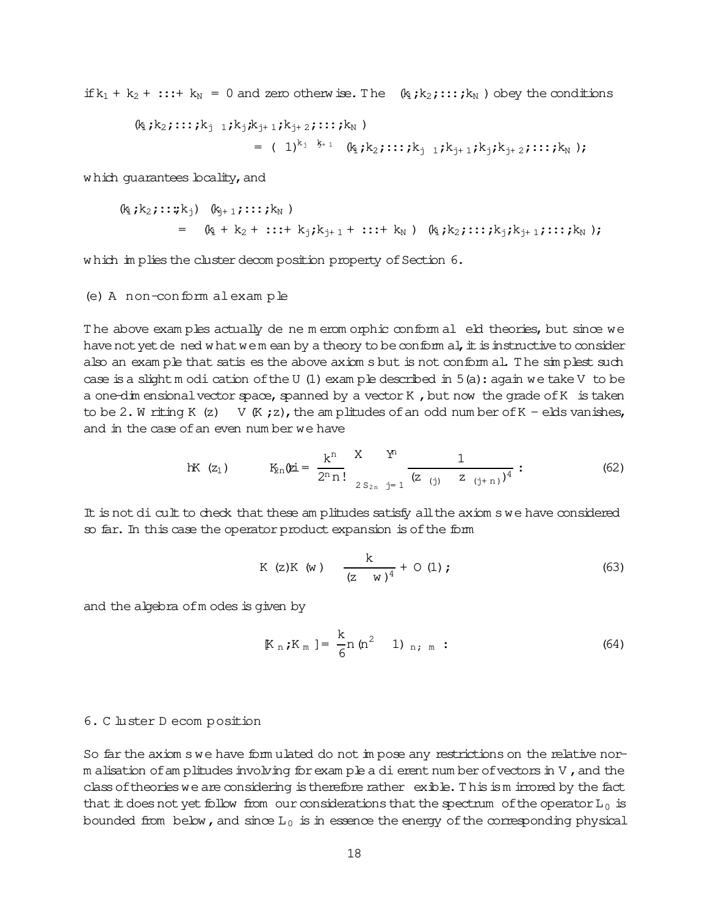if $k_1 + k_2 + \cdots + k_N = 0$ and zero otherwise. The $\epsilon(k_1; k_2; \ldots; k_N)$ obey the conditions

$$\begin{aligned}
&\epsilon(k_1; k_2; \ldots; k_{j-1}; k_j; k_{j+1}; k_{j+2}; \ldots; k_N) \\
&\qquad\qquad = (-1)^{k_j \cdot k_{j+1}} \, \epsilon(k_1; k_2; \ldots; k_{j-1}; k_{j+1}; k_j; k_{j+2}; \ldots; k_N);
\end{aligned}$$

which guarantees locality, and

$$\begin{aligned}
&\epsilon(k_1; k_2; \ldots; k_j) \, \epsilon(k_{j+1}; \ldots; k_N) \\
&\qquad = \epsilon(k_1 + k_2 + \cdots + k_j; k_{j+1} + \cdots + k_N) \, \epsilon(k_1; k_2; \ldots; k_j; k_{j+1}; \ldots; k_N);
\end{aligned}$$

which implies the cluster decomposition property of Section 6.

(e) A non-conformal example

The above examples actually define meromorphic conformal field theories, but since we have not yet defined what we mean by a theory to be conformal, it is instructive to consider also an example that satisfies the above axioms but is not conformal. The simplest such case is a slight modification of the U(1) example described in 5(a): again we take $V$ to be a one-dimensional vector space, spanned by a vector $K$, but now the grade of $K$ is taken to be 2. Writing $K(z) \equiv V(K; z)$, the amplitudes of an odd number of $K$-fields vanishes, and in the case of an even number we have

$$\langle K(z_1) \cdots K(z_{2n}) \rangle = \frac{k^n}{2^n n!} \sum_{\pi \in S_{2n}} \prod_{j=1}^{n} \frac{1}{(z_{\pi(j)} - z_{\pi(j+n)})^4} : \tag{62}$$

It is not difficult to check that these amplitudes satisfy all the axioms we have considered so far. In this case the operator product expansion is of the form

$$K(z) K(w) \sim \frac{k}{(z-w)^4} + O(1); \tag{63}$$

and the algebra of modes is given by

$$[K_n; K_m] = \frac{k}{6} n (n^2 - 1) \delta_{n,-m} : \tag{64}$$

## 6. Cluster Decomposition

So far the axioms we have formulated do not impose any restrictions on the relative normalisation of amplitudes involving for example a different number of vectors in $V$, and the class of theories we are considering is therefore rather flexible. This is mirrored by the fact that it does not yet follow from our considerations that the spectrum of the operator $L_0$ is bounded from below, and since $L_0$ is in essence the energy of the corresponding physical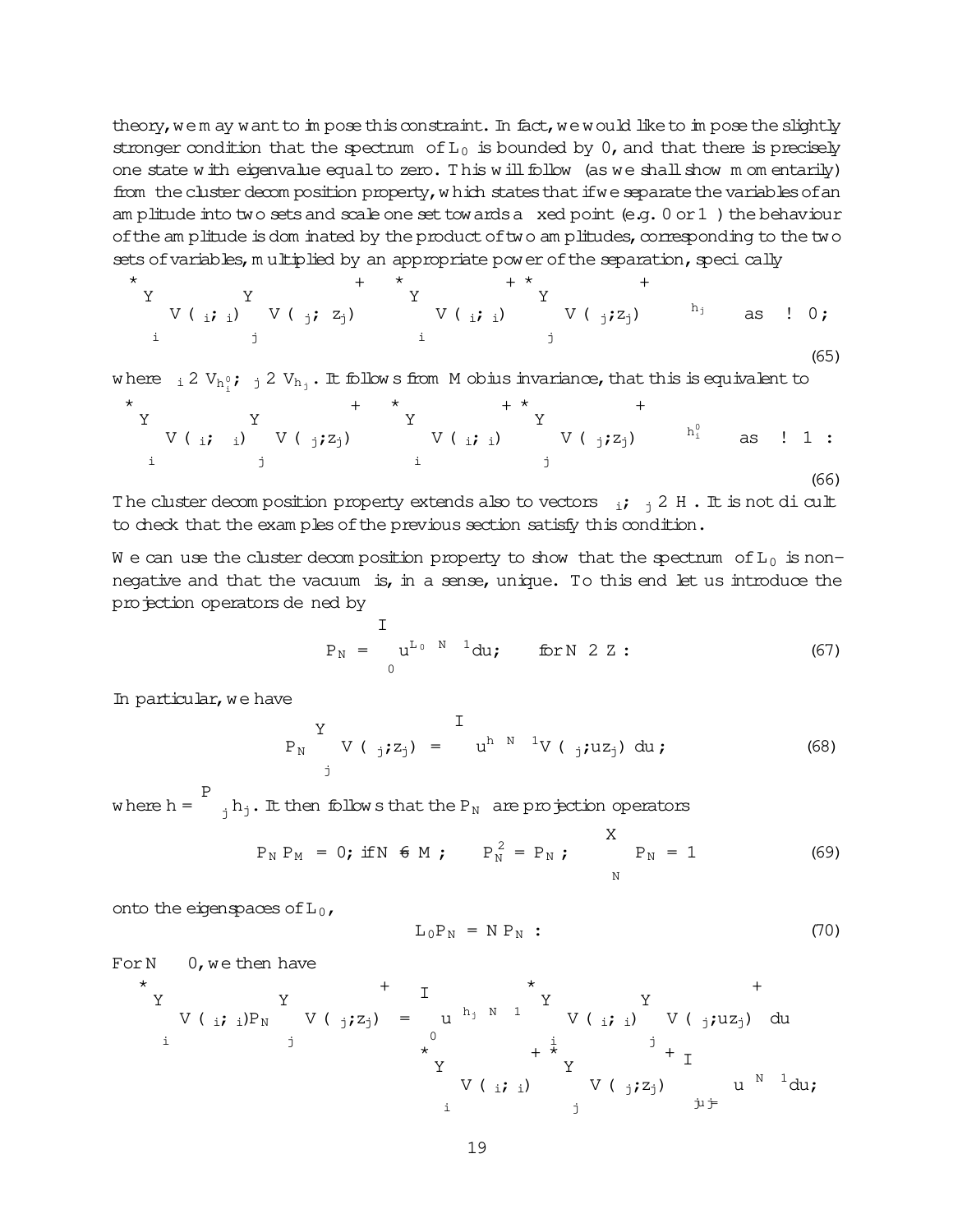theory, we may want to impose this constraint. In fact, we would like to impose the slightly stronger condition that the spectrum of $L_0$ is bounded by 0, and that there is precisely one state with eigenvalue equal to zero. This will follow (as we shall show momentarily) from the cluster decomposition property, which states that if we separate the variables of an amplitude into two sets and scale one set towards a fixed point (e.g. 0 or $\infty$) the behaviour of the amplitude is dominated by the product of two amplitudes, corresponding to the two sets of variables, multiplied by an appropriate power of the separation, specifically

$$\left\langle \prod_i V(\psi_i;\zeta_i) \prod_j V(\phi_j;\lambda z_j) \right\rangle \sim \left\langle \prod_i V(\psi_i;\zeta_i) \right\rangle \left\langle \prod_j V(\phi_j;z_j) \right\rangle \lambda^{\sum h_j} \quad \text{as } \lambda \to 0; \tag{65}$$

where $\psi_i \in \mathcal{V}_{h_i^0}$; $\phi_j \in \mathcal{V}_{h_j}$. It follows from Möbius invariance, that this is equivalent to

$$\left\langle \prod_i V(\psi_i;\lambda\zeta_i) \prod_j V(\phi_j;z_j) \right\rangle \sim \left\langle \prod_i V(\psi_i;\zeta_i) \right\rangle \left\langle \prod_j V(\phi_j;z_j) \right\rangle \lambda^{-\sum h_i^0} \quad \text{as } \lambda \to \infty. \tag{66}$$

The cluster decomposition property extends also to vectors $\psi_i, \phi_j \in \mathcal{H}$. It is not difficult to check that the examples of the previous section satisfy this condition.

We can use the cluster decomposition property to show that the spectrum of $L_0$ is non-negative and that the vacuum is, in a sense, unique. To this end let us introduce the projection operators defined by

$$P_N = \oint_0 u^{L_0 - N - 1}du; \qquad \text{for } N \in \mathbb{Z}. \tag{67}$$

In particular, we have

$$P_N \prod_j V(\phi_j;z_j) = \oint u^{h-N-1} V(\phi_j;uz_j)\, du; \tag{68}$$

where $h = \sum_j h_j$. It then follows that the $P_N$ are projection operators

$$P_N P_M = 0; \text{ if } N \neq M; \qquad P_N^2 = P_N; \qquad \sum_N P_N = 1 \tag{69}$$

onto the eigenspaces of $L_0$,

$$L_0 P_N = N P_N. \tag{70}$$

For $N \leq 0$, we then have

$$\left\langle \prod_i V(\psi_i;\zeta_i) P_N \prod_j V(\phi_j;z_j) \right\rangle = \oint_0 u^{\sum h_j - N - 1} \left\langle \prod_i V(\psi_i;\zeta_i) \prod_j V(\phi_j;uz_j) \right\rangle du$$
$$\sim \left\langle \prod_i V(\psi_i;\zeta_i) \right\rangle \left\langle \prod_j V(\phi_j;z_j) \right\rangle \oint_{|u|=\epsilon} u^{-N-1} du;$$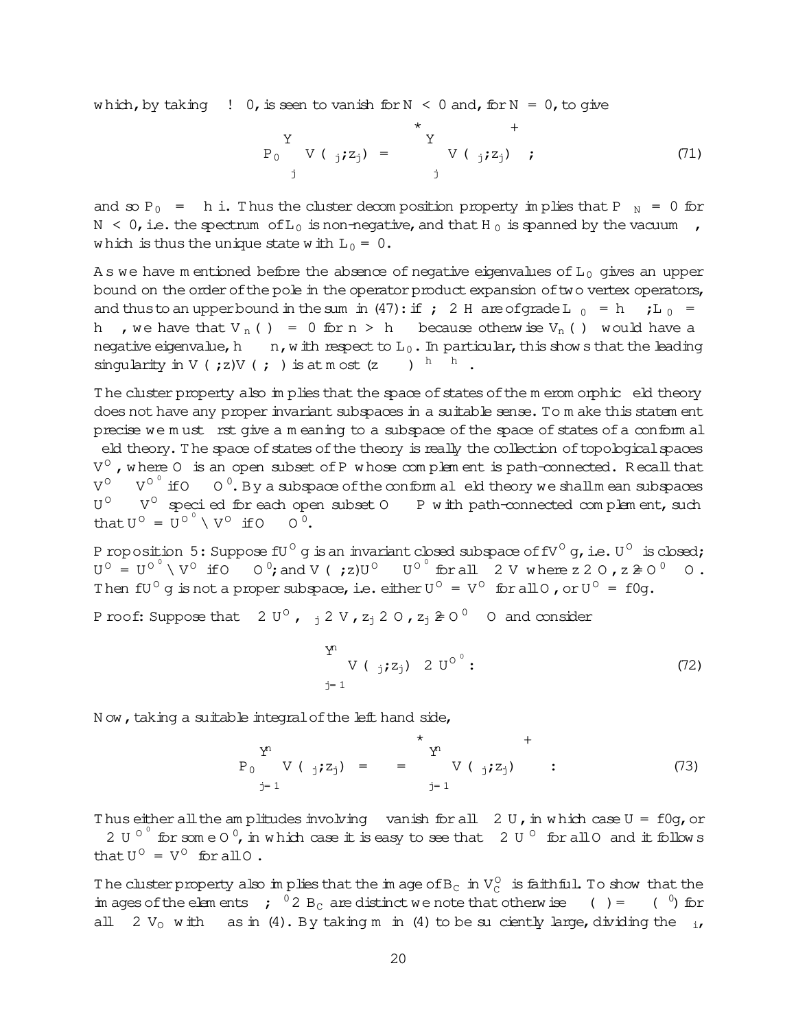which, by taking $\epsilon \to 0$, is seen to vanish for $N < 0$ and, for $N = 0$, to give

$$P_0 \prod_j V(\psi_j; z_j)\,\Omega = \left\langle \prod_j V(\psi_j; z_j) \right\rangle^{+} \Omega \; ; \tag{71}$$

and so $P_0 = |\Omega\rangle\langle\Omega|$. Thus the cluster decomposition property implies that $P_{-N} = 0$ for $N < 0$, i.e. the spectrum of $L_0$ is non-negative, and that $\mathcal{H}_0$ is spanned by the vacuum $\Omega$, which is thus the unique state with $L_0 = 0$.

As we have mentioned before the absence of negative eigenvalues of $L_0$ gives an upper bound on the order of the pole in the operator product expansion of two vertex operators, and thus to an upper bound in the sum in (47): if $\psi, \phi \in \mathcal{H}$ are of grade $L_0 = h_\psi$, $L_0 = h_\phi$, we have that $V_n(\psi)\phi = 0$ for $n > h_\phi$ because otherwise $V_n(\psi)\phi$ would have a negative eigenvalue, $h_\phi - n$, with respect to $L_0$. In particular, this shows that the leading singularity in $V(\psi; z)V(\phi; \zeta)$ is at most $(z - \zeta)^{-h_\psi - h_\phi}$.

The cluster property also implies that the space of states of the meromorphic field theory does not have any proper invariant subspaces in a suitable sense. To make this statement precise we must first give a meaning to a subspace of the space of states of a conformal field theory. The space of states of the theory is really the collection of topological spaces $V^{\mathcal{O}}$, where $\mathcal{O}$ is an open subset of $\mathcal{P}$ whose complement is path-connected. Recall that $V^{\mathcal{O}} \subset V^{\mathcal{O}'}$ if $\mathcal{O} \subset \mathcal{O}'$. By a subspace of the conformal field theory we shall mean subspaces $U^{\mathcal{O}} \subset V^{\mathcal{O}}$ specified for each open subset $\mathcal{O} \subset \mathcal{P}$ with path-connected complement, such that $U^{\mathcal{O}} = U^{\mathcal{O}'} \cap V^{\mathcal{O}}$ if $\mathcal{O} \subset \mathcal{O}'$.

Proposition 5: Suppose $\{U^{\mathcal{O}}\}$ is an invariant closed subspace of $\{V^{\mathcal{O}}\}$, i.e. $U^{\mathcal{O}}$ is closed; $U^{\mathcal{O}} = U^{\mathcal{O}'} \cap V^{\mathcal{O}}$ if $\mathcal{O} \subset \mathcal{O}'$; and $V(\psi; z)U^{\mathcal{O}} \subset U^{\mathcal{O}'}$ for all $\psi \in V$ where $z \in \mathcal{O}$, $z \notin \mathcal{O}' \subset \mathcal{O}$. Then $\{U^{\mathcal{O}}\}$ is not a proper subspace, i.e. either $U^{\mathcal{O}} = V^{\mathcal{O}}$ for all $\mathcal{O}$, or $U^{\mathcal{O}} = \{0\}$.

Proof: Suppose that $\chi \in U^{\mathcal{O}}$, $\psi_j \in V$, $z_j \in \mathcal{O}$, $z_j \notin \mathcal{O}' \subset \mathcal{O}$ and consider

$$\prod_{j=1}^{n} V(\psi_j; z_j)\,\chi \in U^{\mathcal{O}'} : \tag{72}$$

Now, taking a suitable integral of the left hand side,

$$P_0 \prod_{j=1}^{n} V(\psi_j; z_j)\,\chi = \left\langle \prod_{j=1}^{n} V(\psi_j; z_j)\,\chi \right\rangle^{+} \Omega : \tag{73}$$

Thus either all the amplitudes involving $\chi$ vanish for all $\chi \in U$, in which case $U = \{0\}$, or $\Omega \in U^{\mathcal{O}'}$ for some $\mathcal{O}'$, in which case it is easy to see that $\Omega \in U^{\mathcal{O}}$ for all $\mathcal{O}$ and it follows that $U^{\mathcal{O}} = V^{\mathcal{O}}$ for all $\mathcal{O}$.

The cluster property also implies that the image of $B_{\mathcal{C}}$ in $V_{\mathcal{C}}^{\mathcal{O}}$ is faithful. To show that the images of the elements $\eta, \eta' \in B_{\mathcal{C}}$ are distinct we note that otherwise $\eta(\phi) = \eta'(\phi)$ for all $\phi \in V_{\mathcal{O}}$ with $\phi$ as in (4). By taking $m$ in (4) to be sufficiently large, dividing the $\psi_i$,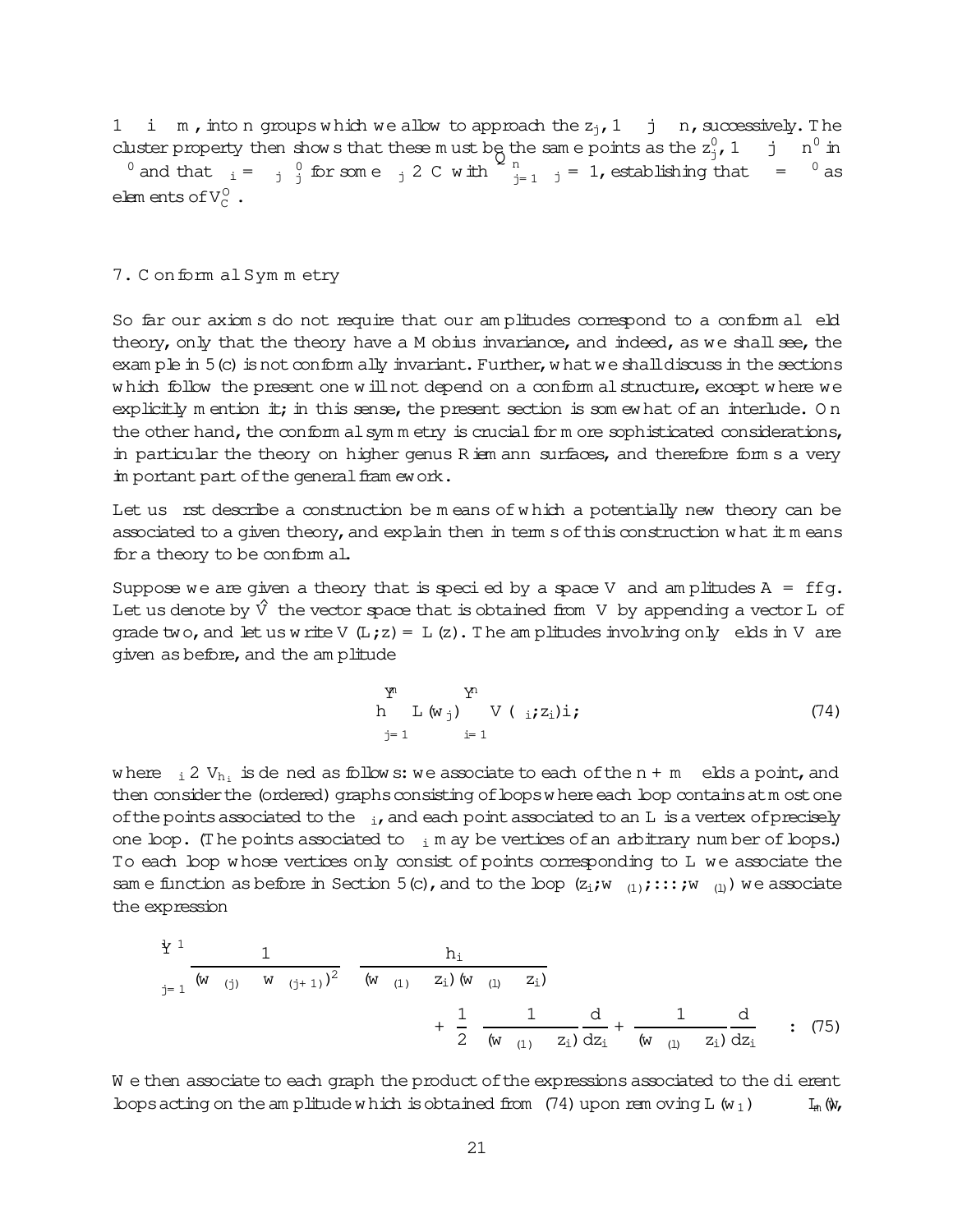$1 \leq i \leq m$, into $n$ groups which we allow to approach the $z_j$, $1 \leq j \leq n$, successively. The cluster property then shows that these must be the same points as the $z_j^0$, $1 \leq j \leq n^0$ in $\Psi^0$ and that $\psi_i = \lambda_j \psi_j^0$ for some $\lambda_j \in \mathbb{C}$ with $\prod_{j=1}^n \lambda_j = 1$, establishing that $\Psi = \Psi^0$ as elements of $V_{\mathbb{C}}^{\otimes}$.

## 7. Conformal Symmetry

So far our axioms do not require that our amplitudes correspond to a conformal field theory, only that the theory have a Möbius invariance, and indeed, as we shall see, the example in 5(c) is not conformally invariant. Further, what we shall discuss in the sections which follow the present one will not depend on a conformal structure, except where we explicitly mention it; in this sense, the present section is somewhat of an interlude. On the other hand, the conformal symmetry is crucial for more sophisticated considerations, in particular the theory on higher genus Riemann surfaces, and therefore forms a very important part of the general framework.

Let us first describe a construction be means of which a potentially new theory can be associated to a given theory, and explain then in terms of this construction what it means for a theory to be conformal.

Suppose we are given a theory that is specified by a space $V$ and amplitudes $\mathcal{A} = \{f\}$. Let us denote by $\hat{V}$ the vector space that is obtained from $V$ by appending a vector $L$ of grade two, and let us write $V(L;z) = L(z)$. The amplitudes involving only fields in $V$ are given as before, and the amplitude

$$\langle \prod_{j=1}^{n} L(w_j) \prod_{i=1}^{n} V(\psi_i;z_i) \rangle , \tag{74}$$

where $\psi_i \in V_{h_i}$ is defined as follows: we associate to each of the $n+m$ fields a point, and then consider the (ordered) graphs consisting of loops where each loop contains at most one of the points associated to the $\psi_i$, and each point associated to an $L$ is a vertex of precisely one loop. (The points associated to $\psi_i$ may be vertices of an arbitrary number of loops.) To each loop whose vertices only consist of points corresponding to $L$ we associate the same function as before in Section 5(c), and to the loop $(z_i;w_{\sigma(1)};\ldots;w_{\sigma(l)})$ we associate the expression

$$\prod_{j=1}^{l-1} \frac{1}{(w_{\sigma(j)} - w_{\sigma(j+1)})^2} \left[ \frac{h_i}{(w_{\sigma(1)} - z_i)(w_{\sigma(l)} - z_i)} + \frac{1}{2} \left( \frac{1}{(w_{\sigma(1)} - z_i)} \frac{d}{dz_i} + \frac{1}{(w_{\sigma(l)} - z_i)} \frac{d}{dz_i} \right) \right] . \tag{75}$$

We then associate to each graph the product of the expressions associated to the different loops acting on the amplitude which is obtained from (74) upon removing $L(w_1) \cdots L_m(w_n)$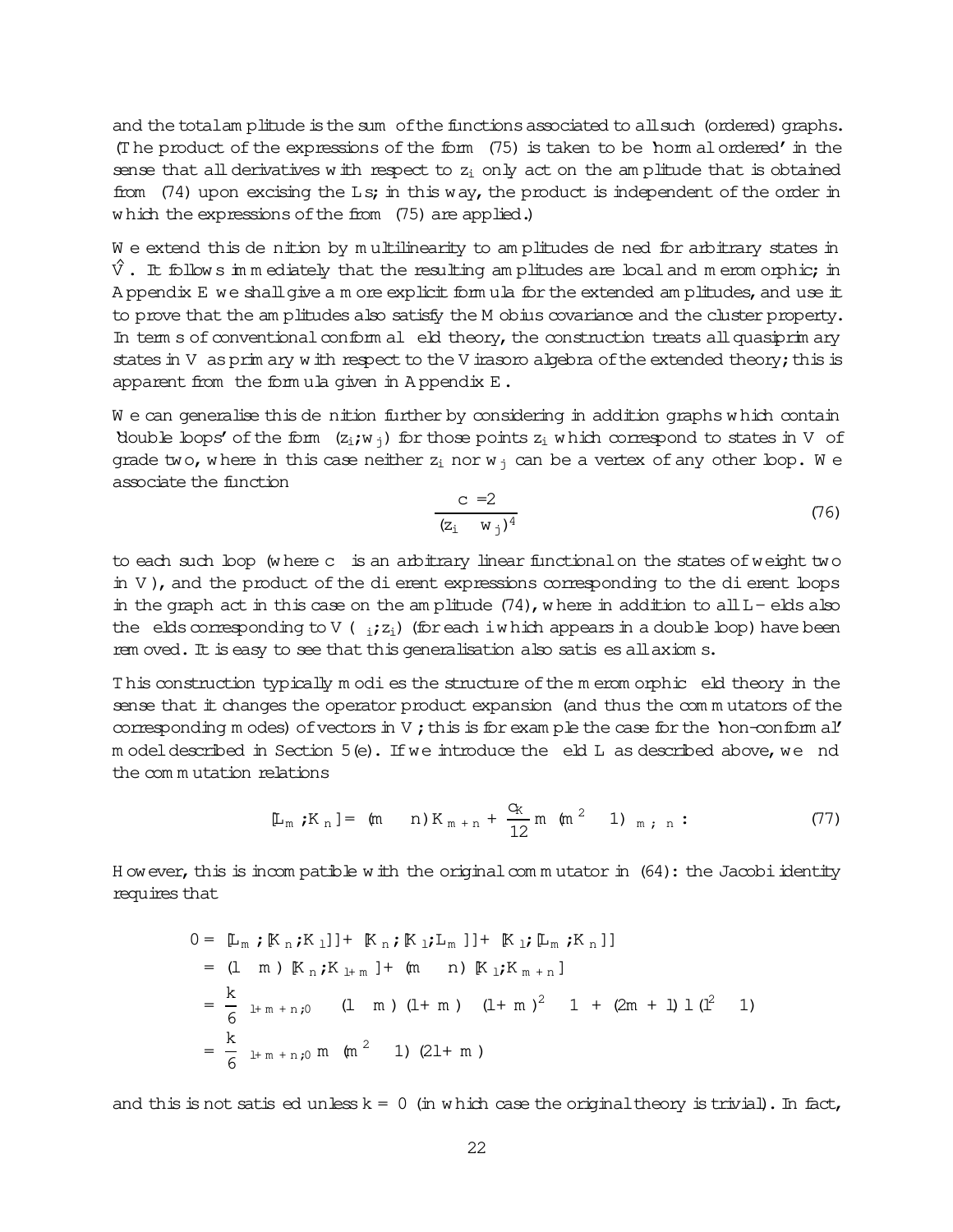and the total amplitude is the sum of the functions associated to all such (ordered) graphs. (The product of the expressions of the form (75) is taken to be 'normal ordered' in the sense that all derivatives with respect to $z_i$ only act on the amplitude that is obtained from (74) upon excising the $L$s; in this way, the product is independent of the order in which the expressions of the from (75) are applied.)

We extend this definition by multilinearity to amplitudes defined for arbitrary states in $\hat{V}$. It follows immediately that the resulting amplitudes are local and meromorphic; in Appendix E we shall give a more explicit formula for the extended amplitudes, and use it to prove that the amplitudes also satisfy the Möbius covariance and the cluster property. In terms of conventional conformal field theory, the construction treats all quasiprimary states in $V$ as primary with respect to the Virasoro algebra of the extended theory; this is apparent from the formula given in Appendix E.

We can generalise this definition further by considering in addition graphs which contain 'double loops' of the form $(z_i; w_j)$ for those points $z_i$ which correspond to states in $V$ of grade two, where in this case neither $z_i$ nor $w_j$ can be a vertex of any other loop. We associate the function

$$\frac{c_{\psi_i}/2}{(z_i - w_j)^4} \tag{76}$$

to each such loop (where $c$ is an arbitrary linear functional on the states of weight two in $V$), and the product of the different expressions corresponding to the different loops in the graph act in this case on the amplitude (74), where in addition to all $L$-fields also the fields corresponding to $V(\psi_i; z_i)$ (for each $i$ which appears in a double loop) have been removed. It is easy to see that this generalisation also satisfies all axioms.

This construction typically modifies the structure of the meromorphic field theory in the sense that it changes the operator product expansion (and thus the commutators of the corresponding modes) of vectors in $V$; this is for example the case for the 'non-conformal' model described in Section 5(e). If we introduce the field $L$ as described above, we find the commutation relations

$$[L_m, K_n] = (m-n)K_{m+n} + \frac{c_K}{12}m(m^2-1)\delta_{m,-n}. \tag{77}$$

However, this is incompatible with the original commutator in (64): the Jacobi identity requires that

$$\begin{aligned}
0 &= [L_m, [K_n, K_l]] + [K_n, [K_l, L_m]] + [K_l, [L_m, K_n]] \\
&= (l-m)[K_n, K_{l+m}] + (m-n)[K_l, K_{m+n}] \\
&= \frac{k}{6}\delta_{l+m+n,0}\left\{-(l-m)(l+m)\left((l+m)^2-1\right) + (2m+l)\,l\,(l^2-1)\right\} \\
&= \frac{k}{6}\delta_{l+m+n,0}\, m(m^2-1)(2l+m)
\end{aligned}$$

and this is not satisfied unless $k = 0$ (in which case the original theory is trivial). In fact,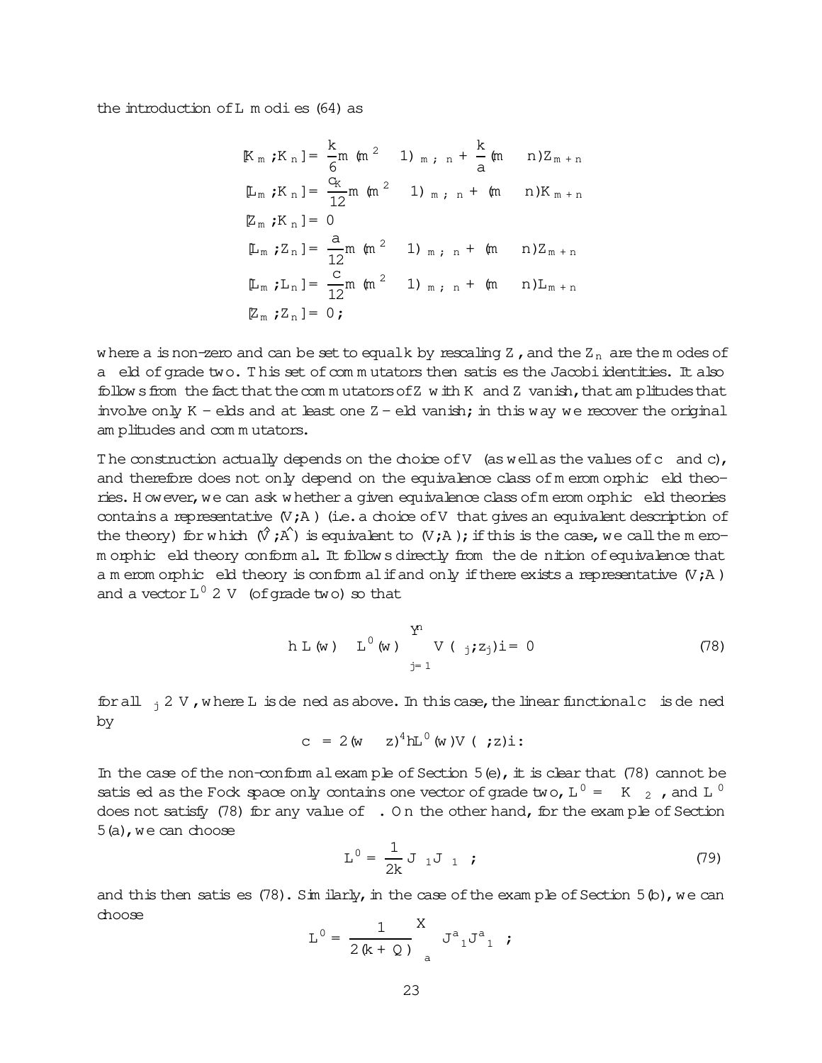the introduction of $L$ modifies (64) as

$$
\begin{aligned}
[K_m, K_n] &= \frac{k}{6} m (m^2 - 1) \delta_{m,-n} + \frac{k}{a}(m-n) Z_{m+n} \\
[L_m, K_n] &= \frac{c_K}{12} m (m^2 - 1) \delta_{m,-n} + (m-n) K_{m+n} \\
[Z_m, K_n] &= 0 \\
[L_m, Z_n] &= \frac{a}{12} m (m^2 - 1) \delta_{m,-n} + (m-n) Z_{m+n} \\
[L_m, L_n] &= \frac{c}{12} m (m^2 - 1) \delta_{m,-n} + (m-n) L_{m+n} \\
[Z_m, Z_n] &= 0 ,
\end{aligned}
$$

where $a$ is non-zero and can be set to equal $k$ by rescaling $Z$, and the $Z_n$ are the modes of a field of grade two. This set of commutators then satisfies the Jacobi identities. It also follows from the fact that the commutators of $Z$ with $K$ and $Z$ vanish, that amplitudes that involve only $K$-fields and at least one $Z$-field vanish; in this way we recover the original amplitudes and commutators.

The construction actually depends on the choice of $V$ (as well as the values of $c$ and $c_K$), and therefore does not only depend on the equivalence class of meromorphic field theories. However, we can ask whether a given equivalence class of meromorphic field theories contains a representative $(V, A)$ (i.e. a choice of $V$ that gives an equivalent description of the theory) for which $(\hat{V}, \hat{A})$ is equivalent to $(V, A)$; if this is the case, we call the meromorphic field theory conformal. It follows directly from the definition of equivalence that a meromorphic field theory is conformal if and only if there exists a representative $(V, A)$ and a vector $L' \in V$ (of grade two) so that

$$
\langle \left( L(w) - L'(w) \right) \prod_{j=1}^{n} V(\psi_j, z_j) \rangle = 0 \tag{78}
$$

for all $\psi_j \in V$, where $L$ is defined as above. In this case, the linear functional $c_\psi$ is defined by

$$
c_\psi = 2 (w - z)^4 \langle L'(w) V(\psi, z) \rangle .
$$

In the case of the non-conformal example of Section 5(e), it is clear that (78) cannot be satisfied as the Fock space only contains one vector of grade two, $L' = \lambda K_{-2}\Omega$, and $L'$ does not satisfy (78) for any value of $\lambda$. On the other hand, for the example of Section 5(a), we can choose

$$
L' = \frac{1}{2k} J_{-1} J_{-1} \Omega , \tag{79}
$$

and this then satisfies (78). Similarly, in the case of the example of Section 5(b), we can choose

$$
L' = \frac{1}{2(k+Q)} \sum_a J^a_{-1} J^a_{-1} \Omega ,
$$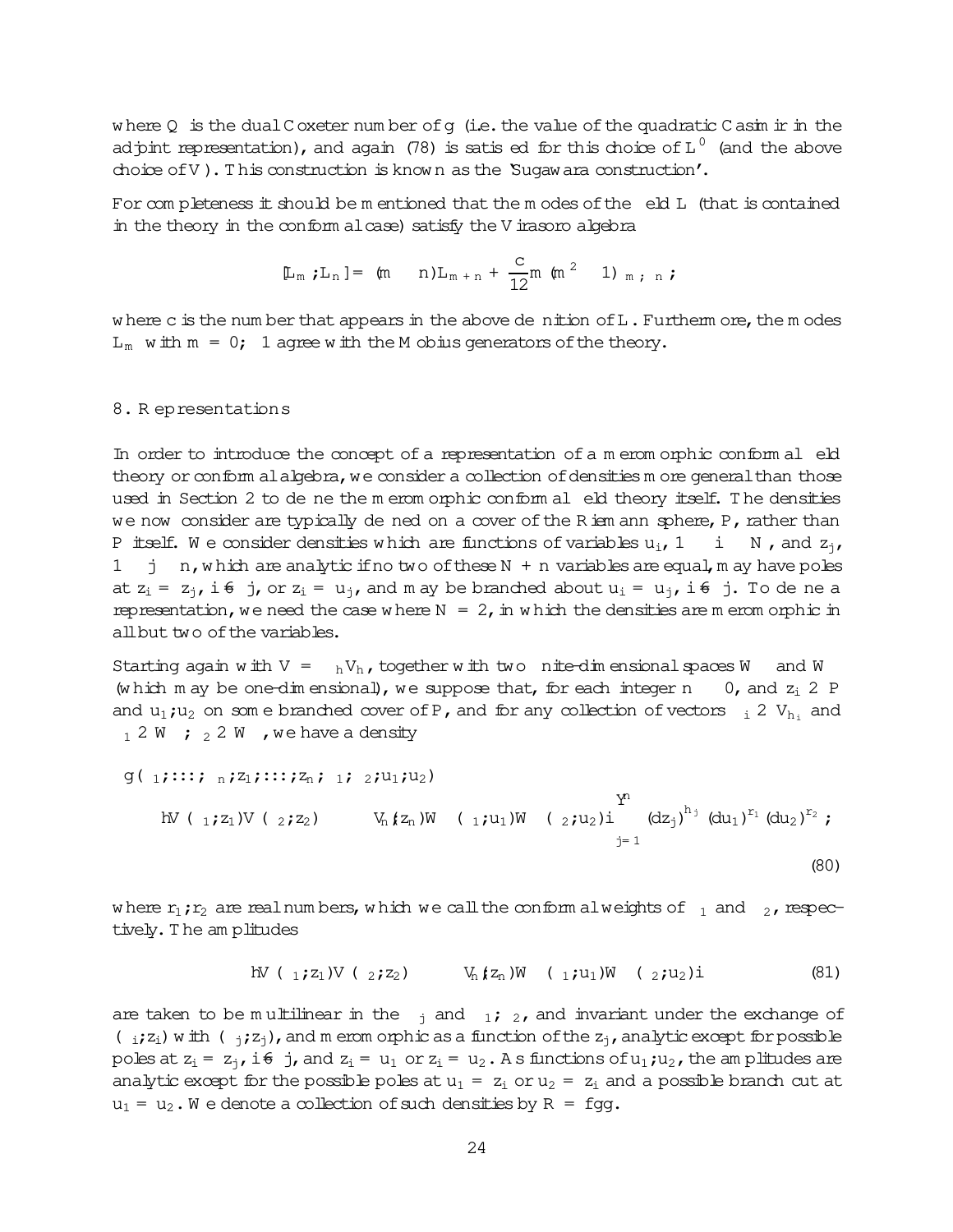where $Q$ is the dual Coxeter number of $g$ (i.e. the value of the quadratic Casimir in the adjoint representation), and again (78) is satisfied for this choice of $L^0$ (and the above choice of $V$). This construction is known as the 'Sugawara construction'.

For completeness it should be mentioned that the modes of the field $L$ (that is contained in the theory in the conformal case) satisfy the Virasoro algebra

$$[L_m, L_n] = (m - n)L_{m+n} + \frac{c}{12}m(m^2 - 1)\delta_{m,-n},$$

where $c$ is the number that appears in the above definition of $L$. Furthermore, the modes $L_m$ with $m = 0, \pm 1$ agree with the Möbius generators of the theory.

## 8. Representations

In order to introduce the concept of a representation of a meromorphic conformal field theory or conformal algebra, we consider a collection of densities more general than those used in Section 2 to define the meromorphic conformal field theory itself. The densities we now consider are typically defined on a cover of the Riemann sphere, $\mathbb{P}$, rather than $\mathbb{P}$ itself. We consider densities which are functions of variables $u_i$, $1 \leq i \leq N$, and $z_j$, $1 \leq j \leq n$, which are analytic if no two of these $N + n$ variables are equal, may have poles at $z_i = z_j$, $i \neq j$, or $z_i = u_j$, and may be branched about $u_i = u_j$, $i \neq j$. To define a representation, we need the case where $N = 2$, in which the densities are meromorphic in all but two of the variables.

Starting again with $V = \oplus_h V_h$, together with two finite-dimensional spaces $W^\alpha$ and $W^\beta$ (which may be one-dimensional), we suppose that, for each integer $n \geq 0$, and $z_i \in \mathbb{P}$ and $u_1, u_2$ on some branched cover of $\mathbb{P}$, and for any collection of vectors $\psi_i \in V_{h_i}$ and $\chi_1 \in W^\alpha$, $\chi_2 \in W^\beta$, we have a density

$$g(\psi_1, \ldots, \psi_n; z_1, \ldots, z_n; \chi_1, \chi_2; u_1, u_2)$$
$$= \langle V(\psi_1, z_1)V(\psi_2, z_2) \cdots V_n(\psi_n, z_n)W^\alpha(\chi_1, u_1)W^\beta(\chi_2, u_2)\rangle \prod_{j=1}^{n} (dz_j)^{h_j} (du_1)^{r_1} (du_2)^{r_2}, \tag{80}$$

where $r_1, r_2$ are real numbers, which we call the conformal weights of $\chi_1$ and $\chi_2$, respectively. The amplitudes

$$\langle V(\psi_1, z_1)V(\psi_2, z_2) \cdots V_n(\psi_n, z_n)W^\alpha(\chi_1, u_1)W^\beta(\chi_2, u_2)\rangle \tag{81}$$

are taken to be multilinear in the $\psi_j$ and $\chi_1, \chi_2$, and invariant under the exchange of $(\psi_i, z_i)$ with $(\psi_j, z_j)$, and meromorphic as a function of the $z_j$, analytic except for possible poles at $z_i = z_j$, $i \neq j$, and $z_i = u_1$ or $z_i = u_2$. As functions of $u_1, u_2$, the amplitudes are analytic except for the possible poles at $u_1 = z_i$ or $u_2 = z_i$ and a possible branch cut at $u_1 = u_2$. We denote a collection of such densities by $\mathcal{R} = \{g\}$.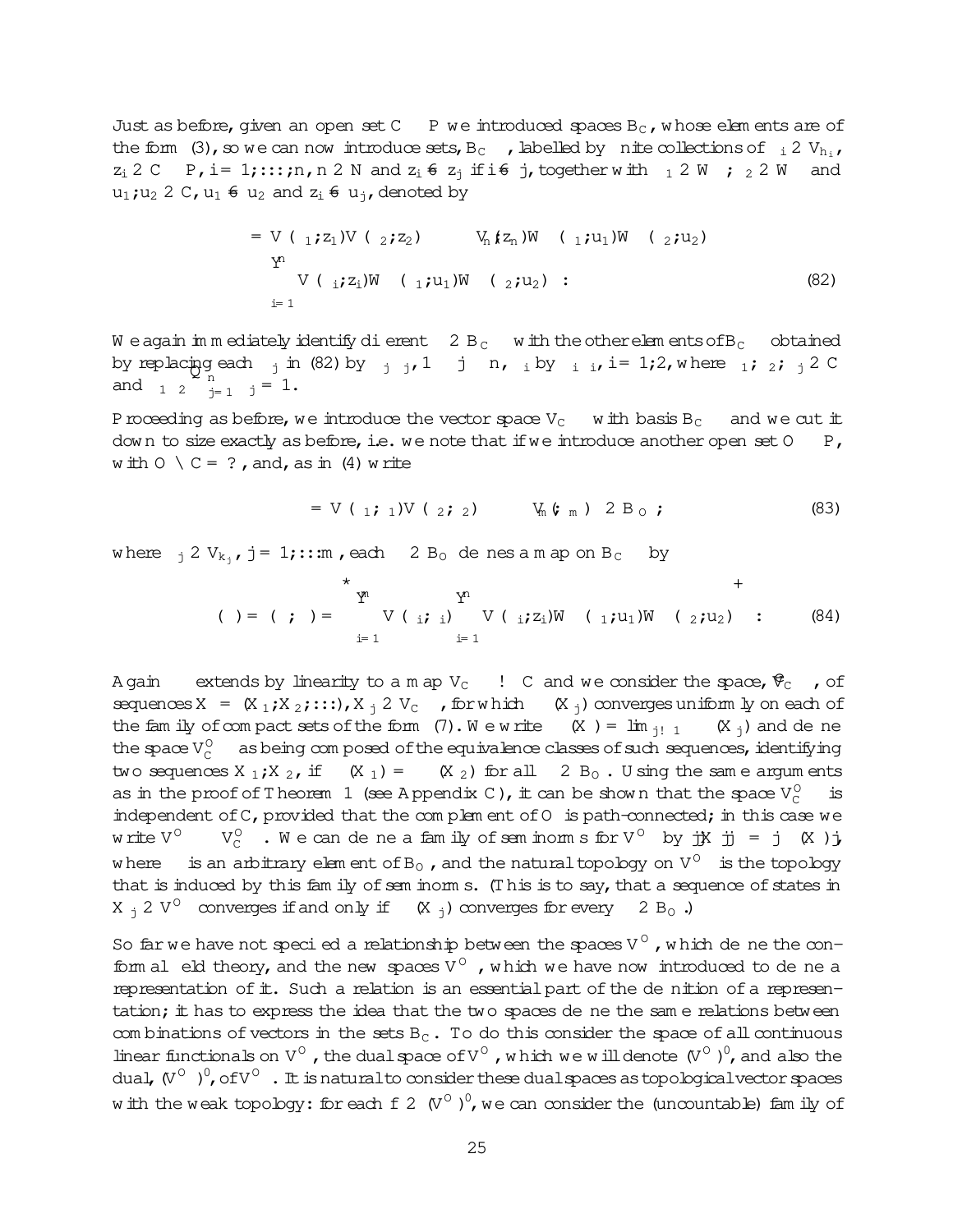Just as before, given an open set $C \subset P$ we introduced spaces $B_C$, whose elements are of the form (3), so we can now introduce sets, $B_C^{\mathcal{H}}$, labelled by finite collections of $\psi_i \in V_{h_i}$, $z_i \in C \subset P$, $i = 1, \ldots, n$, $n \in \mathbb{N}$ and $z_i \neq z_j$ if $i \neq j$, together with $\chi_1 \in W^{\mathcal{H}}$; $\chi_2 \in W^{\mathcal{H}}$ and $u_1, u_2 \in C$, $u_1 \neq u_2$ and $z_i \neq u_j$, denoted by

$$
\begin{aligned}
\psi &= V(\psi_1; z_1) V(\psi_2; z_2) \cdots V(\psi_n; z_n) W^{\mathcal{H}}(\chi_1; u_1) W^{\mathcal{H}}(\chi_2; u_2) \\
&\equiv \prod_{i=1}^{n} V(\psi_i; z_i) W^{\mathcal{H}}(\chi_1; u_1) W^{\mathcal{H}}(\chi_2; u_2) \,. 
\end{aligned} \tag{82}
$$

We again immediately identify different $\psi \in B_C^{\mathcal{H}}$ with the other elements of $B_C^{\mathcal{H}}$ obtained by replacing each $\psi_j$ in (82) by $\lambda_j \psi_j$, $1 \leq j \leq n$, $\chi_i$ by $\mu_i \chi_i$, $i = 1, 2$, where $\mu_1, \mu_2, \lambda_j \in \mathbb{C}$ and $\mu_1 \mu_2 \prod_{j=1}^{n} \lambda_j = 1$.

Proceeding as before, we introduce the vector space $V_C^{\mathcal{H}}$ with basis $B_C^{\mathcal{H}}$ and we cut it down to size exactly as before, i.e. we note that if we introduce another open set $\mathcal{O} \subset P$, with $\mathcal{O} \cap C = \emptyset$, and, as in (4) write

$$
\eta = V(\phi_1; \zeta_1) V(\phi_2; \zeta_2) \cdots V(\phi_m; \zeta_m) \in B_{\mathcal{O}} \,; \tag{83}
$$

where $\phi_j \in V_{k_j}$, $j = 1, \ldots m$, each $\eta \in B_{\mathcal{O}}$ defines a map on $B_C^{\mathcal{H}}$ by

$$
\eta(\psi) = (\eta; \psi) = \left\langle \prod_{i=1}^{m} V(\phi_i; \zeta_i) \prod_{i=1}^{n} V(\psi_i; z_i) W^{\mathcal{H}}(\chi_1; u_1) W^{\mathcal{H}}(\chi_2; u_2) \right\rangle \,. \tag{84}
$$

Again $\eta$ extends by linearity to a map $V_C^{\mathcal{H}} \to \mathbb{C}$ and we consider the space, $\tilde{V}_C^{\mathcal{H}}$, of sequences $X = (X_1, X_2, \ldots)$, $X_j \in V_C^{\mathcal{H}}$, for which $\eta(X_j)$ converges uniformly on each of the family of compact sets of the form (7). We write $\eta(X) = \lim_{j \to \infty} \eta(X_j)$ and define the space $V_C^{\mathcal{O}}$ as being composed of the equivalence classes of such sequences, identifying two sequences $X_1, X_2$, if $\eta(X_1) = \eta(X_2)$ for all $\eta \in B_{\mathcal{O}}$. Using the same arguments as in the proof of Theorem 1 (see Appendix C), it can be shown that the space $V_{C\,\mathcal{H}}^{\mathcal{O}}$ is independent of $C$, provided that the complement of $\mathcal{O}$ is path-connected; in this case we write $V^{\mathcal{O}}_{\mathcal{H}} \equiv V_{C\,\mathcal{H}}^{\mathcal{O}}$. We can define a family of seminorms for $V^{\mathcal{O}}_{\mathcal{H}}$ by $\|X\|_\eta = |\eta(X)|$, where $\eta$ is an arbitrary element of $B_{\mathcal{O}}$, and the natural topology on $V^{\mathcal{O}}_{\mathcal{H}}$ is the topology that is induced by this family of seminorms. (This is to say, that a sequence of states in $X_j \in V^{\mathcal{O}}_{\mathcal{H}}$ converges if and only if $\eta(X_j)$ converges for every $\eta \in B_{\mathcal{O}}$.)

So far we have not specified a relationship between the spaces $V^{\mathcal{O}}$, which define the conformal field theory, and the new spaces $V^{\mathcal{O}}_{\mathcal{H}}$, which we have now introduced to define a representation of it. Such a relation is an essential part of the definition of a representation; it has to express the idea that the two spaces define the same relations between combinations of vectors in the sets $B_C$. To do this consider the space of all continuous linear functionals on $V^{\mathcal{O}}$, the dual space of $V^{\mathcal{O}}$, which we will denote $(V^{\mathcal{O}})'$, and also the dual, $(V^{\mathcal{O}}_{\mathcal{H}})'$, of $V^{\mathcal{O}}_{\mathcal{H}}$. It is natural to consider these dual spaces as topological vector spaces with the weak topology: for each $f \in (V^{\mathcal{O}})'$, we can consider the (uncountable) family of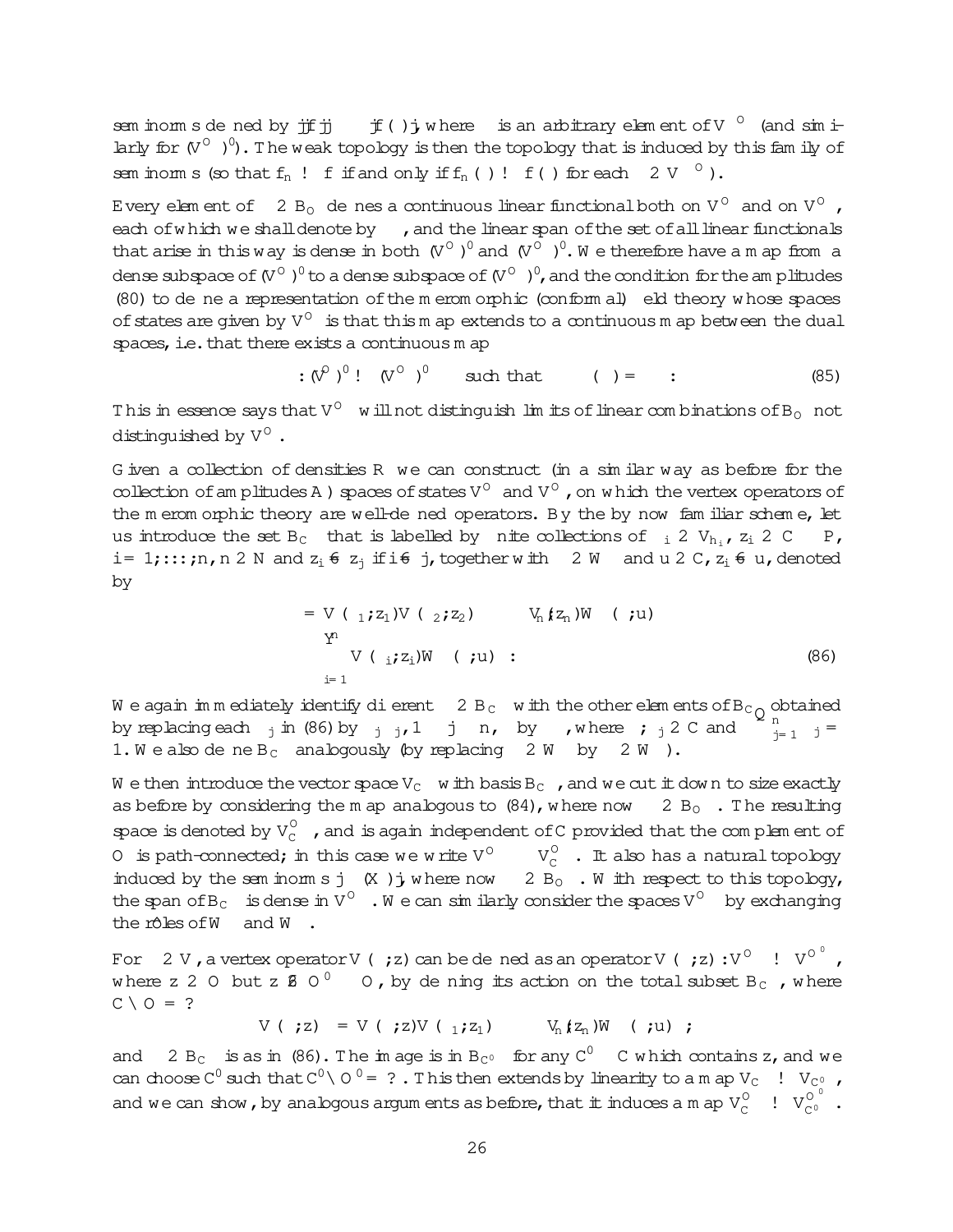seminorms defined by $\|f\|_\phi = |f(\phi)|$, where $\phi$ is an arbitrary element of $V^{\mathcal{O}}$ (and similarly for $(V^{\mathcal{O}}_W)'$). The weak topology is then the topology that is induced by this family of seminorms (so that $f_n \to f$ if and only if $f_n(\phi) \to f(\phi)$ for each $\phi \in V^{\mathcal{O}}$).

Every element of $\psi \in B_{\mathcal{O}}$ defines a continuous linear functional both on $V^{\mathcal{O}}$ and on $V^{\mathcal{O}}_W$, each of which we shall denote by $\psi$, and the linear span of the set of all linear functionals that arise in this way is dense in both $(V^{\mathcal{O}})'$ and $(V^{\mathcal{O}}_W)'$. We therefore have a map from a dense subspace of $(V^{\mathcal{O}})'$ to a dense subspace of $(V^{\mathcal{O}}_W)'$, and the condition for the amplitudes (80) to define a representation of the meromorphic (conformal) field theory whose spaces of states are given by $V^{\mathcal{O}}$ is that this map extends to a continuous map between the dual spaces, i.e. that there exists a continuous map

$$\iota : (V^{\mathcal{O}})' \to (V^{\mathcal{O}}_W)' \qquad \text{such that} \qquad \iota(\psi) = \psi \, . \tag{85}$$

This in essence says that $V^{\mathcal{O}}_W$ will not distinguish limits of linear combinations of $B_{\mathcal{O}}$ not distinguished by $V^{\mathcal{O}}$.

Given a collection of densities $\mathcal{R}$ we can construct (in a similar way as before for the collection of amplitudes $\mathcal{A}$) spaces of states $V^{\mathcal{O}}_W$ and $V^{\mathcal{O}}_{\bar W}$, on which the vertex operators of the meromorphic theory are well-defined operators. By the by now familiar scheme, let us introduce the set $B_{\mathcal{C}W}$ that is labelled by finite collections of $\psi_i \in V_{h_i}$, $z_i \in \mathcal{C} \subset P$, $i = 1, \ldots, n$, $n \in \mathbb{N}$ and $z_i \neq z_j$ if $i \neq j$, together with $\chi \in W$ and $u \in \mathcal{C}$, $z_i \neq u$, denoted by

$$\begin{aligned}\Phi &= V(\psi_1, z_1) V(\psi_2, z_2) \cdots V(\psi_n, z_n) W(\chi, u) \\ &\equiv \prod_{i=1}^{n} V(\psi_i, z_i) W(\chi, u) \, .\end{aligned} \tag{86}$$

We again immediately identify different $\Phi \in B_{\mathcal{C}W}$ with the other elements of $B_{\mathcal{C}W}$ obtained by replacing each $\psi_j$ in (86) by $\lambda_j \psi_j$, $1 \leq j \leq n$, $\chi$ by $\lambda \chi$, where $\lambda, \lambda_j \in \mathbb{C}$ and $\lambda \prod_{j=1}^{n} \lambda_j = 1$. We also define $B_{\mathcal{C}\bar W}$ analogously (by replacing $\chi \in W$ by $\chi \in \bar W$).

We then introduce the vector space $V_{\mathcal{C}W}$ with basis $B_{\mathcal{C}W}$, and we cut it down to size exactly as before by considering the map analogous to (84), where now $\phi \in B_{\mathcal{O}}$. The resulting space is denoted by $V^{\mathcal{O}}_{\mathcal{C}W}$, and is again independent of $\mathcal{C}$ provided that the complement of $\mathcal{O}$ is path-connected; in this case we write $V^{\mathcal{O}}_W \equiv V^{\mathcal{O}}_{\mathcal{C}W}$. It also has a natural topology induced by the seminorms $|\phi(X)|$, where now $\phi \in B_{\mathcal{O}}$. With respect to this topology, the span of $B_{\mathcal{C}W}$ is dense in $V^{\mathcal{O}}_W$. We can similarly consider the spaces $V^{\mathcal{O}}_{\bar W}$ by exchanging the rôles of $W$ and $\bar W$.

For $\psi \in V$, a vertex operator $V(\psi, z)$ can be defined as an operator $V(\psi, z) : V^{\mathcal{O}}_W \to V^{\mathcal{O}'}_W$, where $z \in \mathcal{O}$ but $z \notin \mathcal{O}' \subset \mathcal{O}$, by defining its action on the total subset $B_{\mathcal{C}W}$, where $\mathcal{C} \cap \mathcal{O} = \emptyset$

$$V(\psi, z)\Phi = V(\psi, z) V(\psi_1, z_1) \cdots V(\psi_n, z_n) W(\chi, u) \, ;$$

and $\Phi \in B_{\mathcal{C}W}$ is as in (86). The image is in $B_{\mathcal{C}'W}$ for any $\mathcal{C}' \supset \mathcal{C}$ which contains $z$, and we can choose $\mathcal{C}'$ such that $\mathcal{C}' \cap \mathcal{O}' = \emptyset$. This then extends by linearity to a map $V_{\mathcal{C}W} \to V_{\mathcal{C}'W}$, and we can show, by analogous arguments as before, that it induces a map $V^{\mathcal{O}}_{\mathcal{C}W} \to V^{\mathcal{O}'}_{\mathcal{C}'W}$.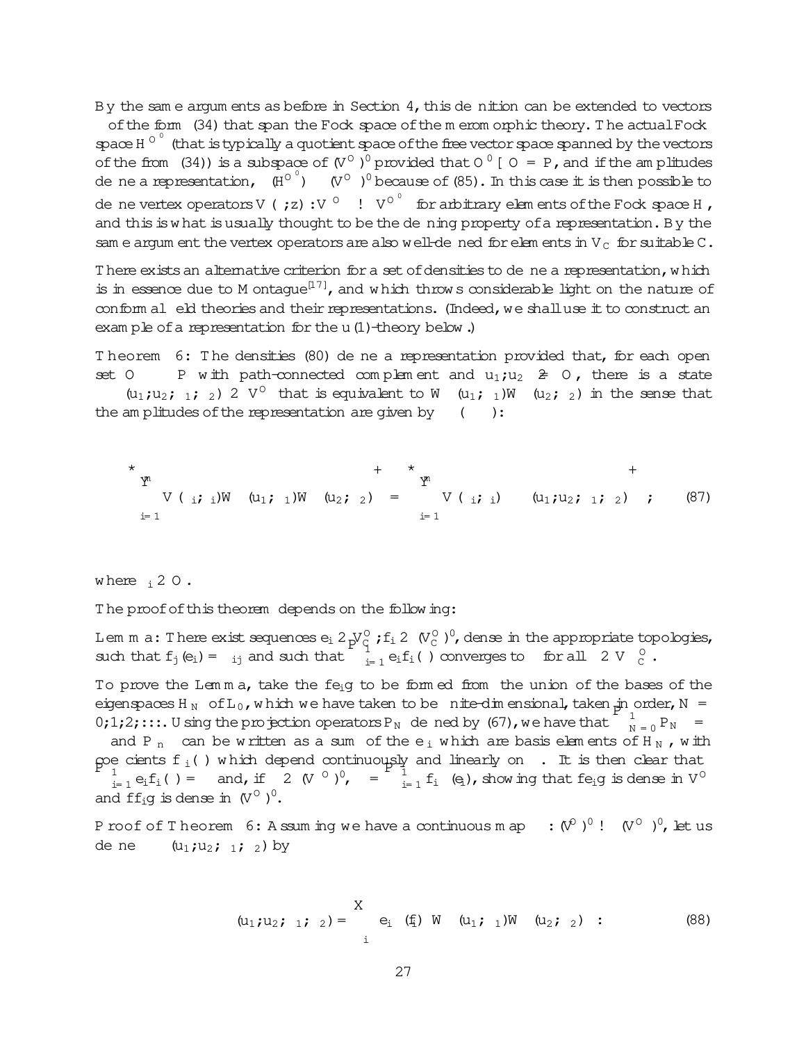By the same arguments as before in Section 4, this definition can be extended to vectors $\psi$ of the form (34) that span the Fock space of the meromorphic theory. The actual Fock space $\mathcal{H}^{\mathcal{O}^0}$ (that is typically a quotient space of the free vector space spanned by the vectors of the from (34)) is a subspace of $(V^{\mathcal{O}})^0$ provided that $\mathcal{O}^0 \cup \mathcal{O} = P$, and if the amplitudes define a representation, $\iota(\mathcal{H}^{\mathcal{O}^0}) \subset (V^{\mathcal{O}})^0$ because of (85). In this case it is then possible to define vertex operators $V(\psi; z) : V^{\mathcal{O}} \to V^{\mathcal{O}^0}$ for arbitrary elements of the Fock space $\mathcal{H}$, and this is what is usually thought to be the defining property of a representation. By the same argument the vertex operators are also well-defined for elements in $V_C$ for suitable $C$.

There exists an alternative criterion for a set of densities to define a representation, which is in essence due to Montague[17], and which throws considerable light on the nature of conformal field theories and their representations. (Indeed, we shall use it to construct an example of a representation for the $u(1)$-theory below.)

Theorem 6: The densities (80) define a representation provided that, for each open set $\mathcal{O} \subset P$ with path-connected complement and $u_1, u_2 \notin \mathcal{O}$, there is a state $\chi(u_1, u_2; \zeta_1, \zeta_2) \in V^{\mathcal{O}}$ that is equivalent to $W(u_1; \zeta_1) W(u_2; \zeta_2)$ in the sense that the amplitudes of the representation are given by $\eta(\chi)$:

$$\left\langle \prod_{i=1}^{n} V(\psi_i; \zeta_i) W(u_1; \zeta_1) W(u_2; \zeta_2) \right\rangle = \left\langle \prod_{i=1}^{n} V(\psi_i; \zeta_i) \chi(u_1, u_2; \zeta_1, \zeta_2) \right\rangle , \tag{87}$$

where $\zeta_i \in \mathcal{O}$.

The proof of this theorem depends on the following:

Lemma: There exist sequences $e_i \in V_C^{\mathcal{O}}, f_i \in (V_C^{\mathcal{O}})^0$, dense in the appropriate topologies, such that $f_j(e_i) = \delta_{ij}$ and such that $\sum_{i=1}^{\infty} e_i f_i(\phi)$ converges to $\phi$ for all $\phi \in V_C^{\mathcal{O}}$.

To prove the Lemma, take the $\{e_i\}$ to be formed from the union of the bases of the eigenspaces $\mathcal{H}_N$ of $L_0$, which we have taken to be finite-dimensional, taken in order, $N = 0, 1, 2, \ldots$. Using the projection operators $P_N$ defined by (67), we have that $\sum_{N=0}^{\infty} P_N \phi = \phi$ and $P_n \phi$ can be written as a sum of the $e_i$ which are basis elements of $\mathcal{H}_N$, with coefficients $f_i(\phi)$ which depend continuously and linearly on $\phi$. It is then clear that $\sum_{i=1}^{\infty} e_i f_i(\phi) = \phi$ and, if $\eta \in (V^{\mathcal{O}})^0$, $\eta = \sum_{i=1}^{\infty} f_i \, \eta(e_i)$, showing that $\{e_i\}$ is dense in $V^{\mathcal{O}}$ and $\{f_i\}$ is dense in $(V^{\mathcal{O}})^0$.

Proof of Theorem 6: Assuming we have a continuous map $\eta : (V^{\mathcal{O}})^0 \to (V^{\mathcal{O}})^0$, let us define $\chi(u_1, u_2; \zeta_1, \zeta_2)$ by

$$\chi(u_1, u_2; \zeta_1, \zeta_2) = \sum_i e_i \, \eta(f_i) \, W(u_1; \zeta_1) W(u_2; \zeta_2) . \tag{88}$$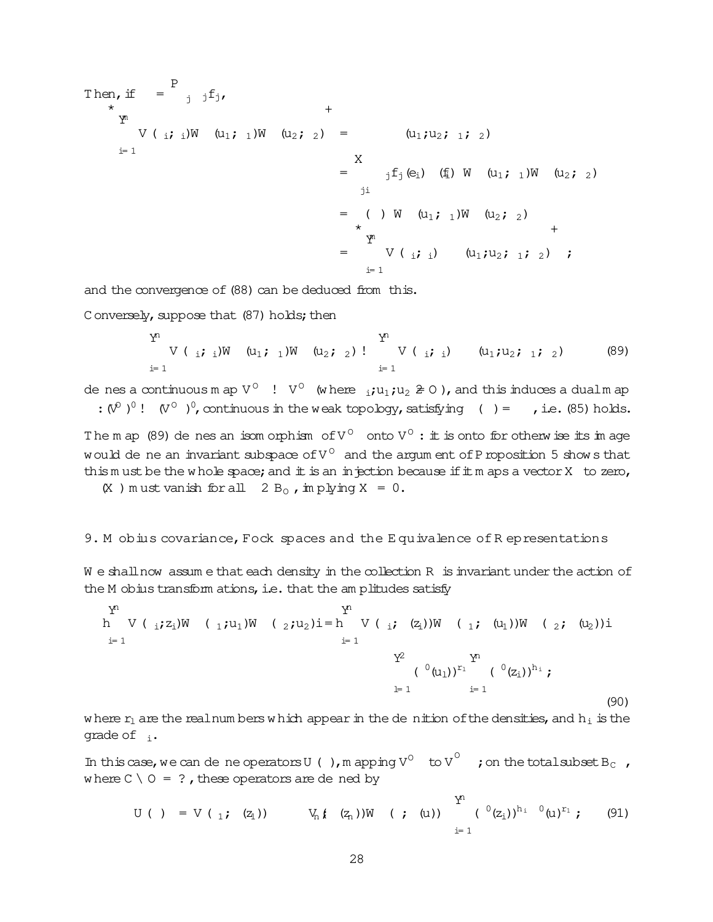Then, if $\Phi = \sum_j \lambda_j f_j$,

$$
\begin{aligned}
\left\langle \Phi \Big| \prod_{i=1}^{n} V(\psi_i;\zeta_i) W(u_1;\phi_1) W(u_2;\phi_2) \right\rangle &= \Phi(u_1;u_2;\phi_1;\phi_2) \\
&= \sum_{ji} \lambda_j f_j(e_i)\,\epsilon(f_i)\, W(u_1;\phi_1) W(u_2;\phi_2) \\
&= \epsilon(\Phi)\, W(u_1;\phi_1) W(u_2;\phi_2) \\
&= \left\langle \prod_{i=1}^{n} V(\psi_i;\zeta_i)\,\Psi(u_1;u_2;\phi_1;\phi_2) \right\rangle ;
\end{aligned}
$$

and the convergence of (88) can be deduced from this.

Conversely, suppose that (87) holds; then

$$
\prod_{i=1}^{n} V(\psi_i;\zeta_i) W(u_1;\phi_1) W(u_2;\phi_2) \mapsto \prod_{i=1}^{n} V(\psi_i;\zeta_i)\,\Psi(u_1;u_2;\phi_1;\phi_2) \tag{89}
$$

defines a continuous map $V^{O} \to V^{O}$ (where $\zeta_i;u_1;u_2 \notin O$), and this induces a dual map $\epsilon : (V^{O})^0 \to (V^{O})^0$, continuous in the weak topology, satisfying $\epsilon(\ ) = \ $, i.e. (85) holds.

The map (89) defines an isomorphism of $V^{O}$ onto $V^{O}$: it is onto for otherwise its image would define an invariant subspace of $V^{O}$ and the argument of Proposition 5 shows that this must be the whole space; and it is an injection because if it maps a vector $X$ to zero, $\Phi(X)$ must vanish for all $\Phi \in B_O$, implying $X = 0$.

## 9. Möbius covariance, Fock spaces and the Equivalence of Representations

We shall now assume that each density in the collection $R$ is invariant under the action of the Möbius transformations, i.e. that the amplitudes satisfy

$$
\left\langle \prod_{i=1}^{n} V(\psi_i;z_i) W(\phi_1;u_1) W(\phi_2;u_2) \right\rangle = \left\langle \prod_{i=1}^{n} V(\psi_i;\gamma(z_i)) W(\phi_1;\gamma(u_1)) W(\phi_2;\gamma(u_2)) \right\rangle \prod_{l=1}^{2} (\gamma'(u_l))^{r_l} \prod_{i=1}^{n} (\gamma'(z_i))^{h_i} ; \tag{90}
$$

where $r_l$ are the real numbers which appear in the definition of the densities, and $h_i$ is the grade of $\psi_i$.

In this case, we can define operators $U(\gamma)$, mapping $V^{O}$ to $V^{\gamma O}$; on the total subset $B_C$, where $C \cap O = \emptyset$, these operators are defined by

$$
U(\gamma) = V(\psi_1;\gamma(z_1)) \cdots V_n(\psi_n;\gamma(z_n)) W(\phi;\gamma(u)) \prod_{i=1}^{n} (\gamma'(z_i))^{h_i}\, \gamma'(u)^{r_1} ; \tag{91}
$$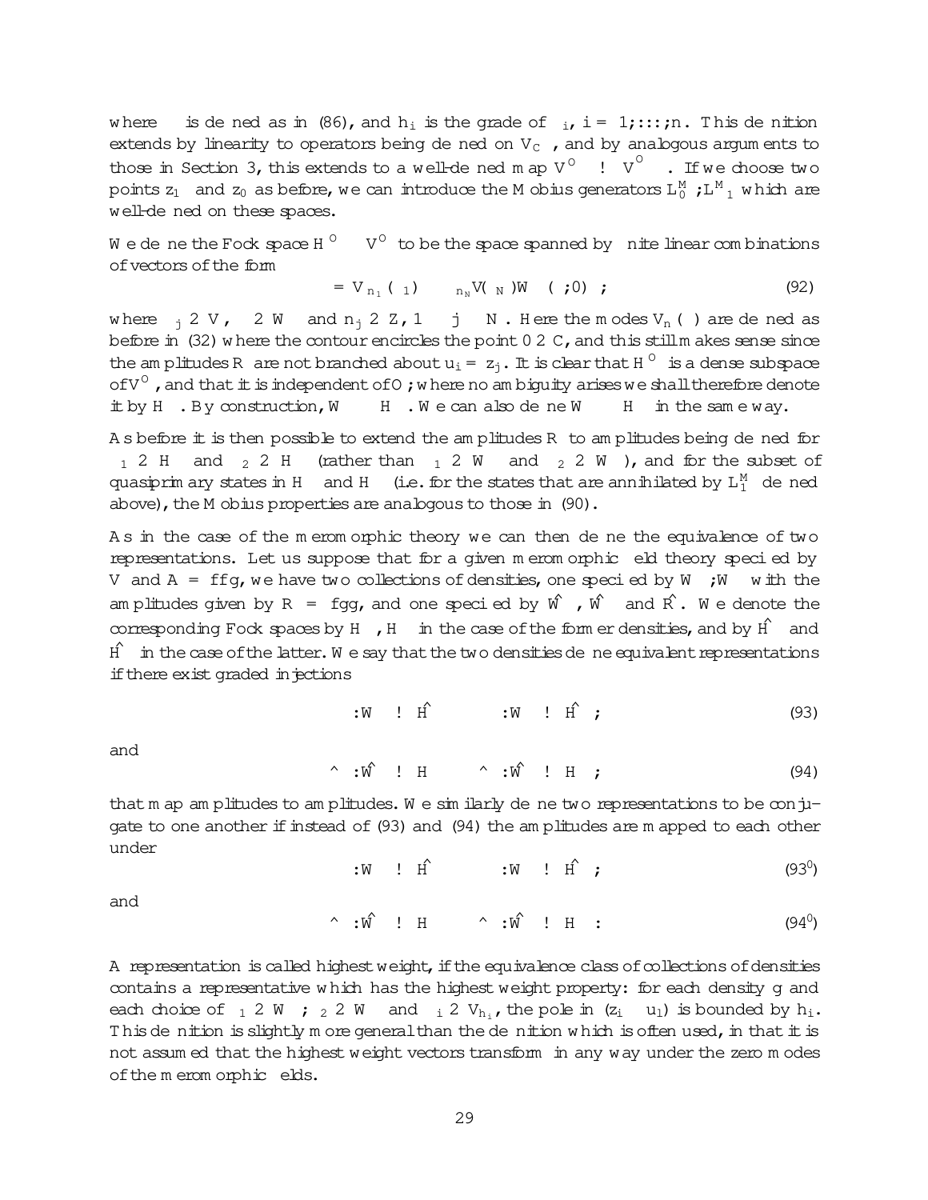where $\phi$ is defined as in (86), and $h_i$ is the grade of $\psi_i$, $i = 1, \ldots, n$. This definition extends by linearity to operators being defined on $V_C$, and by analogous arguments to those in Section 3, this extends to a well-defined map $V^O \to V^O$. If we choose two points $z_1$ and $z_0$ as before, we can introduce the Möbius generators $L_0^M, L_{-1}^M$ which are well-defined on these spaces.

We define the Fock space $\mathcal{H}^O \subset V^O$ to be the space spanned by finite linear combinations of vectors of the form

$$\Psi = V_{n_1}(\psi_1) \cdots V_{n_N}(\psi_N) W(\chi, 0) \ , \tag{92}$$

where $\psi_j \in V$, $\chi \in W$ and $n_j \in \mathbb{Z}$, $1 \leq j \leq N$. Here the modes $V_n(\psi)$ are defined as before in (32) where the contour encircles the point $0 \in \mathbb{C}$, and this still makes sense since the amplitudes $R$ are not branched about $u_i = z_j$. It is clear that $\mathcal{H}^O$ is a dense subspace of $V^O$, and that it is independent of $O$; where no ambiguity arises we shall therefore denote it by $\mathcal{H}$. By construction, $W \subset \mathcal{H}$. We can also define $\bar{W} \subset \bar{\mathcal{H}}$ in the same way.

As before it is then possible to extend the amplitudes $R$ to amplitudes being defined for $\chi_1 \in \mathcal{H}$ and $\chi_2 \in \bar{\mathcal{H}}$ (rather than $\chi_1 \in W$ and $\chi_2 \in \bar{W}$), and for the subset of quasiprimary states in $\mathcal{H}$ and $\bar{\mathcal{H}}$ (i.e. for the states that are annihilated by $L_1^M$ defined above), the Möbius properties are analogous to those in (90).

As in the case of the meromorphic theory we can then define the equivalence of two representations. Let us suppose that for a given meromorphic field theory specified by $V$ and $\mathcal{A} = \{f\}$, we have two collections of densities, one specified by $W, \bar{W}$ with the amplitudes given by $\mathcal{R} = \{g\}$, and one specified by $\hat{W}$, $\hat{\bar{W}}$ and $\hat{\mathcal{R}}$. We denote the corresponding Fock spaces by $\mathcal{H}, \bar{\mathcal{H}}$ in the case of the former densities, and by $\hat{\mathcal{H}}$ and $\hat{\bar{\mathcal{H}}}$ in the case of the latter. We say that the two densities define equivalent representations if there exist graded injections

$$\iota : W \to \hat{\mathcal{H}} \qquad \bar{\iota} : \bar{W} \to \hat{\bar{\mathcal{H}}} \ ; \tag{93}$$

and

$$\hat{\iota} : \hat{W} \to \mathcal{H} \qquad \hat{\bar{\iota}} : \hat{\bar{W}} \to \bar{\mathcal{H}} \ ; \tag{94}$$

that map amplitudes to amplitudes. We similarly define two representations to be conjugate to one another if instead of (93) and (94) the amplitudes are mapped to each other under

$$\iota : W \to \hat{\bar{\mathcal{H}}} \qquad \bar{\iota} : \bar{W} \to \hat{\mathcal{H}} \ ; \tag{93$'$}$$

and

$$\hat{\iota} : \hat{W} \to \bar{\mathcal{H}} \qquad \hat{\bar{\iota}} : \hat{\bar{W}} \to \mathcal{H} \ : \tag{94$'$}$$

A representation is called highest weight, if the equivalence class of collections of densities contains a representative which has the highest weight property: for each density $g$ and each choice of $\chi_1 \in W$, $\chi_2 \in \bar{W}$ and $\psi_i \in V_{h_i}$, the pole in $(z_i - u_l)$ is bounded by $h_i$. This definition is slightly more general than the definition which is often used, in that it is not assumed that the highest weight vectors transform in any way under the zero modes of the meromorphic fields.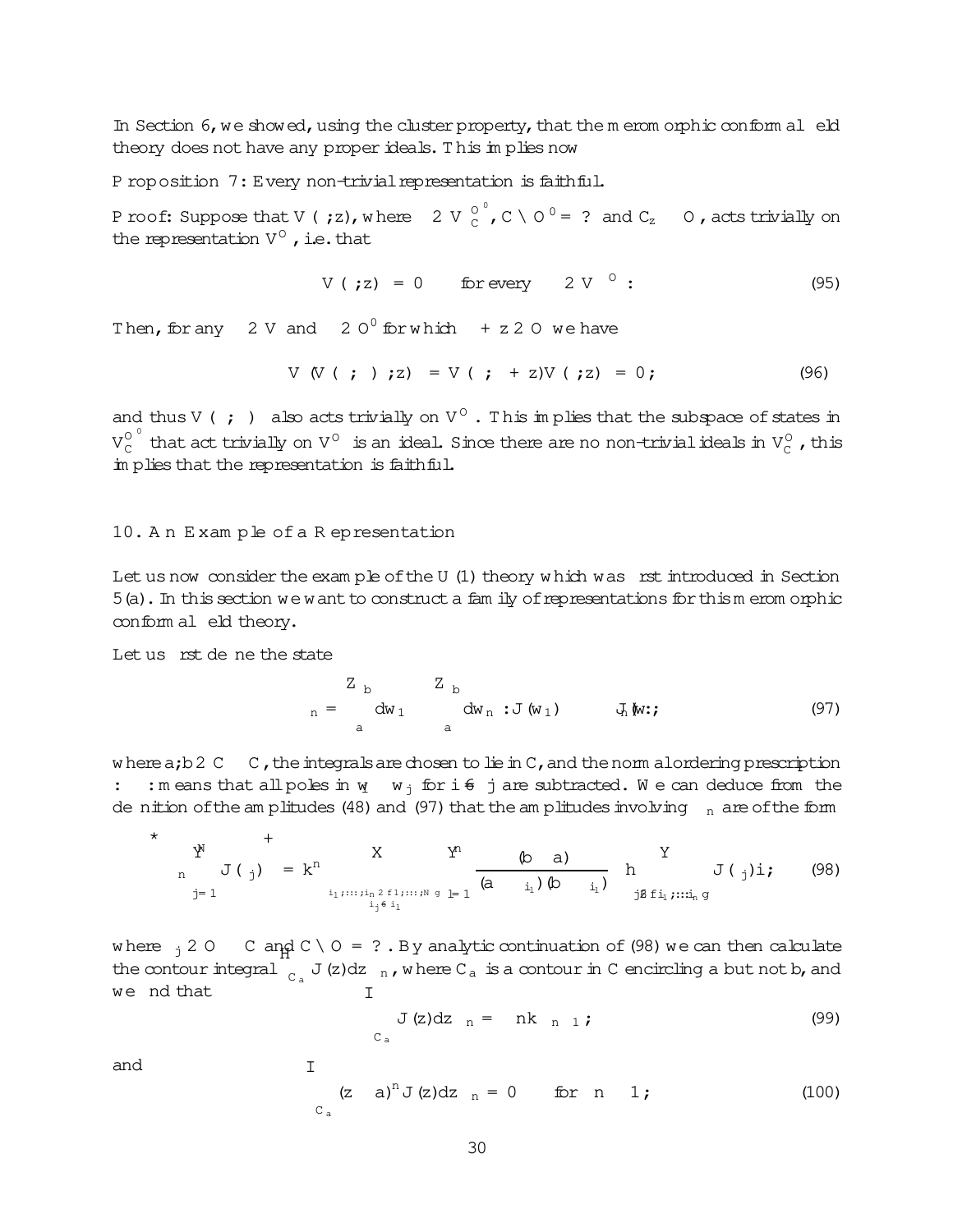In Section 6, we showed, using the cluster property, that the meromorphic conformal field theory does not have any proper ideals. This implies now

**Proposition 7:** Every non-trivial representation is faithful.

**Proof:** Suppose that $V(\psi; z)$, where $\psi \in V_C^{O'}$, $C \cap O' = \emptyset$ and $C_z \subset O$, acts trivially on the representation $V^O$, i.e. that

$$V(\psi; z)\chi = 0 \qquad \text{for every} \quad \chi \in V^O: \tag{95}$$

Then, for any $\phi \in V$ and $\zeta \in O'$ for which $\zeta + z \in O$ we have

$$V(V(\psi;\zeta)\phi; z)\chi = V(\phi;\zeta + z)V(\psi; z)\chi = 0; \tag{96}$$

and thus $V(\psi;\zeta)\phi$ also acts trivially on $V^O$. This implies that the subspace of states in $V_C^{O'}$ that act trivially on $V^O$ is an ideal. Since there are no non-trivial ideals in $V_C^O$, this implies that the representation is faithful.

## 10. An Example of a Representation

Let us now consider the example of the $U(1)$ theory which was first introduced in Section 5(a). In this section we want to construct a family of representations for this meromorphic conformal field theory.

Let us first define the state

$$\psi_n = \int_a^b dw_1 \cdots \int_a^b dw_n :J(w_1)\cdots J(w_n):\Omega; \tag{97}$$

where $a, b \in \mathbb{C} \setminus C$, the integrals are chosen to lie in $C$, and the normal ordering prescription $:\;:$ means that all poles in $w_i - w_j$ for $i \neq j$ are subtracted. We can deduce from the definition of the amplitudes (48) and (97) that the amplitudes involving $\psi_n$ are of the form

$$\left\langle \psi_n \prod_{j=1}^{N} J(\zeta_j)\right\rangle = k^n \sum_{\substack{i_1,\ldots,i_n \in \{1,\ldots,N\} \\ i_j \neq i_l}} \prod_{l=1}^{n} \frac{(b-a)}{(a-\zeta_{i_l})(b-\zeta_{i_l})} \left\langle \prod_{j \notin \{i_1,\ldots,i_n\}} J(\zeta_j)\right\rangle; \tag{98}$$

where $\zeta_j \in O \subset \mathbb{C}$ and $C \cap O = \emptyset$. By analytic continuation of (98) we can then calculate the contour integral $\oint_{C_a} J(z)dz\,\psi_n$, where $C_a$ is a contour in $C$ encircling $a$ but not $b$, and we find that

$$\oint_{C_a} J(z)dz\,\psi_n = -nk\,\psi_{n-1}; \tag{99}$$

and

$$\oint_{C_a} (z-a)^n J(z)dz\,\psi_n = 0 \qquad \text{for} \quad n \geq 1; \tag{100}$$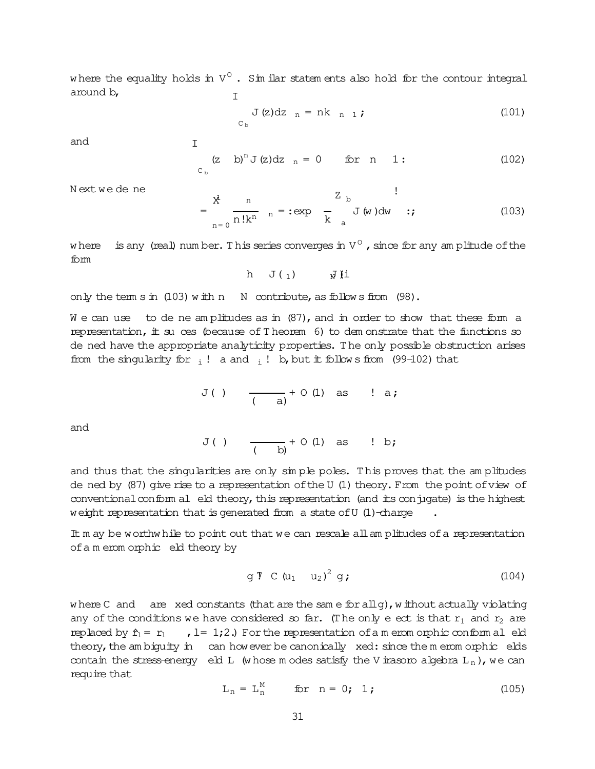where the equality holds in $V^{\mathcal{O}}$. Similar statements also hold for the contour integral around $b$,

$$\oint_{C_b} J(z)dz\, \psi_n = nk\, \psi_{n-1}; \tag{101}$$

and

$$\oint_{C_b} (z-b)^n J(z)dz\, \psi_n = 0 \quad \text{for } n \geq 1 : \tag{102}$$

Next we define

$$\Psi = \sum_{n=0}^{\infty} \frac{\alpha^n}{n!k^n} \psi_n =: \exp\left(\frac{\alpha}{k}\int_a^b J(w)dw\right): \tag{103}$$

where $\alpha$ is any (real) number. This series converges in $V^{\mathcal{O}}$, since for any amplitude of the form

$$\langle \Psi\, J(\zeta_1) \cdots J(\zeta_N) \rangle$$

only the terms in (103) with $n \leq N$ contribute, as follows from (98).

We can use $\Psi$ to define amplitudes as in (87), and in order to show that these form a representation, it suffices (because of Theorem 6) to demonstrate that the functions so defined have the appropriate analyticity properties. The only possible obstruction arises from the singularity for $\zeta_i \to a$ and $\zeta_i \to b$, but it follows from (99–102) that

$$J(\zeta)\Psi \sim \frac{\alpha\Psi}{(\zeta-a)} + O(1) \quad \text{as} \quad \zeta \to a;$$

and

$$J(\zeta)\Psi \sim \frac{-\alpha\Psi}{(\zeta-b)} + O(1) \quad \text{as} \quad \zeta \to b;$$

and thus that the singularities are only simple poles. This proves that the amplitudes defined by (87) give rise to a representation of the $U(1)$ theory. From the point of view of conventional conformal field theory, this representation (and its conjugate) is the highest weight representation that is generated from a state of $U(1)$-charge $\alpha$.

It may be worthwhile to point out that we can rescale all amplitudes of a representation of a meromorphic field theory by

$$g \mapsto C(u_1 - u_2)^{2\alpha} g; \tag{104}$$

where $C$ and $\alpha$ are fixed constants (that are the same for all $g$), without actually violating any of the conditions we have considered so far. (The only effect is that $r_1$ and $r_2$ are replaced by $\hat{r}_l = r_l - \alpha$, $l = 1;2$.) For the representation of a meromorphic conformal field theory, the ambiguity in $\alpha$ can however be canonically fixed: since the meromorphic fields contain the stress-energy field $L$ (whose modes satisfy the Virasoro algebra $L_n$), we can require that

$$L_n = L_n^M \quad \text{for } n = 0; \pm 1; \tag{105}$$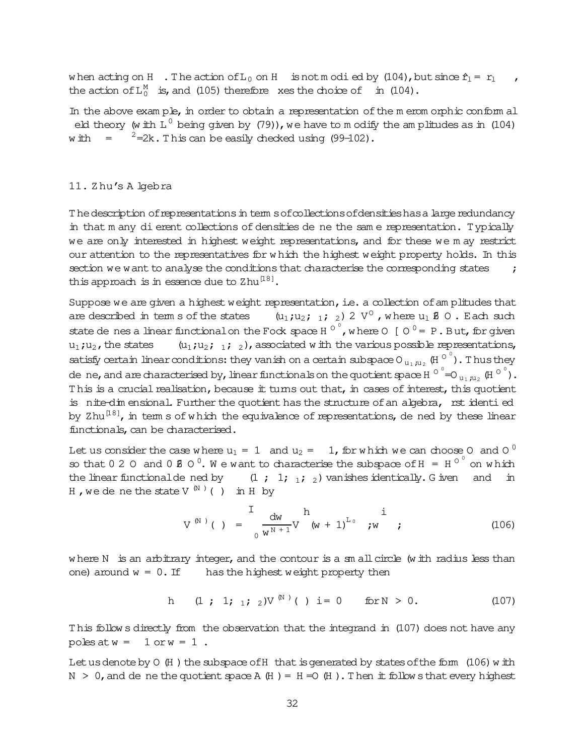when acting on $\mathcal{H}$. The action of $L_0$ on $\mathcal{H}$ is not modified by (104), but since $\hat{r}_1 = r_1 - \alpha$, the action of $L_0^M$ is, and (105) therefore fixes the choice of $\alpha$ in (104).

In the above example, in order to obtain a representation of the meromorphic conformal field theory (with $L^0$ being given by (79)), we have to modify the amplitudes as in (104) with $\alpha = \lambda^2/2k$. This can be easily checked using (99–102).

## 11. Zhu's Algebra

The description of representations in terms of collections of densities has a large redundancy in that many different collections of densities define the same representation. Typically we are only interested in highest weight representations, and for these we may restrict our attention to the representatives for which the highest weight property holds. In this section we want to analyse the conditions that characterise the corresponding states $\eta$; this approach is in essence due to Zhu[18].

Suppose we are given a highest weight representation, i.e. a collection of amplitudes that are described in terms of the states $\eta(u_1; u_2; \psi_1; \psi_2) \in V^{\mathcal{O}'}$, where $u_1 \notin \mathcal{O}$. Each such state defines a linear functional on the Fock space $\mathcal{H}^{\mathcal{O}'}$, where $\mathcal{O} \cup \mathcal{O}' = \mathbb{P}$. But, for given $u_1; u_2$, the states $\eta(u_1; u_2; \psi_1; \psi_2)$, associated with the various possible representations, satisfy certain linear conditions: they vanish on a certain subspace $\mathcal{O}_{u_1, u_2}(\mathcal{H}^{\mathcal{O}'})$. Thus they define, and are characterised by, linear functionals on the quotient space $\mathcal{H}^{\mathcal{O}'}/\mathcal{O}_{u_1, u_2}(\mathcal{H}^{\mathcal{O}'})$. This is a crucial realisation, because it turns out that, in cases of interest, this quotient is finite-dimensional. Further the quotient has the structure of an algebra, first identified by Zhu[18], in terms of which the equivalence of representations, defined by these linear functionals, can be characterised.

Let us consider the case where $u_1 = \infty$ and $u_2 = -1$, for which we can choose $\mathcal{O}$ and $\mathcal{O}'$ so that $0 \in \mathcal{O}$ and $0 \notin \mathcal{O}'$. We want to characterise the subspace of $\mathcal{H} = \mathcal{H}^{\mathcal{O}'}$ on which the linear functional defined by $\eta(\infty; -1; \psi_1; \psi_2)$ vanishes identically. Given $\psi$ and $\chi$ in $\mathcal{H}$, we define the state $V^{(N)}(\psi)\chi$ in $\mathcal{H}$ by

$$V^{(N)}(\psi)\chi = \oint_0 \frac{dw}{w^{N+1}} V\left[ (w+1)^{L_0} \psi, w \right] \chi \,, \tag{106}$$

where $N$ is an arbitrary integer, and the contour is a small circle (with radius less than one) around $w = 0$. If $\eta$ has the highest weight property then

$$\langle \eta(\infty; -1; \psi_1; \psi_2) V^{(N)}(\psi)\chi \rangle = 0 \qquad \text{for } N > 0. \tag{107}$$

This follows directly from the observation that the integrand in (107) does not have any poles at $w = -1$ or $w = \infty$.

Let us denote by $\mathcal{O}(\mathcal{H})$ the subspace of $\mathcal{H}$ that is generated by states of the form (106) with $N > 0$, and define the quotient space $A(\mathcal{H}) = \mathcal{H}/\mathcal{O}(\mathcal{H})$. Then it follows that every highest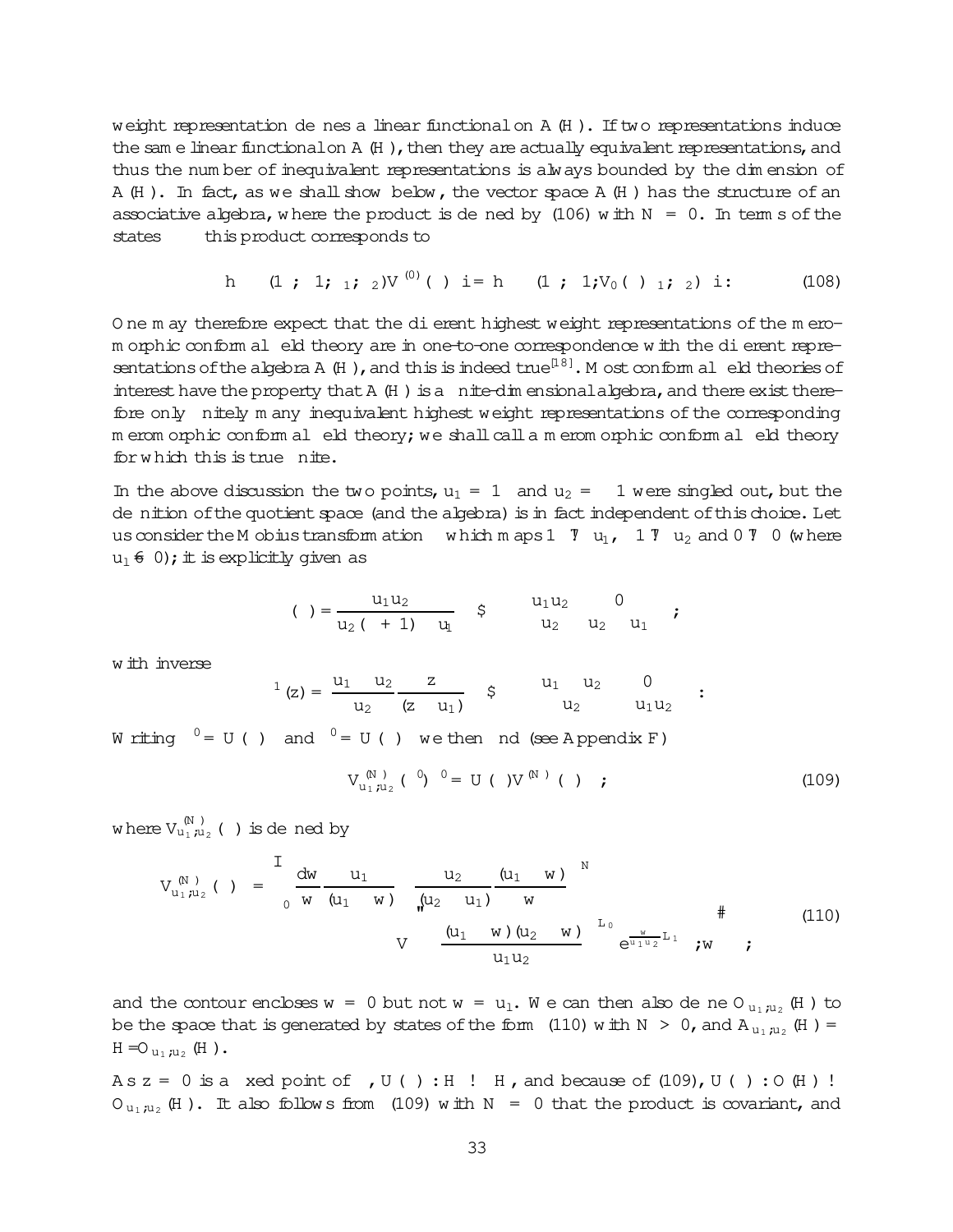weight representation defines a linear functional on $A(H)$. If two representations induce the same linear functional on $A(H)$, then they are actually equivalent representations, and thus the number of inequivalent representations is always bounded by the dimension of $A(H)$. In fact, as we shall show below, the vector space $A(H)$ has the structure of an associative algebra, where the product is defined by (106) with $N = 0$. In terms of the states $\psi$ this product corresponds to

$$\langle \phi(1;1;\psi_1;\psi_2) V^{(0)}(\psi)\rangle = \langle \phi(1;1; V_0(\psi)\psi_1;\psi_2)\rangle : \tag{108}$$

One may therefore expect that the different highest weight representations of the meromorphic conformal field theory are in one-to-one correspondence with the different representations of the algebra $A(H)$, and this is indeed true[18]. Most conformal field theories of interest have the property that $A(H)$ is a finite-dimensional algebra, and there exist therefore only finitely many inequivalent highest weight representations of the corresponding meromorphic conformal field theory; we shall call a meromorphic conformal field theory for which this is true *finite*.

In the above discussion the two points, $u_1 = 1$ and $u_2 = -1$ were singled out, but the definition of the quotient space (and the algebra) is in fact independent of this choice. Let us consider the Möbius transformation $\gamma$ which maps $1 \mapsto u_1$, $-1 \mapsto u_2$ and $0 \mapsto 0$ (where $u_1 \neq 0$); it is explicitly given as

$$\gamma(\zeta) = \frac{u_1 u_2 \zeta}{u_2(\zeta+1) - u_1 \zeta} \quad \$ \quad \begin{pmatrix} u_1 u_2 & 0 \\ u_2 - u_1 & u_2 \end{pmatrix} ;$$

with inverse

$$\gamma^{-1}(z) = \frac{u_1 - u_2}{u_2} \frac{z}{(z - u_1)} \quad \$ \quad \begin{pmatrix} \frac{u_1 - u_2}{u_2} & 0 \\ 1 & -u_1 \end{pmatrix} :$$

Writing $\psi^0 = U(\gamma)\psi$ and $\chi^0 = U(\gamma)\chi$ we then find (see Appendix F)

$$V^{(N)}_{u_1;u_2}(\psi^0)\chi^0 = U(\gamma) V^{(N)}(\psi)\chi ; \tag{109}$$

where $V^{(N)}_{u_1;u_2}(\psi)$ is defined by

$$V^{(N)}_{u_1;u_2}(\psi)\chi = \oint_0 \frac{dw}{w} \frac{u_1}{(u_1 - w)} \left[ \frac{u_2}{(u_2 - u_1)} \frac{(u_1 - w)}{w} \right]^N V\left( \left( \frac{(u_1 - w)(u_2 - w)}{u_1 u_2} \right)^{L_0} e^{\frac{w}{u_1 u_2} L_1} \psi ; w \right)\chi ; \tag{110}$$

and the contour encloses $w = 0$ but not $w = u_1$. We can then also define $O_{u_1;u_2}(H)$ to be the space that is generated by states of the form (110) with $N > 0$, and $A_{u_1;u_2}(H) = H / O_{u_1;u_2}(H)$.

As $z = 0$ is a fixed point of $\gamma$, $U(\gamma) : H \to H$, and because of (109), $U(\gamma) : O(H) \to O_{u_1;u_2}(H)$. It also follows from (109) with $N = 0$ that the product is covariant, and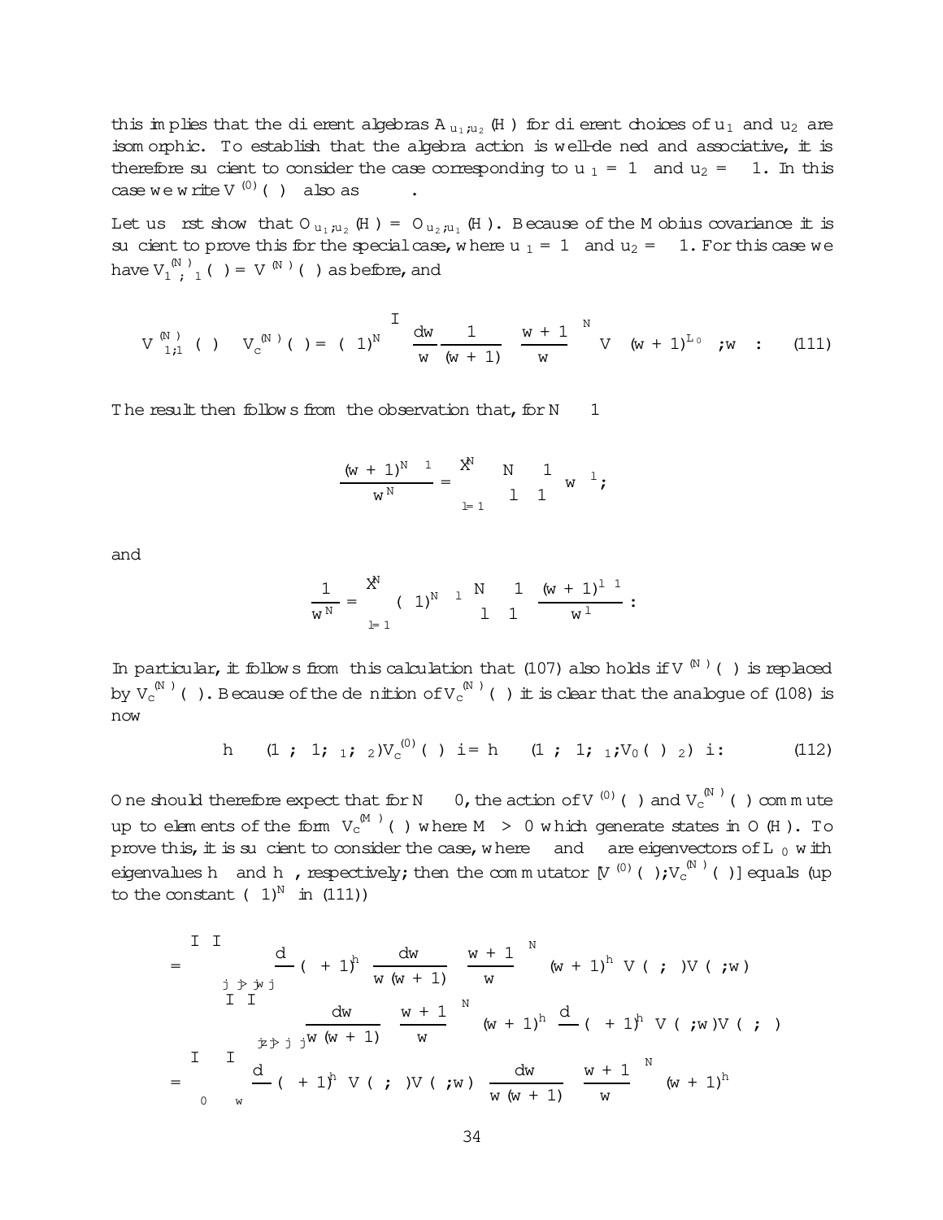this implies that the different algebras $A_{u_1,u_2}(H)$ for different choices of $u_1$ and $u_2$ are isomorphic. To establish that the algebra action is well-defined and associative, it is therefore sufficient to consider the case corresponding to $u_1 = 1$ and $u_2 = -1$. In this case we write $V^{(0)}(\psi)$ also as $\psi$.

Let us first show that $O_{u_1,u_2}(H) = O_{u_2,u_1}(H)$. Because of the Möbius covariance it is sufficient to prove this for the special case, where $u_1 = 1$ and $u_2 = -1$. For this case we have $V_{1,-1}^{(N)}(\psi) = V^{(N)}(\psi)$ as before, and

$$V_{-1,1}^{(N)}(\psi) \equiv V_c^{(N)}(\psi) = (-1)^N \oint \frac{dw}{w} \frac{1}{(w+1)} \left(\frac{w+1}{w}\right)^N V\left((w+1)^{L_0}\psi, w\right). \qquad (111)$$

The result then follows from the observation that, for $N \geq 1$

$$\frac{(w+1)^{N-1}}{w^N} = \sum_{l=1}^{N} \binom{N-1}{l-1} w^{-l},$$

and

$$\frac{1}{w^N} = \sum_{l=1}^{N} (-1)^{N-l} \binom{N-1}{l-1} \frac{(w+1)^{l-1}}{w^l}.$$

In particular, it follows from this calculation that (107) also holds if $V^{(N)}(\psi)$ is replaced by $V_c^{(N)}(\psi)$. Because of the definition of $V_c^{(N)}(\psi)$ it is clear that the analogue of (108) is now

$$\langle \phi\,|\,(1, \psi; -1; \chi_1; \chi_2) V_c^{(0)}(\psi)\,\rangle = \langle \phi\,|\,(1, \psi; -1; \chi_1; V_0(\psi)\chi_2)\,\rangle. \qquad (112)$$

One should therefore expect that for $N \geq 0$, the action of $V^{(0)}(\psi)$ and $V_c^{(N)}(\chi)$ commute up to elements of the form $V_c^{(M)}(\phi)$ where $M > 0$ which generate states in $O(H)$. To prove this, it is sufficient to consider the case, where $\psi$ and $\chi$ are eigenvectors of $L_0$ with eigenvalues $h_\psi$ and $h_\chi$, respectively; then the commutator $[V^{(0)}(\psi), V_c^{(N)}(\chi)]$ equals (up to the constant $(-1)^N$ in (111))

$$
\begin{aligned}
&= \oint\oint_{|\zeta|>|w|} \frac{d\zeta}{\zeta}(\zeta+1)^{h_\psi} \frac{dw}{w(w+1)} \left(\frac{w+1}{w}\right)^N (w+1)^{h_\chi}\, V(\psi;\zeta) V(\chi;w) \\
&\quad - \oint\oint_{|w|>|\zeta|} \frac{dw}{w(w+1)} \left(\frac{w+1}{w}\right)^N (w+1)^{h_\chi} \frac{d\zeta}{\zeta}(\zeta+1)^{h_\psi}\, V(\chi;w) V(\psi;\zeta) \\
&= \oint_0 \oint_w \frac{d\zeta}{\zeta}(\zeta+1)^{h_\psi}\, V(\psi;\zeta) V(\chi;w)\, \frac{dw}{w(w+1)} \left(\frac{w+1}{w}\right)^N (w+1)^{h_\chi}
\end{aligned}
$$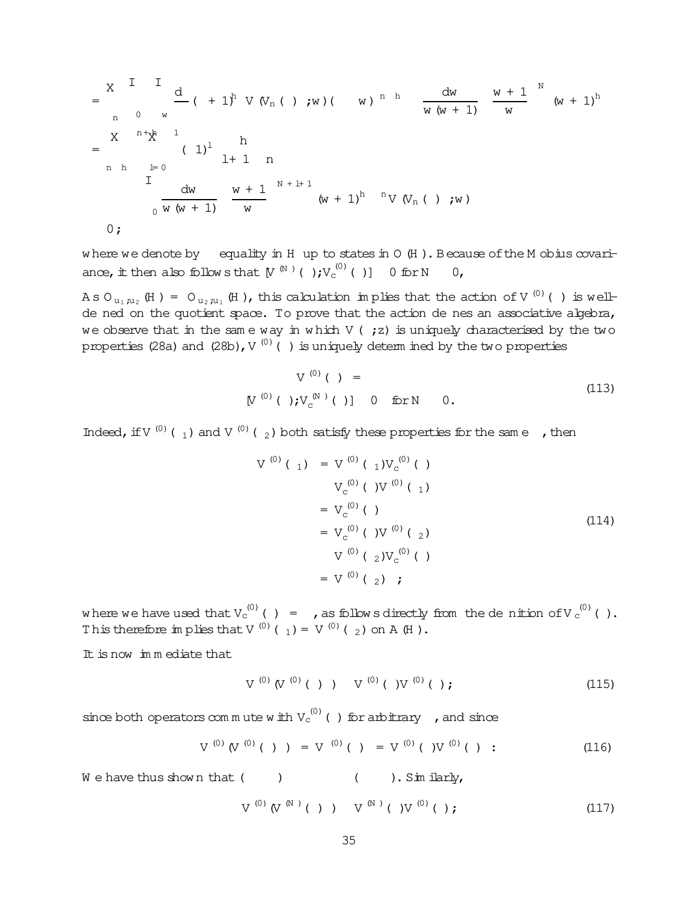$$
\begin{aligned}
&= \sum_{n} \oint_0 \oint_w \frac{d\zeta}{\zeta} (\zeta+1)^h \, V(V_n(\psi);w)(\zeta - w)^{-n-h} \frac{dw}{w(w+1)} \left(\frac{w+1}{w}\right)^N (w+1)^{-h} \\
&= \sum_{n \le -h} \sum_{l=0}^{n+h-1} (-1)^l \binom{-h}{l+1-n} \\
&\qquad \oint_0 \frac{dw}{w(w+1)} \left(\frac{w+1}{w}\right)^{N+l+1} (w+1)^{h-n} V(V_n(\psi);w) \\
&\approx 0 ;
\end{aligned}
$$

where we denote by $\approx$ equality in $\mathcal{H}$ up to states in $O(\mathcal{H})$. Because of the Möbius covariance, it then also follows that $[V^{(N)}(\psi); V_c^{(0)}(\chi)] \approx 0$ for $N \ge 0$,

As $O_{u_1,u_2}(\mathcal{H}) = O_{u_2,u_1}(\mathcal{H})$, this calculation implies that the action of $V^{(0)}(\psi)$ is well-defined on the quotient space. To prove that the action defines an associative algebra, we observe that in the same way in which $V(\psi;z)$ is uniquely characterised by the two properties (28a) and (28b), $V^{(0)}(\psi)$ is uniquely determined by the two properties

$$
\begin{aligned}
V^{(0)}(\psi)\Omega &= \psi \\
[V^{(0)}(\psi); V_c^{(N)}(\chi)] &\approx 0 \quad \text{for } N \ge 0.
\end{aligned}
\tag{113}
$$

Indeed, if $V^{(0)}(\psi_1)$ and $V^{(0)}(\psi_2)$ both satisfy these properties for the same $\psi$, then

$$
\begin{aligned}
V^{(0)}(\psi_1)\chi &= V^{(0)}(\psi_1)V_c^{(0)}(\chi)\Omega \\
&\approx V_c^{(0)}(\chi)V^{(0)}(\psi_1)\Omega \\
&= V_c^{(0)}(\chi)\psi \\
&= V_c^{(0)}(\chi)V^{(0)}(\psi_2)\Omega \\
&\approx V^{(0)}(\psi_2)V_c^{(0)}(\chi)\Omega \\
&= V^{(0)}(\psi_2)\chi ;
\end{aligned}
\tag{114}
$$

where we have used that $V_c^{(0)}(\chi)\Omega = \chi$, as follows directly from the definition of $V_c^{(0)}(\chi)$. This therefore implies that $V^{(0)}(\psi_1) = V^{(0)}(\psi_2)$ on $A(\mathcal{H})$.

It is now immediate that

$$
V^{(0)}(V^{(0)}(\psi)\phi) \approx V^{(0)}(\psi)V^{(0)}(\phi) ;
\tag{115}
$$

since both operators commute with $V_c^{(0)}(\chi)$ for arbitrary $\chi$, and since

$$
V^{(0)}(V^{(0)}(\psi)\phi)\Omega = V^{(0)}(\psi)\phi = V^{(0)}(\psi)V^{(0)}(\phi)\Omega :
\tag{116}
$$

We have thus shown that $(\quad)$ $(\quad)$. Similarly,

$$
V^{(0)}(V^{(N)}(\psi)\phi) \approx V^{(N)}(\psi)V^{(0)}(\phi) ;
\tag{117}
$$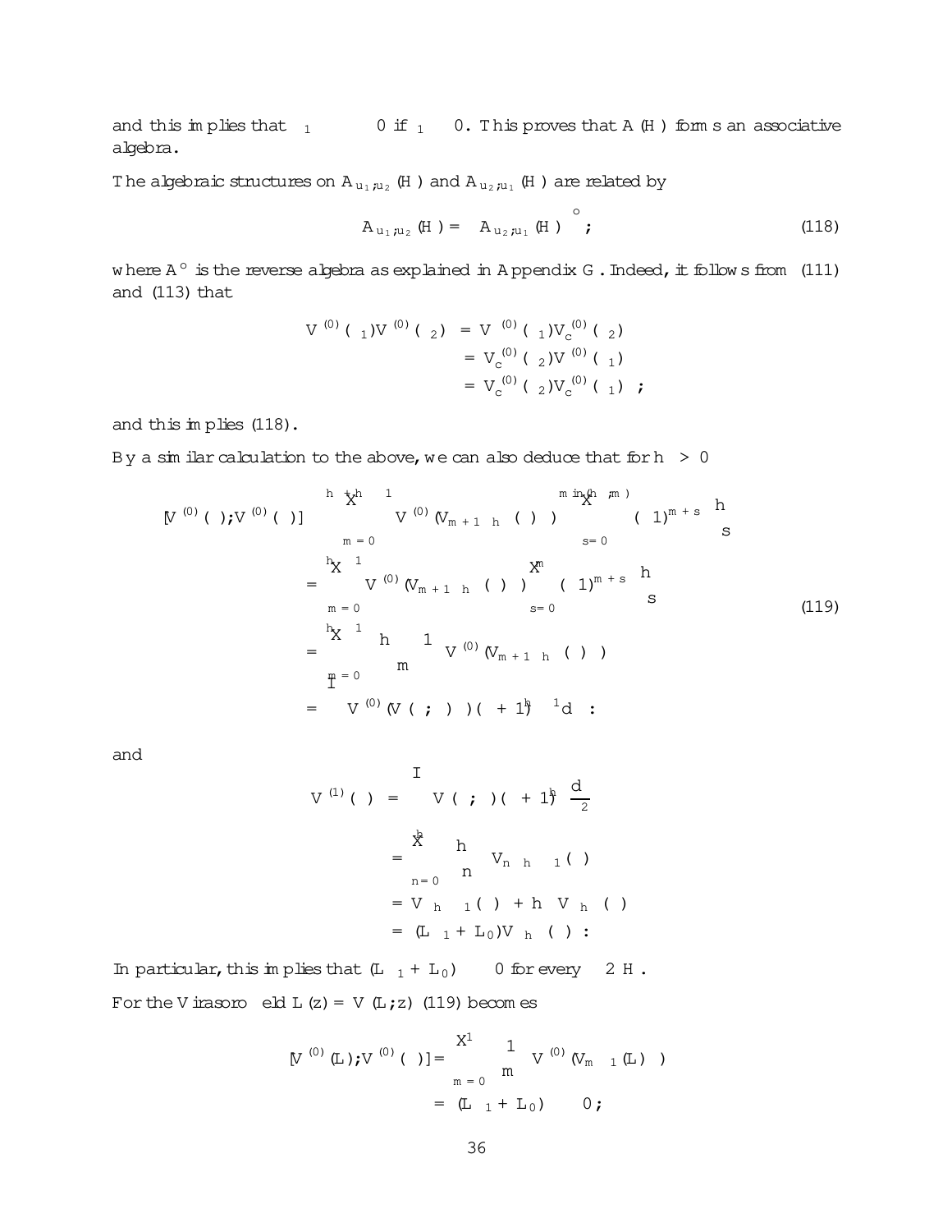and this implies that $\psi_1 \approx 0$ if $\phi_1 \approx 0$. This proves that $A(H)$ forms an associative algebra.

The algebraic structures on $A_{u_1,u_2}(H)$ and $A_{u_2,u_1}(H)$ are related by

$$A_{u_1,u_2}(H) = \left(A_{u_2,u_1}(H)\right)^{\circ} ; \tag{118}$$

where $A^{\circ}$ is the reverse algebra as explained in Appendix G. Indeed, it follows from (111) and (113) that

$$\begin{aligned}
V^{(0)}(\psi_1)V^{(0)}(\psi_2) &= V^{(0)}(\psi_1)V_c^{(0)}(\psi_2) \\
&= V_c^{(0)}(\psi_2)V^{(0)}(\psi_1) \\
&= V_c^{(0)}(\psi_2)V_c^{(0)}(\psi_1) ;
\end{aligned}$$

and this implies (118).

By a similar calculation to the above, we can also deduce that for $h_\psi > 0$

$$\begin{aligned}
[V^{(0)}(\psi);V^{(0)}(\phi)] &\cong \sum_{m=0}^{h_\psi+h_\phi-1} V^{(0)}(V_{m+1-h_\psi}(\psi)\phi) \sum_{s=0}^{\min(h_\psi,m)} (-1)^{m+s}\binom{h_\psi}{s} \\
&= \sum_{m=0}^{h_\psi-1} V^{(0)}(V_{m+1-h_\psi}(\psi)\phi) \sum_{s=0}^{m} (-1)^{m+s}\binom{h_\psi}{s} \\
&= \sum_{m=0}^{h_\psi-1} \binom{h_\psi-1}{m} V^{(0)}(V_{m+1-h_\psi}(\psi)\phi) \\
&= \oint V^{(0)}(V(\psi;\zeta)\phi)(\zeta+1)^{h_\psi-1}d\zeta :
\end{aligned} \tag{119}$$

and

$$\begin{aligned}
V^{(1)}(\psi) &= \oint V(\psi;\zeta)(\zeta+1)^{h_\psi}\frac{d\zeta}{\zeta^2} \\
&= \sum_{n=0}^{h_\psi}\binom{h_\psi}{n} V_{n-h_\psi-1}(\psi) \\
&= V_{-h_\psi-1}(\psi) + h_\psi V_{-h_\psi}(\psi) \\
&= (L_{-1}+L_0)V_{-h_\psi}(\psi) :
\end{aligned}$$

In particular, this implies that $(L_{-1}+L_0)\psi \approx 0$ for every $\psi \in H$.

For the Virasoro field $L(z) = V(L;z)$ (119) becomes

$$\begin{aligned}
[V^{(0)}(L);V^{(0)}(\psi)] &= \sum_{m=0}^{1}\binom{1}{m} V^{(0)}(V_{m-1}(L)\psi) \\
&= (L_{-1}+L_0)\psi \approx 0 ;
\end{aligned}$$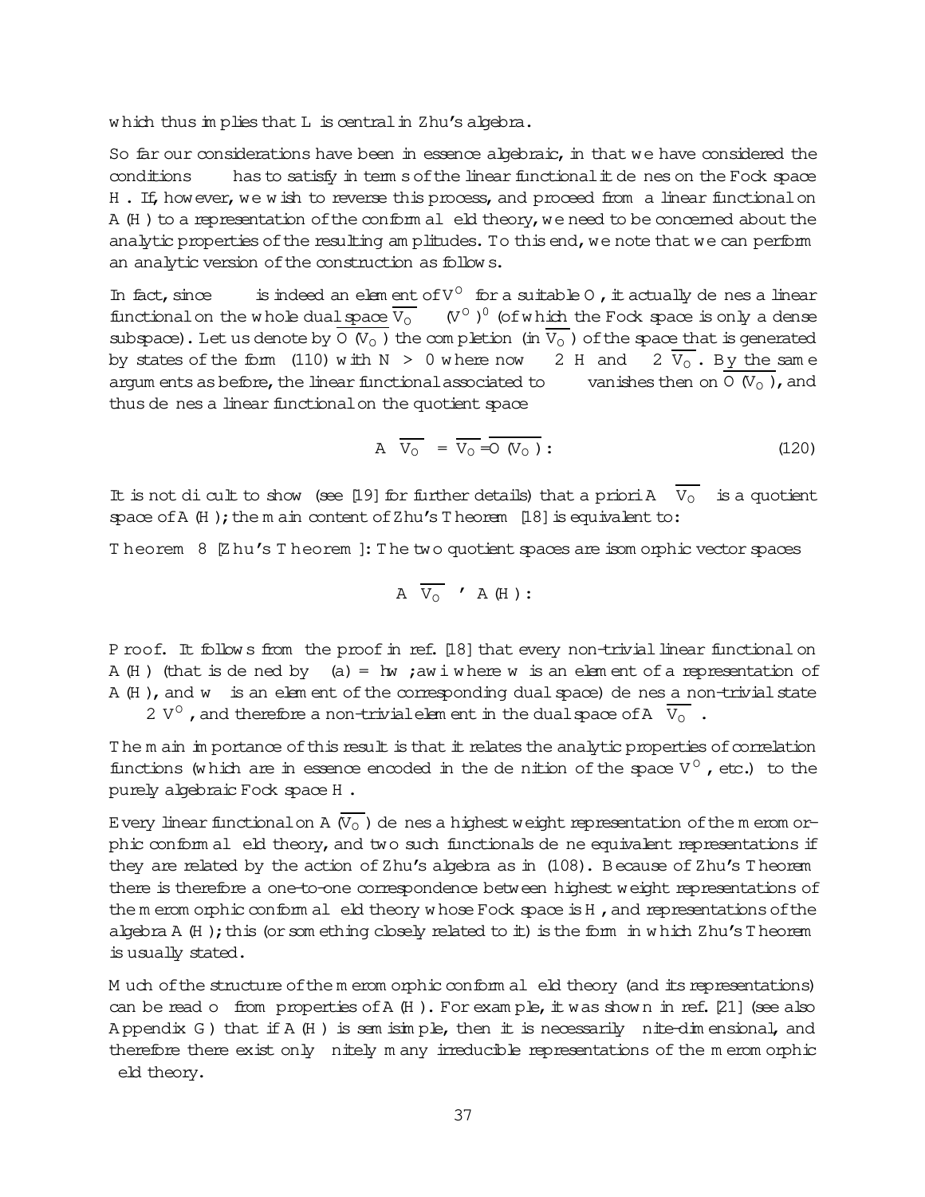which thus implies that $L$ is central in Zhu's algebra.

So far our considerations have been in essence algebraic, in that we have considered the conditions $\chi$ has to satisfy in terms of the linear functional it defines on the Fock space $\mathcal{H}$. If, however, we wish to reverse this process, and proceed from a linear functional on $A(\mathcal{H})$ to a representation of the conformal field theory, we need to be concerned about the analytic properties of the resulting amplitudes. To this end, we note that we can perform an analytic version of the construction as follows.

In fact, since $\chi$ is indeed an element of $V^{\mathcal{O}}$ for a suitable $\mathcal{O}$, it actually defines a linear functional on the whole dual space $\overline{V_{\mathcal{O}}} \supset (V^{\mathcal{O}})^0$ (of which the Fock space is only a dense subspace). Let us denote by $\overline{O(V_{\mathcal{O}})}$ the completion (in $\overline{V_{\mathcal{O}}}$) of the space that is generated by states of the form (110) with $N > 0$ where now $\psi \in \mathcal{H}$ and $\chi \in \overline{V_{\mathcal{O}}}$. By the same arguments as before, the linear functional associated to $\chi$ vanishes then on $\overline{O(V_{\mathcal{O}})}$, and thus defines a linear functional on the quotient space

$$A\left(\overline{V_{\mathcal{O}}}\right) = \overline{V_{\mathcal{O}}} / \overline{O(V_{\mathcal{O}})} . \tag{120}$$

It is not difficult to show (see [19] for further details) that a priori $A\left(\overline{V_{\mathcal{O}}}\right)$ is a quotient space of $A(\mathcal{H})$; the main content of Zhu's Theorem [18] is equivalent to:

**Theorem 8** [Zhu's Theorem]: The two quotient spaces are isomorphic vector spaces

$$A\left(\overline{V_{\mathcal{O}}}\right) \simeq A(\mathcal{H}) .$$

*Proof.* It follows from the proof in ref. [18] that every non-trivial linear functional on $A(\mathcal{H})$ (that is defined by $\chi(a) = \langle w^*; a w\rangle$ where $w$ is an element of a representation of $A(\mathcal{H})$, and $w^*$ is an element of the corresponding dual space) defines a non-trivial state $\chi \in V^{\mathcal{O}}$, and therefore a non-trivial element in the dual space of $A\left(\overline{V_{\mathcal{O}}}\right)$.

The main importance of this result is that it relates the analytic properties of correlation functions (which are in essence encoded in the definition of the space $V^{\mathcal{O}}$, etc.) to the purely algebraic Fock space $\mathcal{H}$.

Every linear functional on $A(\overline{V_{\mathcal{O}}})$ defines a highest weight representation of the meromorphic conformal field theory, and two such functionals define equivalent representations if they are related by the action of Zhu's algebra as in (108). Because of Zhu's Theorem there is therefore a one-to-one correspondence between highest weight representations of the meromorphic conformal field theory whose Fock space is $\mathcal{H}$, and representations of the algebra $A(\mathcal{H})$; this (or something closely related to it) is the form in which Zhu's Theorem is usually stated.

Much of the structure of the meromorphic conformal field theory (and its representations) can be read off from properties of $A(\mathcal{H})$. For example, it was shown in ref. [21] (see also Appendix G) that if $A(\mathcal{H})$ is semisimple, then it is necessarily finite-dimensional, and therefore there exist only finitely many irreducible representations of the meromorphic field theory.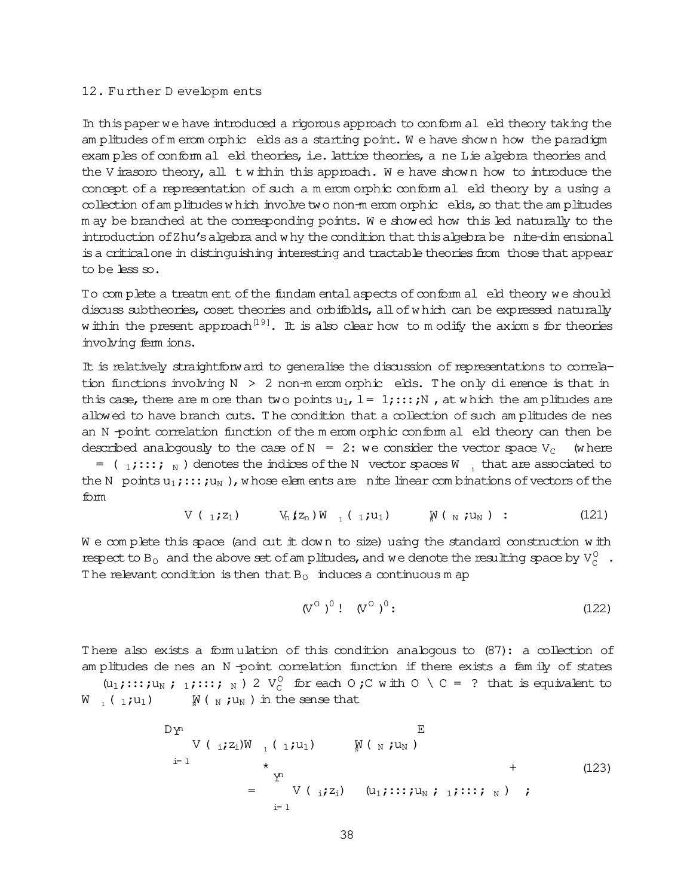## 12. Further Developments

In this paper we have introduced a rigorous approach to conformal field theory taking the amplitudes of meromorphic fields as a starting point. We have shown how the paradigm examples of conformal field theories, i.e. lattice theories, affine Lie algebra theories and the Virasoro theory, all fit within this approach. We have shown how to introduce the concept of a representation of such a meromorphic conformal field theory by a using a collection of amplitudes which involve two non-meromorphic fields, so that the amplitudes may be branched at the corresponding points. We showed how this led naturally to the introduction of Zhu's algebra and why the condition that this algebra be finite-dimensional is a critical one in distinguishing interesting and tractable theories from those that appear to be less so.

To complete a treatment of the fundamental aspects of conformal field theory we should discuss subtheories, coset theories and orbifolds, all of which can be expressed naturally within the present approach[19]. It is also clear how to modify the axioms for theories involving fermions.

It is relatively straightforward to generalise the discussion of representations to correlation functions involving $N > 2$ non-meromorphic fields. The only difference is that in this case, there are more than two points $u_l$, $l = 1;\ldots;N$, at which the amplitudes are allowed to have branch cuts. The condition that a collection of such amplitudes defines an $N$-point correlation function of the meromorphic conformal field theory can then be described analogously to the case of $N = 2$: we consider the vector space $V_C^{\alpha}$ (where $\alpha = (\alpha_1;\ldots;\alpha_N)$ denotes the indices of the $N$ vector spaces $W^{\alpha_i}$ that are associated to the $N$ points $u_1;\ldots;u_N$), whose elements are finite linear combinations of vectors of the form

$$V(\psi_1;z_1)\cdots V(\psi_n;z_n)\,W^{\alpha_1}(\chi_1;u_1)\cdots W^{\alpha_N}(\chi_N;u_N)\;: \tag{121}$$

We complete this space (and cut it down to size) using the standard construction with respect to $B_O$ and the above set of amplitudes, and we denote the resulting space by $V_C^{O\,\alpha}$. The relevant condition is then that $B_O$ induces a continuous map

$$(V^{O})^{0} \to (V^{O})^{0}: \tag{122}$$

There also exists a formulation of this condition analogous to (87): a collection of amplitudes defines an $N$-point correlation function if there exists a family of states $\Psi(u_1;\ldots;u_N;\chi_1;\ldots;\chi_N) \in V_C^{O}$ for each $O;C$ with $O \cap C = \emptyset$ that is equivalent to $W^{\alpha_1}(\chi_1;u_1)\cdots W^{\alpha_N}(\chi_N;u_N)$ in the sense that

$$\begin{aligned}
&\Big\langle \prod_{i=1}^{n} V(\psi_i;z_i)\,W^{\alpha_1}(\chi_1;u_1)\cdots W^{\alpha_N}(\chi_N;u_N)\Big\rangle \\
&\qquad = \Big\langle \prod_{i=1}^{n} V(\psi_i;z_i)\,\Psi(u_1;\ldots;u_N;\chi_1;\ldots;\chi_N)\Big\rangle\;;
\end{aligned} \tag{123}$$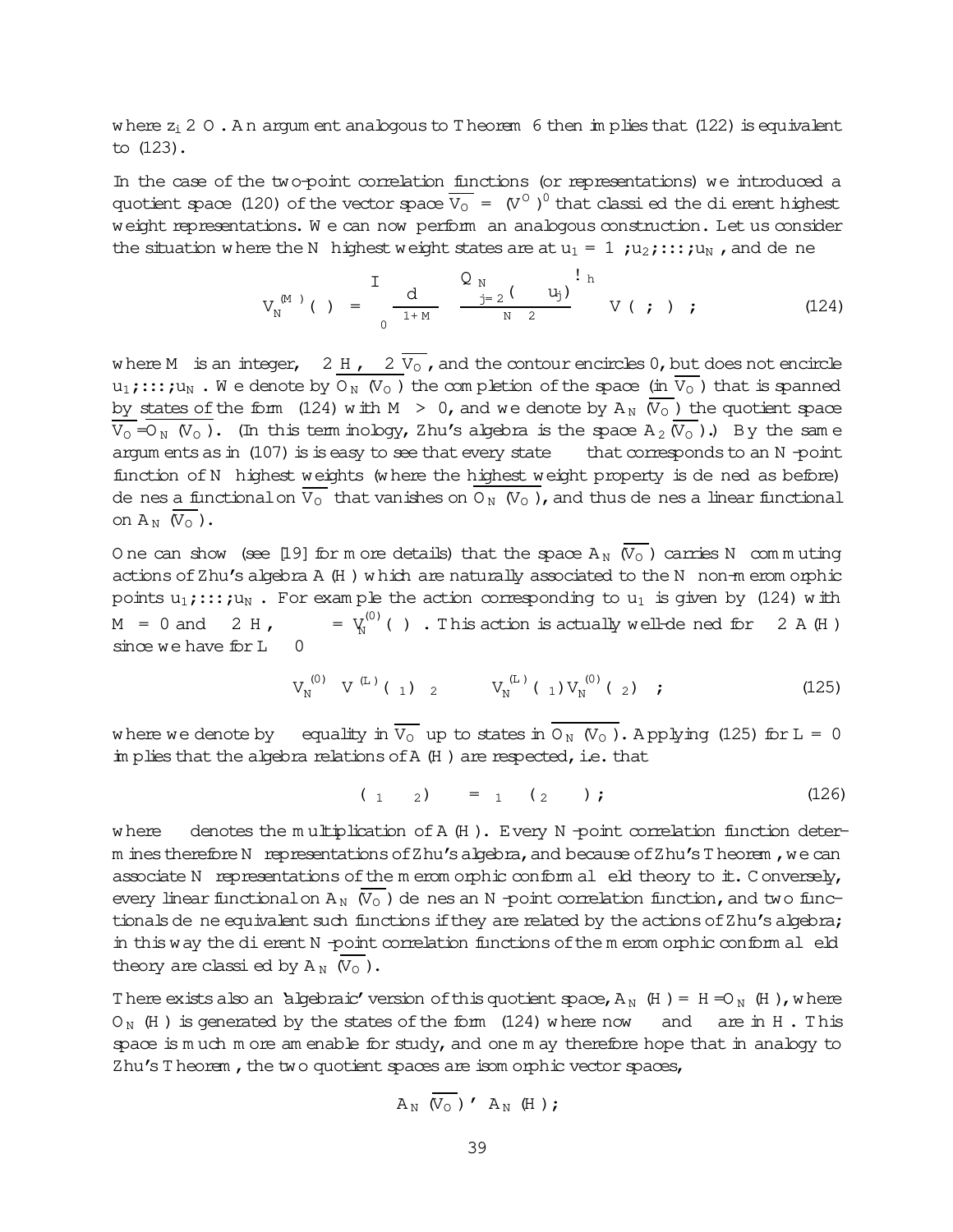where $z_i \in \mathcal{O}$. An argument analogous to Theorem 6 then implies that (122) is equivalent to (123).

In the case of the two-point correlation functions (or representations) we introduced a quotient space (120) of the vector space $\overline{V_{\mathcal{O}}} = (V^{\mathcal{O}})^0$ that classified the different highest weight representations. We can now perform an analogous construction. Let us consider the situation where the $N$ highest weight states are at $u_1 = \infty, u_2, \ldots, u_N$, and define

$$V_N^{(M)}(\psi) = \oint_0 \frac{d\zeta}{\zeta^{1+M}} \left( \frac{\prod_{j=2}^{N} (\zeta - u_j)}{\zeta^{N-2}} \right)^h V(\psi;\zeta) \; ; \tag{124}$$

where $M$ is an integer, $\psi \in \mathcal{H}$, $\chi \in \overline{V_{\mathcal{O}}}$, and the contour encircles 0, but does not encircle $u_1, \ldots, u_N$. We denote by $O_N(V_{\mathcal{O}})$ the completion of the space (in $\overline{V_{\mathcal{O}}}$) that is spanned by states of the form (124) with $M > 0$, and we denote by $A_N(\overline{V_{\mathcal{O}}})$ the quotient space $\overline{V_{\mathcal{O}}}/\overline{O_N(V_{\mathcal{O}})}$. (In this terminology, Zhu's algebra is the space $A_2(\overline{V_{\mathcal{O}}})$.) By the same arguments as in (107) is is easy to see that every state $\eta$ that corresponds to an $N$-point function of $N$ highest weights (where the highest weight property is defined as before) defines a functional on $\overline{V_{\mathcal{O}}}$ that vanishes on $\overline{O_N(V_{\mathcal{O}})}$, and thus defines a linear functional on $A_N(\overline{V_{\mathcal{O}}})$.

One can show (see [19] for more details) that the space $A_N(\overline{V_{\mathcal{O}}})$ carries $N$ commuting actions of Zhu's algebra $A(\mathcal{H})$ which are naturally associated to the $N$ non-meromorphic points $u_1, \ldots, u_N$. For example the action corresponding to $u_1$ is given by (124) with $M = 0$ and $\psi \in \mathcal{H}$, $\chi \mapsto V_N^{(0)}(\psi)\chi$. This action is actually well-defined for $\psi \in A(\mathcal{H})$ since we have for $L \geq 0$

$$V_N^{(0)}\left(V^{(L)}(\psi_1)\psi_2\right)\chi \simeq V_N^{(L)}(\psi_1)V_N^{(0)}(\psi_2)\chi \; ; \tag{125}$$

where we denote by $\simeq$ equality in $\overline{V_{\mathcal{O}}}$ up to states in $\overline{O_N(V_{\mathcal{O}})}$. Applying (125) for $L = 0$ implies that the algebra relations of $A(\mathcal{H})$ are respected, i.e. that

$$(\psi_1 * \psi_2) \cdot \chi = \psi_1 \cdot (\psi_2 \cdot \chi) \; ; \tag{126}$$

where $*$ denotes the multiplication of $A(\mathcal{H})$. Every $N$-point correlation function determines therefore $N$ representations of Zhu's algebra, and because of Zhu's Theorem, we can associate $N$ representations of the meromorphic conformal field theory to it. Conversely, every linear functional on $A_N(\overline{V_{\mathcal{O}}})$ defines an $N$-point correlation function, and two functionals define equivalent such functions if they are related by the actions of Zhu's algebra; in this way the different $N$-point correlation functions of the meromorphic conformal field theory are classified by $A_N(\overline{V_{\mathcal{O}}})$.

There exists also an 'algebraic' version of this quotient space, $A_N(\mathcal{H}) = \mathcal{H}/O_N(\mathcal{H})$, where $O_N(\mathcal{H})$ is generated by the states of the form (124) where now $\psi$ and $\chi$ are in $\mathcal{H}$. This space is much more amenable for study, and one may therefore hope that in analogy to Zhu's Theorem, the two quotient spaces are isomorphic vector spaces,

$$A_N(\overline{V_{\mathcal{O}}}) \simeq A_N(\mathcal{H}) \; ;$$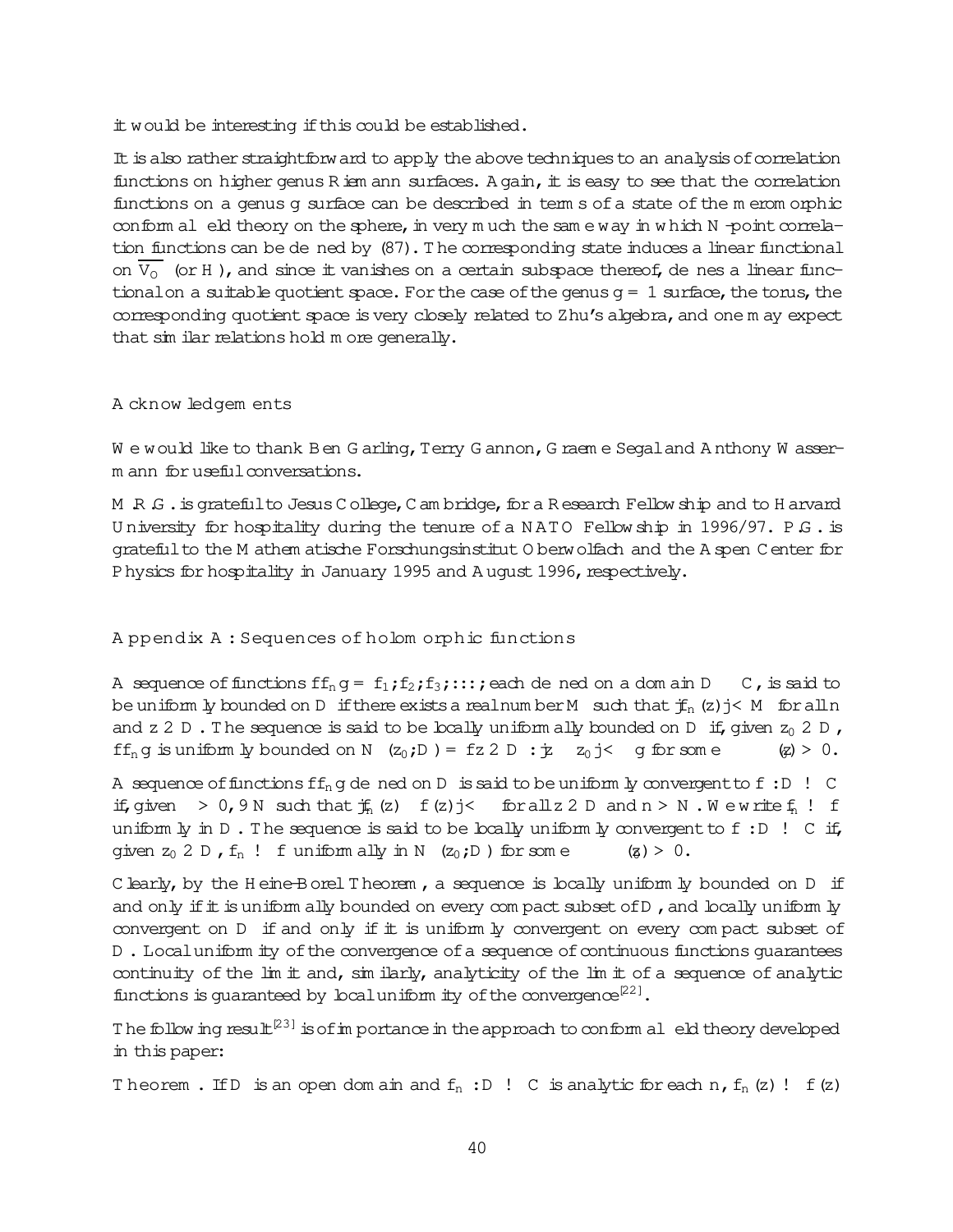it would be interesting if this could be established.

It is also rather straightforward to apply the above techniques to an analysis of correlation functions on higher genus Riemann surfaces. Again, it is easy to see that the correlation functions on a genus $g$ surface can be described in terms of a state of the meromorphic conformal field theory on the sphere, in very much the same way in which $N$-point correlation functions can be defined by (87). The corresponding state induces a linear functional on $\overline{V_0}$ (or $H$), and since it vanishes on a certain subspace thereof, defines a linear functional on a suitable quotient space. For the case of the genus $g = 1$ surface, the torus, the corresponding quotient space is very closely related to Zhu's algebra, and one may expect that similar relations hold more generally.

## Acknowledgements

We would like to thank Ben Garling, Terry Gannon, Graeme Segal and Anthony Wassermann for useful conversations.

M.R.G. is grateful to Jesus College, Cambridge, for a Research Fellowship and to Harvard University for hospitality during the tenure of a NATO Fellowship in 1996/97. P.G. is grateful to the Mathematische Forschungsinstitut Oberwolfach and the Aspen Center for Physics for hospitality in January 1995 and August 1996, respectively.

## Appendix A: Sequences of holomorphic functions

A sequence of functions $\{f_n\} = f_1, f_2, f_3, \ldots$, each defined on a domain $D \subset \mathbb{C}$, is said to be uniformly bounded on $D$ if there exists a real number $M$ such that $|f_n(z)| < M$ for all $n$ and $z \in D$. The sequence is said to be locally uniformally bounded on $D$ if, given $z_0 \in D$, $\{f_n\}$ is uniformly bounded on $N_\epsilon(z_0; D) = \{z \in D : |z - z_0| < \epsilon\}$ for some $\epsilon \equiv \epsilon(z) > 0$.

A sequence of functions $\{f_n\}$ defined on $D$ is said to be uniformly convergent to $f : D \to \mathbb{C}$ if, given $\epsilon > 0$, $\exists N$ such that $|f_n(z) - f(z)| < \epsilon$ for all $z \in D$ and $n > N$. We write $f_n \to f$ uniformly in $D$. The sequence is said to be locally uniformly convergent to $f : D \to \mathbb{C}$ if, given $z_0 \in D$, $f_n \to f$ uniformally in $N_\epsilon(z_0; D)$ for some $\epsilon \equiv \epsilon(z_0) > 0$.

Clearly, by the Heine-Borel Theorem, a sequence is locally uniformly bounded on $D$ if and only if it is uniformally bounded on every compact subset of $D$, and locally uniformly convergent on $D$ if and only if it is uniformly convergent on every compact subset of $D$. Local uniformity of the convergence of a sequence of continuous functions guarantees continuity of the limit and, similarly, analyticity of the limit of a sequence of analytic functions is guaranteed by local uniformity of the convergence[22].

The following result[23] is of importance in the approach to conformal field theory developed in this paper:

**Theorem.** If $D$ is an open domain and $f_n : D \to \mathbb{C}$ is analytic for each $n$, $f_n(z) \to f(z)$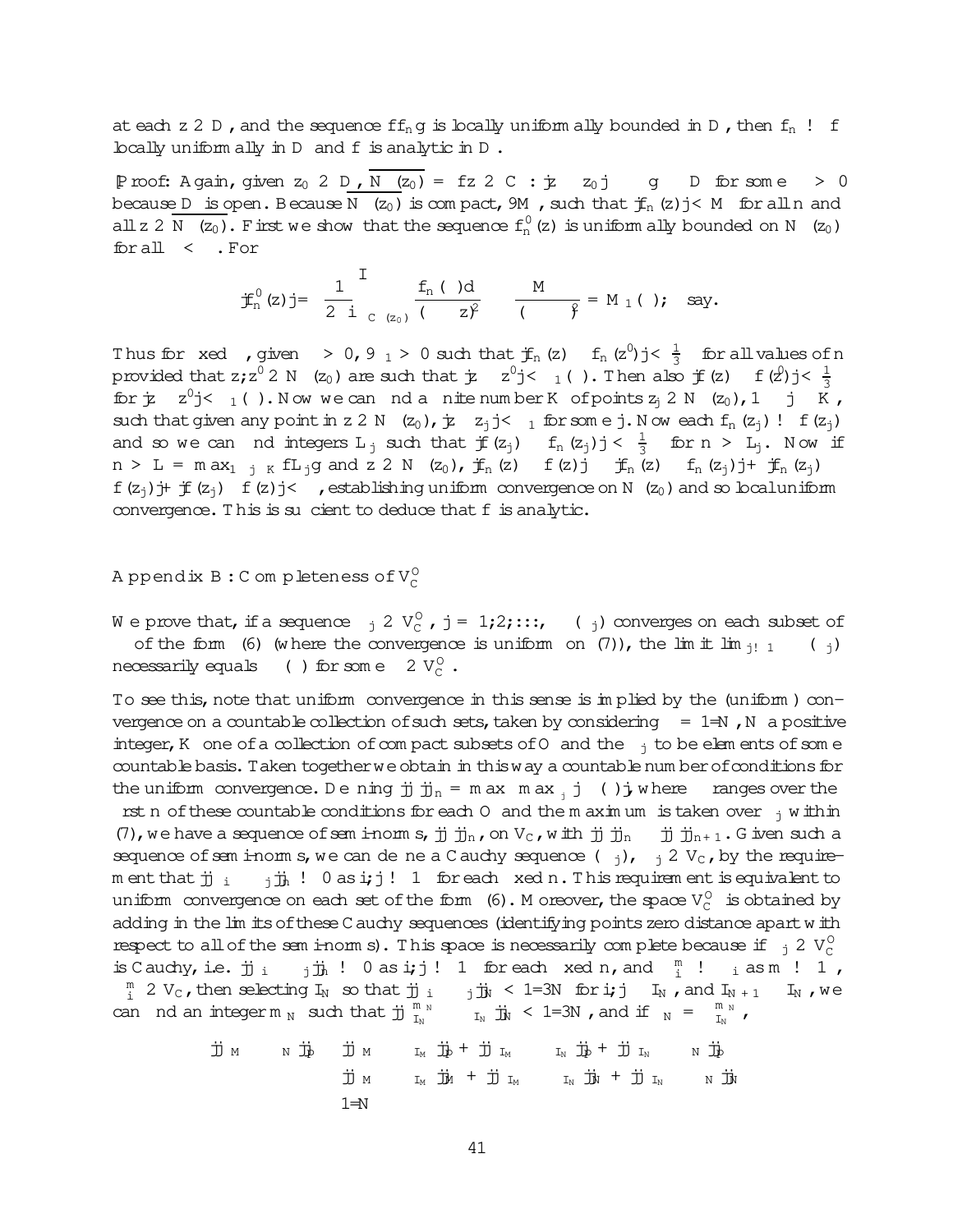at each $z \in D$, and the sequence $\{f_n\}$ is locally uniformally bounded in $D$, then $f_n \to f$ locally uniformally in $D$ and $f$ is analytic in $D$.

[Proof: Again, given $z_0 \in D$, $\overline{N_\delta(z_0)} = \{z \in \mathbb{C} : |z - z_0| \leq \delta\} \subset D$ for some $\delta > 0$ because $D$ is open. Because $\overline{N_\delta(z_0)}$ is compact, $\exists M$, such that $|f_n(z)| < M$ for all $n$ and all $z \in \overline{N_\delta(z_0)}$. First we show that the sequence $f_n'(z)$ is uniformally bounded on $N_\rho(z_0)$ for all $\rho < \delta$. For

$$|f_n'(z)| = \left| \frac{1}{2\pi i} \oint_{C_\delta(z_0)} \frac{f_n(\zeta)d\zeta}{(\zeta - z)^2} \right| \leq \frac{M\delta}{(\delta - \rho)^2} = M_1(\rho); \quad \text{say.}$$

Thus for fixed $\rho$, given $\epsilon > 0$, $\exists \delta_1 > 0$ such that $|f_n(z) - f_n(z')| < \frac{1}{3}\epsilon$ for all values of $n$ provided that $z, z' \in N_\rho(z_0)$ are such that $|z - z'| < \delta_1(\epsilon)$. Then also $|f(z) - f(z')| < \frac{1}{3}\epsilon$ for $|z - z'| < \delta_1(\epsilon)$. Now we can find a finite number $K$ of points $z_j \in N_\rho(z_0)$, $1 \leq j \leq K$, such that given any point in $z \in N_\rho(z_0)$, $|z - z_j| < \delta_1$ for some $j$. Now each $f_n(z_j) \to f(z_j)$ and so we can find integers $L_j$ such that $|f(z_j) - f_n(z_j)| < \frac{1}{3}\epsilon$ for $n > L_j$. Now if $n > L = \max_{1 \leq j \leq K}\{L_j\}$ and $z \in N_\rho(z_0)$, $|f_n(z) - f(z)| \leq |f_n(z) - f_n(z_j)| + |f_n(z_j) - f(z_j)| + |f(z_j) - f(z)| < \epsilon$, establishing uniform convergence on $N_\rho(z_0)$ and so local uniform convergence. This is sufficient to deduce that $f$ is analytic.

## Appendix B: Completeness of $V_C^0$

We prove that, if a sequence $\phi_j \in V_C^0$, $j = 1, 2, \ldots$, $\Psi(\phi_j)$ converges on each subset of $\Phi$ of the form (6) (where the convergence is uniform on (7)), the limit $\lim_{j\to\infty} \Psi(\phi_j)$ necessarily equals $\Psi(\phi)$ for some $\phi \in V_C^0$.

To see this, note that uniform convergence in this sense is implied by the (uniform) convergence on a countable collection of such sets, taken by considering $\epsilon = 1/N$, $N$ a positive integer, $K$ one of a collection of compact subsets of $O$ and the $\phi_j$ to be elements of some countable basis. Taken together we obtain in this way a countable number of conditions for the uniform convergence. Defining $||\phi||_n = \max \max_{\phi_j} |\Psi(\phi)|$, where $\Psi$ ranges over the first $n$ of these countable conditions for each $O$ and the maximum is taken over $\phi_j$ within (7), we have a sequence of semi-norms, $||\phi||_n$, on $V_C$, with $||\phi||_n \leq ||\phi||_{n+1}$. Given such a sequence of semi-norms, we can define a Cauchy sequence $(\phi_j)$, $\phi_j \in V_C$, by the requirement that $||\phi_i - \phi_j||_n \to 0$ as $i, j \to \infty$ for each fixed $n$. This requirement is equivalent to uniform convergence on each set of the form (6). Moreover, the space $V_C^0$ is obtained by adding in the limits of these Cauchy sequences (identifying points zero distance apart with respect to all of the semi-norms). This space is necessarily complete because if $\phi_j \in V_C^0$ is Cauchy, i.e. $||\phi_i - \phi_j||_n \to 0$ as $i, j \to \infty$ for each fixed $n$, and $\phi_i^m \to \phi_i$ as $m \to \infty$, $\phi_i^m \in V_C$, then selecting $I_N$ so that $||\phi_i - \phi_j||_N < 1/3N$ for $i, j \geq I_N$, and $I_{N+1} \geq I_N$, we can find an integer $m_N$ such that $||\phi_{I_N}^{m_N} - \phi_{I_N}||_N < 1/3N$, and if $\psi_N = \phi_{I_N}^{m_N}$,

$$\begin{aligned}
||\psi_M - \psi_N||_p &\leq ||\psi_M - \phi_{I_M}||_p + ||\phi_{I_M} - \phi_{I_N}||_p + ||\phi_{I_N} - \psi_N||_p \\
&\leq ||\psi_M - \phi_{I_M}||_M + ||\phi_{I_M} - \phi_{I_N}||_N + ||\phi_{I_N} - \psi_N||_N \\
&\leq 1/N
\end{aligned}$$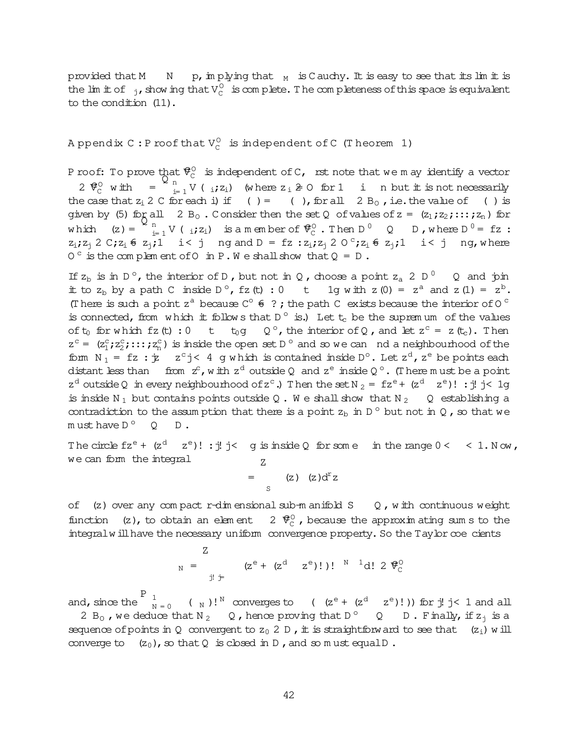provided that $M \geq N \geq p$, implying that $\phi_M$ is Cauchy. It is easy to see that its limit is the limit of $\phi_j$, showing that $V_C^O$ is complete. The completeness of this space is equivalent to the condition (11).

## Appendix C: Proof that $V_C^O$ is independent of C (Theorem 1)

Proof: To prove that $\hat{V}_C^O$ is independent of C, first note that we may identify a vector $\psi \in \hat{V}_C^O$ with $\phi = \prod_{i=1}^{n} V(\alpha_i; z_i)$ (where $z_i \in O$ for $1 \leq i \leq n$ but it is not necessarily the case that $z_i \in C$ for each i) if $\psi(\alpha) = \phi(\alpha)$, for all $\alpha \in B_O$, i.e. the value of $\phi(\alpha)$ is given by (5) for all $\alpha \in B_O$. Consider then the set Q of values of $z = (z_1; z_2; \ldots; z_n)$ for which $\phi(z) = \prod_{i=1}^{n} V(\alpha_i; z_i)$ is a member of $\hat{V}_C^O$. Then $D^0 \subseteq Q \subseteq D$, where $D^0 = \{z : z_i; z_j \in C; z_i \neq z_j; 1 \leq i < j \leq n\}$ and $D = \{z : z_i; z_j \in O^c; z_i \neq z_j; 1 \leq i < j \leq n\}$, where $O^c$ is the complement of O in P. We shall show that $Q = D$.

If $z_b$ is in $D^o$, the interior of D, but not in Q, choose a point $z_a \in D^0 \subseteq Q$ and join it to $z_b$ by a path C inside $D^o$, $\{z(t) : 0 \leq t \leq 1\}$ with $z(0) = z^a$ and $z(1) = z^b$. (There is such a point $z^a$ because $C^o \neq \emptyset$; the path C exists because the interior of $O^c$ is connected, from which it follows that $D^o$ is.) Let $t_c$ be the supremum of the values of $t_0$ for which $\{z(t) : 0 \leq t \leq t_0\} \subseteq Q^o$, the interior of Q, and let $z^c = z(t_c)$. Then $z^c = (z_1^c; z_2^c; \ldots; z_n^c)$ is inside the open set $D^o$ and so we can find a neighbourhood of the form $N_1 = \{z : |z - z^c| < 4\epsilon\}$ which is contained inside $D^o$. Let $z^d$, $z^e$ be points each distant less than $\epsilon$ from $z^c$, with $z^d$ outside Q and $z^e$ inside $Q^o$. (There must be a point $z^d$ outside Q in every neighbourhood of $z^c$.) Then the set $N_2 = \{z^e + (z^d - z^e)\omega : |\omega| < 1\}$ is inside $N_1$ but contains points outside Q. We shall show that $N_2 \subseteq Q$ establishing a contradiction to the assumption that there is a point $z_b$ in $D^o$ but not in Q, so that we must have $D^o \subseteq Q \subseteq D$.

The circle $\{z^e + (z^d - z^e)\omega : |\omega| < \delta\}$ is inside Q for some $\delta$ in the range $0 < \delta < 1$. Now, we can form the integral

$$\psi = \int_S \phi(z)\,\rho(z)\,d^r z$$

of $\phi(z)$ over any compact r-dimensional sub-manifold $S \subseteq Q$, with continuous weight function $\rho(z)$, to obtain an element $\psi \in \hat{V}_C^O$, because the approximating sums to the integral will have the necessary uniform convergence property. So the Taylor coefficients

$$\psi_N = \int_{|\omega| = \delta} \phi(z^e + (z^d - z^e)\omega)\,\omega^{-N-1} d\omega \in \hat{V}_C^O$$

and, since the $\sum_{N=0}^{1} \psi_N(\alpha)\omega^N$ converges to $\phi(\alpha(z^e + (z^d - z^e)\omega))$ for $|\omega| < 1$ and all $\alpha \in B_O$, we deduce that $N_2 \subseteq Q$, hence proving that $D^o \subseteq Q \subseteq D$. Finally, if $z_j$ is a sequence of points in Q convergent to $z_0 \in D$, it is straightforward to see that $\phi(z_i)$ will converge to $\phi(z_0)$, so that Q is closed in D, and so must equal D.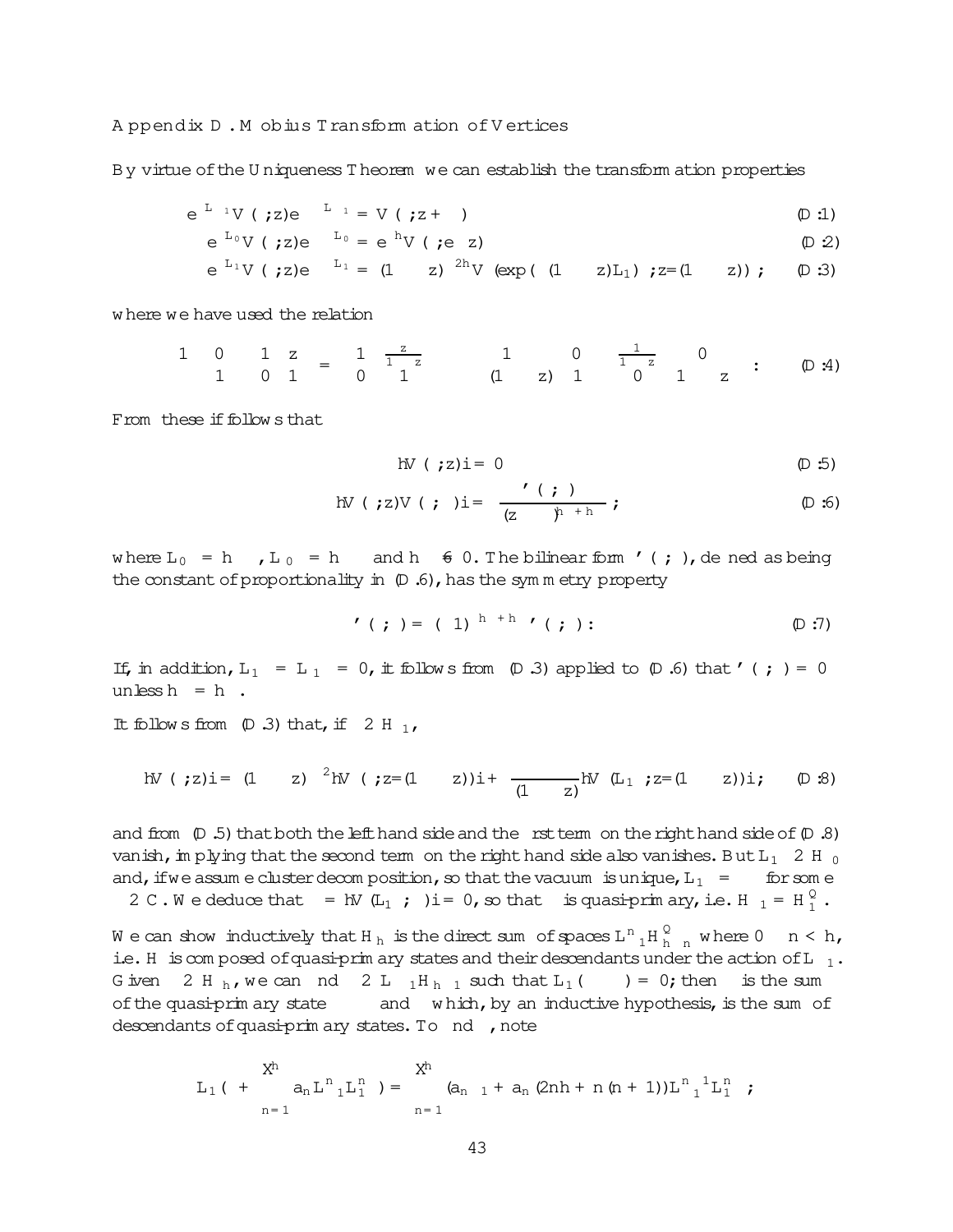Appendix D. Möbius Transformation of Vertices

By virtue of the Uniqueness Theorem we can establish the transformation properties

$$e^{\lambda L_{-1}} V(\psi, z) e^{-\lambda L_{-1}} = V(\psi, z+\lambda) \tag{D.1}$$

$$e^{\lambda L_0} V(\psi, z) e^{-\lambda L_0} = e^{\lambda h_\psi} V(\psi, e^{\lambda} z) \tag{D.2}$$

$$e^{\lambda L_1} V(\psi, z) e^{-\lambda L_1} = (1-\lambda z)^{-2h_\psi} V\left(\exp(\lambda(1-\lambda z)L_1)\psi, z/(1-\lambda z)\right), \tag{D.3}$$

where we have used the relation

$$\begin{pmatrix} 1 & 0 \\ -\lambda & 1 \end{pmatrix}\begin{pmatrix} 1 & z \\ 0 & 1 \end{pmatrix} = \begin{pmatrix} 1 & \frac{z}{1-\lambda z} \\ 0 & 1 \end{pmatrix}\begin{pmatrix} 1 & 0 \\ -\lambda(1-\lambda z) & 1 \end{pmatrix}\begin{pmatrix} \frac{1}{1-\lambda z} & 0 \\ 0 & 1-\lambda z \end{pmatrix}. \tag{D.4}$$

From these if follows that

$$\langle V(\psi, z)\rangle = 0 \tag{D.5}$$

$$\langle V(\psi, z)V(\phi, \zeta)\rangle = \frac{\varphi(\psi, \phi)}{(z-\zeta)^{h_\psi + h_\phi}}, \tag{D.6}$$

where $L_0\psi = h_\psi\psi$, $L_0\phi = h_\phi\phi$ and $h_\psi \neq 0$. The bilinear form $\varphi(\psi, \phi)$, defined as being the constant of proportionality in (D.6), has the symmetry property

$$\varphi(\psi, \phi) = (-1)^{h_\psi + h_\phi}\varphi(\phi, \psi). \tag{D.7}$$

If, in addition, $L_1\psi = L_1\phi = 0$, it follows from (D.3) applied to (D.6) that $\varphi(\psi, \phi) = 0$ unless $h_\psi = h_\phi$.

It follows from (D.3) that, if $\psi \in \mathcal{H}_1$,

$$\langle V(\psi, z)\rangle = (1-\lambda z)^{-2}\langle V(\psi, z/(1-\lambda z))\rangle + \frac{\lambda}{(1-\lambda z)}\langle V(L_1\psi, z/(1-\lambda z))\rangle, \tag{D.8}$$

and from (D.5) that both the left hand side and the first term on the right hand side of (D.8) vanish, implying that the second term on the right hand side also vanishes. But $L_1\psi \in \mathcal{H}_0$ and, if we assume cluster decomposition, so that the vacuum is unique, $L_1\psi = \lambda\psi$ for some $\lambda \in \mathbb{C}$. We deduce that $\lambda = \langle V(L_1\psi, \zeta)\rangle = 0$, so that $\psi$ is quasi-primary, i.e. $\mathcal{H}_1 = \mathcal{H}_1^Q$.

We can show inductively that $\mathcal{H}_h$ is the direct sum of spaces $L_{-1}^n\mathcal{H}_{h-n}^Q$ where $0 \leq n < h$, i.e. $\mathcal{H}$ is composed of quasi-primary states and their descendants under the action of $L_{-1}$. Given $\psi \in \mathcal{H}_h$, we can find $\chi \in L_{-1}\mathcal{H}_{h-1}$ such that $L_1(\psi - \chi) = 0$; then $\psi$ is the sum of the quasi-primary state $\psi - \chi$ and $\chi$ which, by an inductive hypothesis, is the sum of descendants of quasi-primary states. To find $\chi$, note

$$L_1\left(\psi + \sum_{n=1}^{h} a_n L_{-1}^n L_1^n\psi\right) = \sum_{n=1}^{h}\left(a_{n-1} + a_n(2nh + n(n+1))\right)L_{-1}^{n-1}L_1^n\psi,$$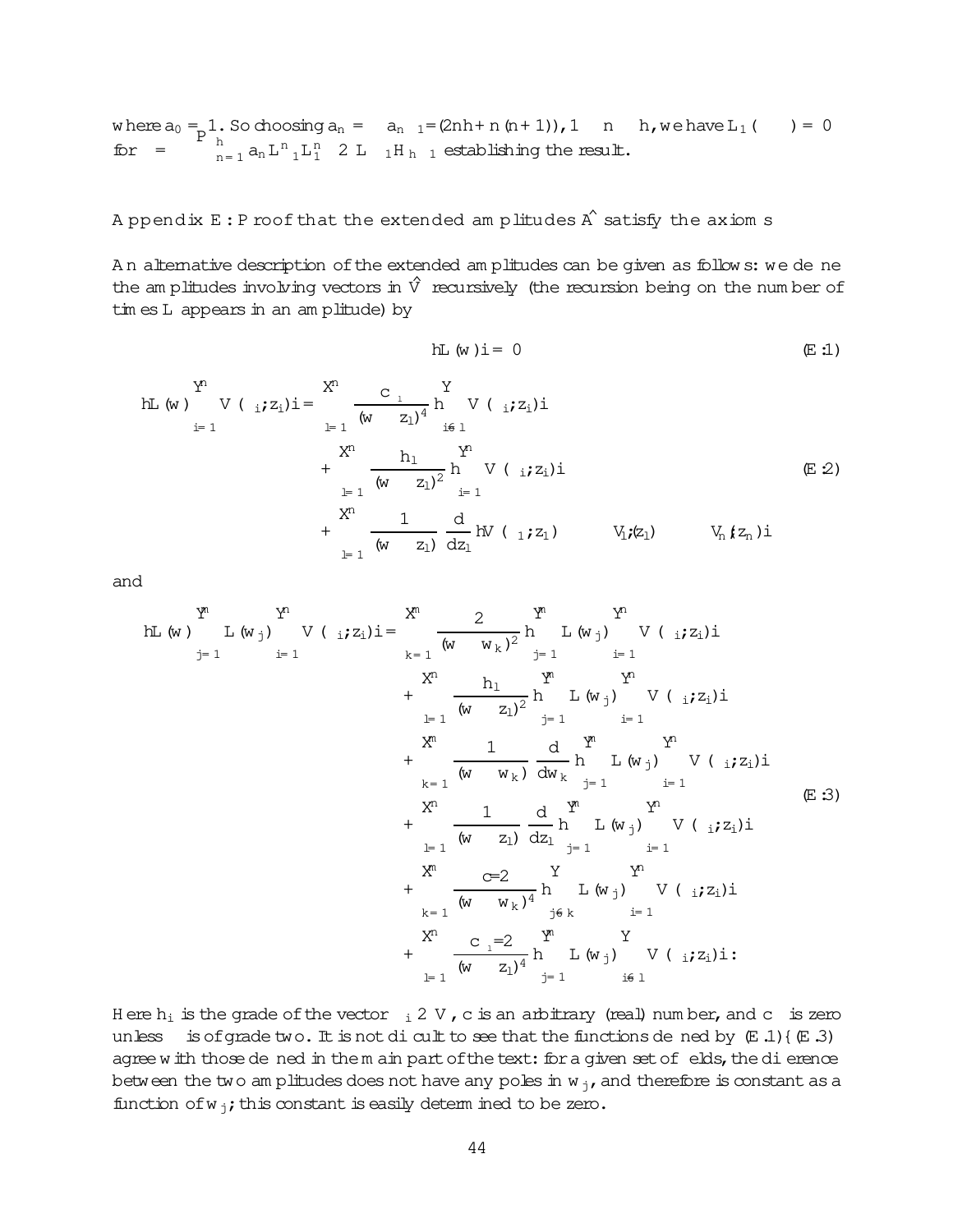where $a_0 = 1$. So choosing $a_n = -a_{n-1}/(2nh + n(n+1))$, $1 \leq n \leq h$, we have $L_1(\chi) = 0$ for $\chi = \sum_{n=1}^{h} a_n L_{-1}^n L_1^n \psi \in L_{-1} H_{h-1}$ establishing the result.

## Appendix E: Proof that the extended amplitudes $\hat{A}$ satisfy the axioms

An alternative description of the extended amplitudes can be given as follows: we define the amplitudes involving vectors in $\hat{V}$ recursively (the recursion being on the number of times $L$ appears in an amplitude) by

$$\langle L(w) \rangle = 0 \tag{E.1}$$

$$\begin{aligned}
\langle L(w) \prod_{i=1}^{n} V(\psi_i; z_i) \rangle = & \sum_{l=1}^{n} \frac{c_{\psi_l}}{(w - z_l)^4} \langle \prod_{i \neq l} V(\psi_i; z_i) \rangle \\
& + \sum_{l=1}^{n} \frac{h_l}{(w - z_l)^2} \langle \prod_{i=1}^{n} V(\psi_i; z_i) \rangle \\
& + \sum_{l=1}^{n} \frac{1}{(w - z_l)} \frac{d}{dz_l} \langle V(\psi_1; z_1) \cdots V(\psi_l; z_l) \cdots V(\psi_n; z_n) \rangle
\end{aligned} \tag{E.2}$$

and

$$\begin{aligned}
\langle L(w) \prod_{j=1}^{m} L(w_j) \prod_{i=1}^{n} V(\psi_i; z_i) \rangle = & \sum_{k=1}^{m} \frac{2}{(w - w_k)^2} \langle \prod_{j=1}^{m} L(w_j) \prod_{i=1}^{n} V(\psi_i; z_i) \rangle \\
& + \sum_{l=1}^{n} \frac{h_l}{(w - z_l)^2} \langle \prod_{j=1}^{m} L(w_j) \prod_{i=1}^{n} V(\psi_i; z_i) \rangle \\
& + \sum_{k=1}^{m} \frac{1}{(w - w_k)} \frac{d}{dw_k} \langle \prod_{j=1}^{m} L(w_j) \prod_{i=1}^{n} V(\psi_i; z_i) \rangle \\
& + \sum_{l=1}^{n} \frac{1}{(w - z_l)} \frac{d}{dz_l} \langle \prod_{j=1}^{m} L(w_j) \prod_{i=1}^{n} V(\psi_i; z_i) \rangle \\
& + \sum_{k=1}^{m} \frac{c/2}{(w - w_k)^4} \langle \prod_{j \neq k} L(w_j) \prod_{i=1}^{n} V(\psi_i; z_i) \rangle \\
& + \sum_{l=1}^{n} \frac{c_{\psi_l}/2}{(w - z_l)^4} \langle \prod_{j=1}^{m} L(w_j) \prod_{i \neq l} V(\psi_i; z_i) \rangle .
\end{aligned} \tag{E.3}$$

Here $h_i$ is the grade of the vector $\psi_i \in V$, $c$ is an arbitrary (real) number, and $c_\psi$ is zero unless $\psi$ is of grade two. It is not difficult to see that the functions defined by (E.1)–(E.3) agree with those defined in the main part of the text: for a given set of fields, the difference between the two amplitudes does not have any poles in $w_j$, and therefore is constant as a function of $w_j$; this constant is easily determined to be zero.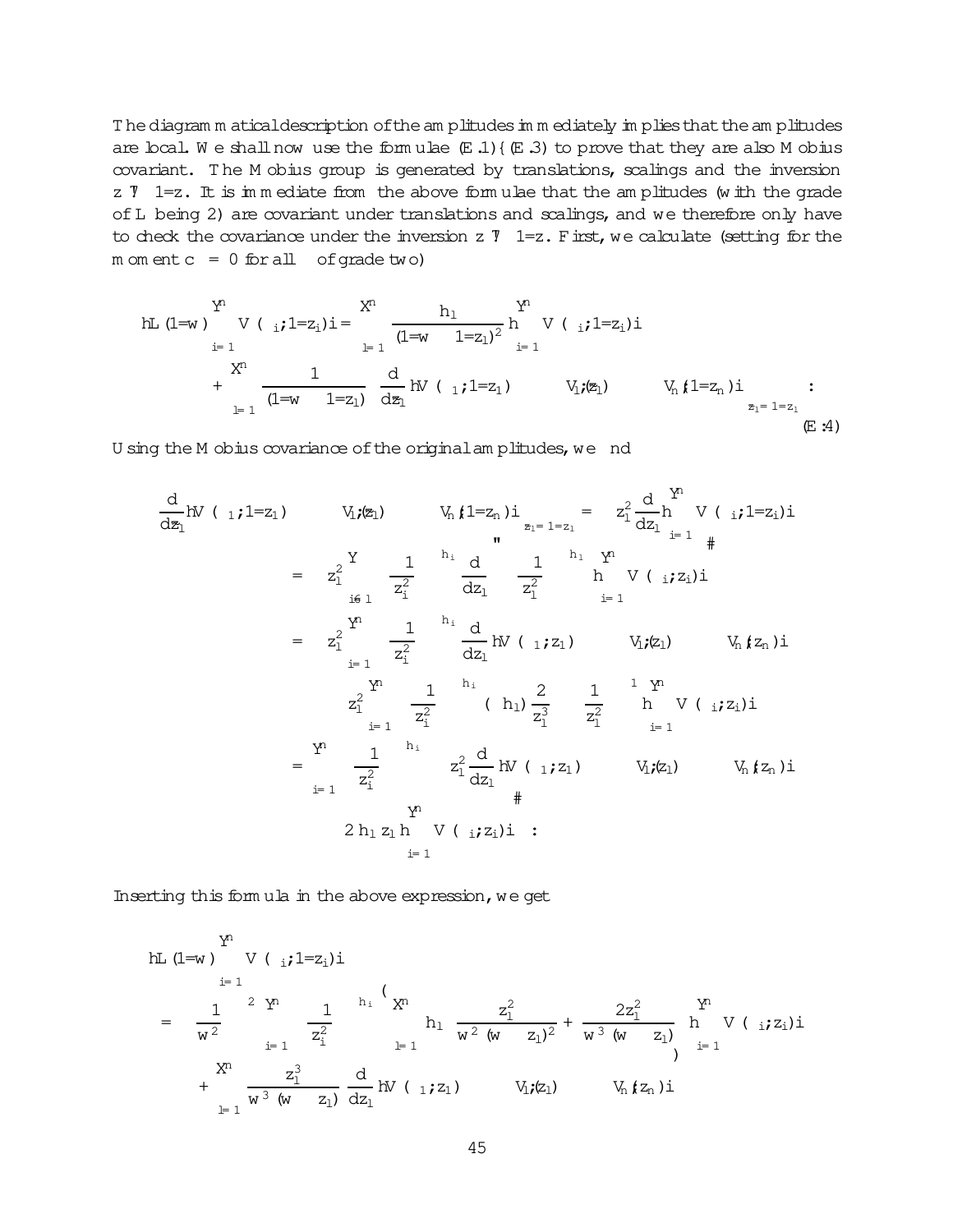The diagrammatical description of the amplitudes immediately implies that the amplitudes are local. We shall now use the formulae (E.1)–(E.3) to prove that they are also Möbius covariant. The Möbius group is generated by translations, scalings and the inversion $z \mapsto -1/z$. It is immediate from the above formulae that the amplitudes (with the grade of $L$ being 2) are covariant under translations and scalings, and we therefore only have to check the covariance under the inversion $z \mapsto -1/z$. First, we calculate (setting for the moment $c_\psi = 0$ for all $\psi$ of grade two)

$$
\begin{aligned}
\langle L(-1/w) \prod_{i=1}^{n} V(\psi_i; -1/z_i) \rangle = & \sum_{l=1}^{n} \frac{h_l}{(1/w - 1/z_l)^2} \langle \prod_{i=1}^{n} V(\psi_i; -1/z_i) \rangle \\
& + \sum_{l=1}^{n} \frac{1}{(1/w - 1/z_l)} \frac{d}{d\tilde{z}_l} \langle V(\psi_1; -1/z_1) \cdots V_l(\psi_l; \tilde{z}_l) \cdots V_n(\psi_n; -1/z_n) \rangle \bigg|_{\tilde{z}_l = -1/z_l} .
\end{aligned}
\tag{E.4}
$$

Using the Möbius covariance of the original amplitudes, we find

$$
\begin{aligned}
\frac{d}{d\tilde{z}_l} \langle V(\psi_1; -1/z_1) \cdots V_l(\psi_l; \tilde{z}_l) \cdots V_n(\psi_n; -1/z_n) \rangle \bigg|_{\tilde{z}_l = -1/z_l} & = z_l^2 \frac{d}{dz_l} \langle \prod_{i=1}^{n} V(\psi_i; -1/z_i) \rangle \\
& = z_l^2 \left[ \prod_{i \neq l} \left( -\frac{1}{z_i^2} \right)^{h_i} \frac{d}{dz_l} \left( -\frac{1}{z_l^2} \right)^{h_l} \langle \prod_{i=1}^{n} V(\psi_i; z_i) \rangle \right] \\
& = z_l^2 \prod_{i=1}^{n} \left( -\frac{1}{z_i^2} \right)^{h_i} \frac{d}{dz_l} \langle V(\psi_1; z_1) \cdots V_l(\psi_l; z_l) \cdots V_n(\psi_n; z_n) \rangle \\
& \quad - z_l^2 \prod_{i=1}^{n} \left( -\frac{1}{z_i^2} \right)^{h_i} (-h_l) \frac{2}{z_l^3} \left( -\frac{1}{z_l^2} \right)^{-1} \langle \prod_{i=1}^{n} V(\psi_i; z_i) \rangle \\
& = \prod_{i=1}^{n} \left( -\frac{1}{z_i^2} \right)^{h_i} \left[ z_l^2 \frac{d}{dz_l} \langle V(\psi_1; z_1) \cdots V_l(\psi_l; z_l) \cdots V_n(\psi_n; z_n) \rangle \right. \\
& \qquad \left. - 2 h_l z_l \langle \prod_{i=1}^{n} V(\psi_i; z_i) \rangle \right] .
\end{aligned}
$$

Inserting this formula in the above expression, we get

$$
\begin{aligned}
& \langle L(-1/w) \prod_{i=1}^{n} V(\psi_i; -1/z_i) \rangle \\
= & \left( \frac{1}{w^2} \right)^{-2} \prod_{i=1}^{n} \left( -\frac{1}{z_i^2} \right)^{h_i} \left\{ \sum_{l=1}^{n} h_l \left( \frac{z_l^2}{w^2 (w - z_l)^2} + \frac{2 z_l^2}{w^3 (w - z_l)} \right) \langle \prod_{i=1}^{n} V(\psi_i; z_i) \rangle \right. \\
& \left. + \sum_{l=1}^{n} \frac{z_l^3}{w^3 (w - z_l)} \frac{d}{dz_l} \langle V(\psi_1; z_1) \cdots V_l(\psi_l; z_l) \cdots V_n(\psi_n; z_n) \rangle \right.
\end{aligned}
$$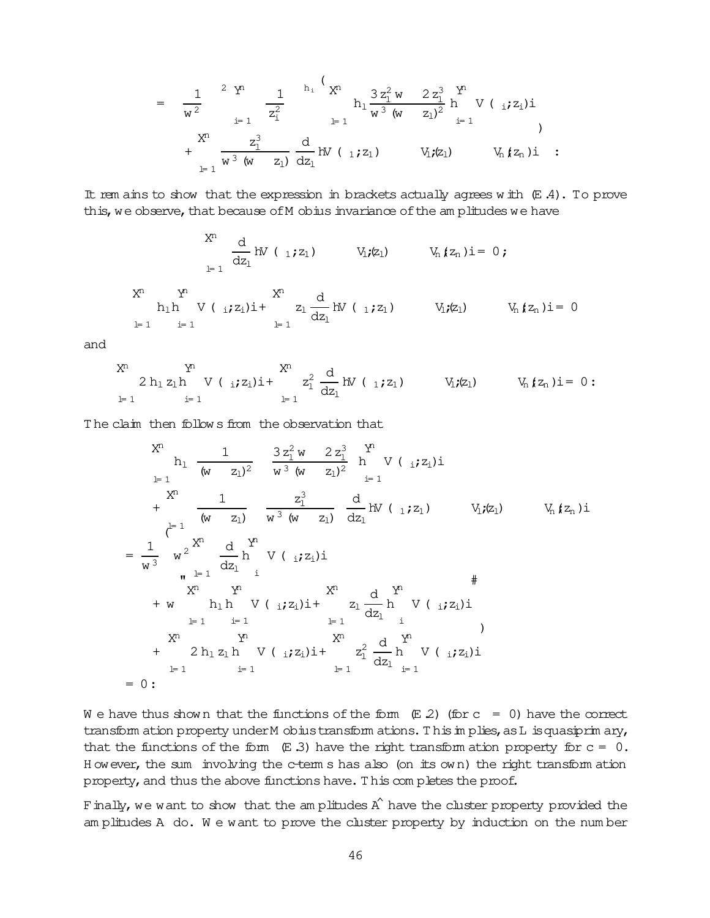$$= \left(\frac{1}{w^2}\right)^{\lambda^2} \prod_{i=1}^{n} \left(\frac{1}{z_i^2}\right)^{h_i} \left( \sum_{l=1}^{n} h_l \frac{3z_l^2 w - 2z_l^3}{w^3 (w-z_l)^2} \langle \prod_{i=1}^{n} V(\psi_i; z_i) \rangle \right.$$
$$\left. + \sum_{l=1}^{n} \frac{z_l^3}{w^3 (w-z_l)} \frac{d}{dz_l} \langle V(\psi_1; z_1) \cdots V_l(z_l) \cdots V_n(z_n) \rangle \right) :$$

It remains to show that the expression in brackets actually agrees with (E.4). To prove this, we observe, that because of Möbius invariance of the amplitudes we have

$$\sum_{l=1}^{n} \frac{d}{dz_l} \langle V(\psi_1; z_1) \cdots V_l(z_l) \cdots V_n(z_n) \rangle = 0 ;$$

$$\sum_{l=1}^{n} h_l \langle \prod_{i=1}^{n} V(\psi_i; z_i) \rangle + \sum_{l=1}^{n} z_l \frac{d}{dz_l} \langle V(\psi_1; z_1) \cdots V_l(z_l) \cdots V_n(z_n) \rangle = 0$$

and

$$\sum_{l=1}^{n} 2h_l z_l \langle \prod_{i=1}^{n} V(\psi_i; z_i) \rangle + \sum_{l=1}^{n} z_l^2 \frac{d}{dz_l} \langle V(\psi_1; z_1) \cdots V_l(z_l) \cdots V_n(z_n) \rangle = 0 :$$

The claim then follows from the observation that

$$\sum_{l=1}^{n} h_l \left( \frac{1}{(w-z_l)^2} - \frac{3z_l^2 w - 2z_l^3}{w^3 (w-z_l)^2} \right) \langle \prod_{i=1}^{n} V(\psi_i; z_i) \rangle$$
$$+ \sum_{l=1}^{n} \left( \frac{1}{(w-z_l)} - \frac{z_l^3}{w^3 (w-z_l)} \right) \frac{d}{dz_l} \langle V(\psi_1; z_1) \cdots V_l(z_l) \cdots V_n(z_n) \rangle$$
$$= \frac{1}{w^3} \left( w^2 \sum_{l=1}^{n} \frac{d}{dz_l} \langle \prod_i V(\psi_i; z_i) \rangle \right.$$
$$+ w \left[ \sum_{l=1}^{n} h_l \langle \prod_{i=1}^{n} V(\psi_i; z_i) \rangle + \sum_{l=1}^{n} z_l \frac{d}{dz_l} \langle \prod_i V(\psi_i; z_i) \rangle \right]$$
$$\left. + \sum_{l=1}^{n} 2h_l z_l \langle \prod_{i=1}^{n} V(\psi_i; z_i) \rangle + \sum_{l=1}^{n} z_l^2 \frac{d}{dz_l} \langle \prod_{i=1}^{n} V(\psi_i; z_i) \rangle \right)$$
$$= 0 :$$

We have thus shown that the functions of the form (E.2) (for $c = 0$) have the correct transformation property under Möbius transformations. This implies, as $L$ is quasiprimary, that the functions of the form (E.3) have the right transformation property for $c = 0$. However, the sum involving the $c$-terms has also (on its own) the right transformation property, and thus the above functions have. This completes the proof.

Finally, we want to show that the amplitudes $\hat{A}$ have the cluster property provided the amplitudes $A$ do. We want to prove the cluster property by induction on the number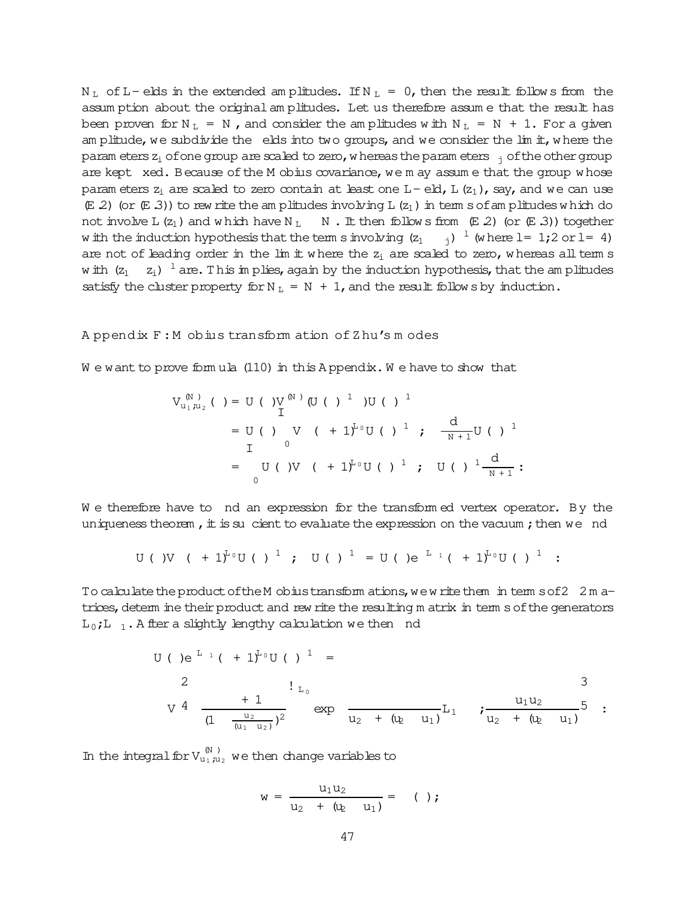$N_L$ of L-fields in the extended amplitudes. If $N_L = 0$, then the result follows from the assumption about the original amplitudes. Let us therefore assume that the result has been proven for $N_L = N$, and consider the amplitudes with $N_L = N + 1$. For a given amplitude, we subdivide the fields into two groups, and we consider the limit, where the parameters $z_i$ of one group are scaled to zero, whereas the parameters $\zeta_j$ of the other group are kept fixed. Because of the Möbius covariance, we may assume that the group whose parameters $z_i$ are scaled to zero contain at least one L-field, $L(z_1)$, say, and we can use (E.2) (or (E.3)) to rewrite the amplitudes involving $L(z_1)$ in terms of amplitudes which do not involve $L(z_1)$ and which have $N_L \leq N$. It then follows from (E.2) (or (E.3)) together with the induction hypothesis that the terms involving $(z_1 - \zeta_j)^{-l}$ (where $l = 1, 2$ or $l = 4$) are not of leading order in the limit where the $z_i$ are scaled to zero, whereas all terms with $(z_1 - z_i)^{-l}$ are. This implies, again by the induction hypothesis, that the amplitudes satisfy the cluster property for $N_L = N + 1$, and the result follows by induction.

## Appendix F: Möbius transformation of Zhu's modes

We want to prove formula (110) in this Appendix. We have to show that

$$
\begin{aligned}
V^{(N)}_{u_1,u_2}(\psi) &= U(\gamma) V^{(N)}_I \left(U(\gamma)^{-1}\psi\right) U(\gamma)^{-1} \\
&= U(\gamma) \oint_0 V\left((\zeta+1)^{L_0} U(\gamma)^{-1}\psi; \zeta\right) \frac{d\zeta}{\zeta^{N+1}} U(\gamma)^{-1} \\
&= \oint_0 U(\gamma) V\left((\zeta+1)^{L_0} U(\gamma)^{-1}\psi; \zeta\right) U(\gamma)^{-1} \frac{d\zeta}{\zeta^{N+1}} :
\end{aligned}
$$

We therefore have to find an expression for the transformed vertex operator. By the uniqueness theorem, it is sufficient to evaluate the expression on the vacuum $\Omega$; then we find

$$
U(\gamma) V\left((\zeta+1)^{L_0} U(\gamma)^{-1}\psi; \zeta\right) U(\gamma)^{-1}\Omega = U(\gamma) e^{\zeta L_{-1}} (\zeta+1)^{L_0} U(\gamma)^{-1}\psi :
$$

To calculate the product of the Möbius transformations, we write them in terms of $2 \times 2$ matrices, determine their product and rewrite the resulting matrix in terms of the generators $L_0, L_{\pm 1}$. After a slightly lengthy calculation we then find

$$
U(\gamma) e^{\zeta L_{-1}} (\zeta+1)^{L_0} U(\gamma)^{-1}\psi =
$$

$$
V\left[\left(\frac{\zeta+1}{\left(1-\frac{\zeta u_2}{(u_1-u_2)}\right)^2}\right)^{L_0} \exp\left(\frac{\zeta}{u_2+\zeta(u_2-u_1)} L_1\right)\psi; \frac{\zeta u_1 u_2}{u_2+\zeta(u_2-u_1)}\right]\Omega :
$$

In the integral for $V^{(N)}_{u_1,u_2}$ we then change variables to

$$
w = \frac{\zeta u_1 u_2}{u_2 + \zeta(u_2 - u_1)} = \gamma(\zeta);
$$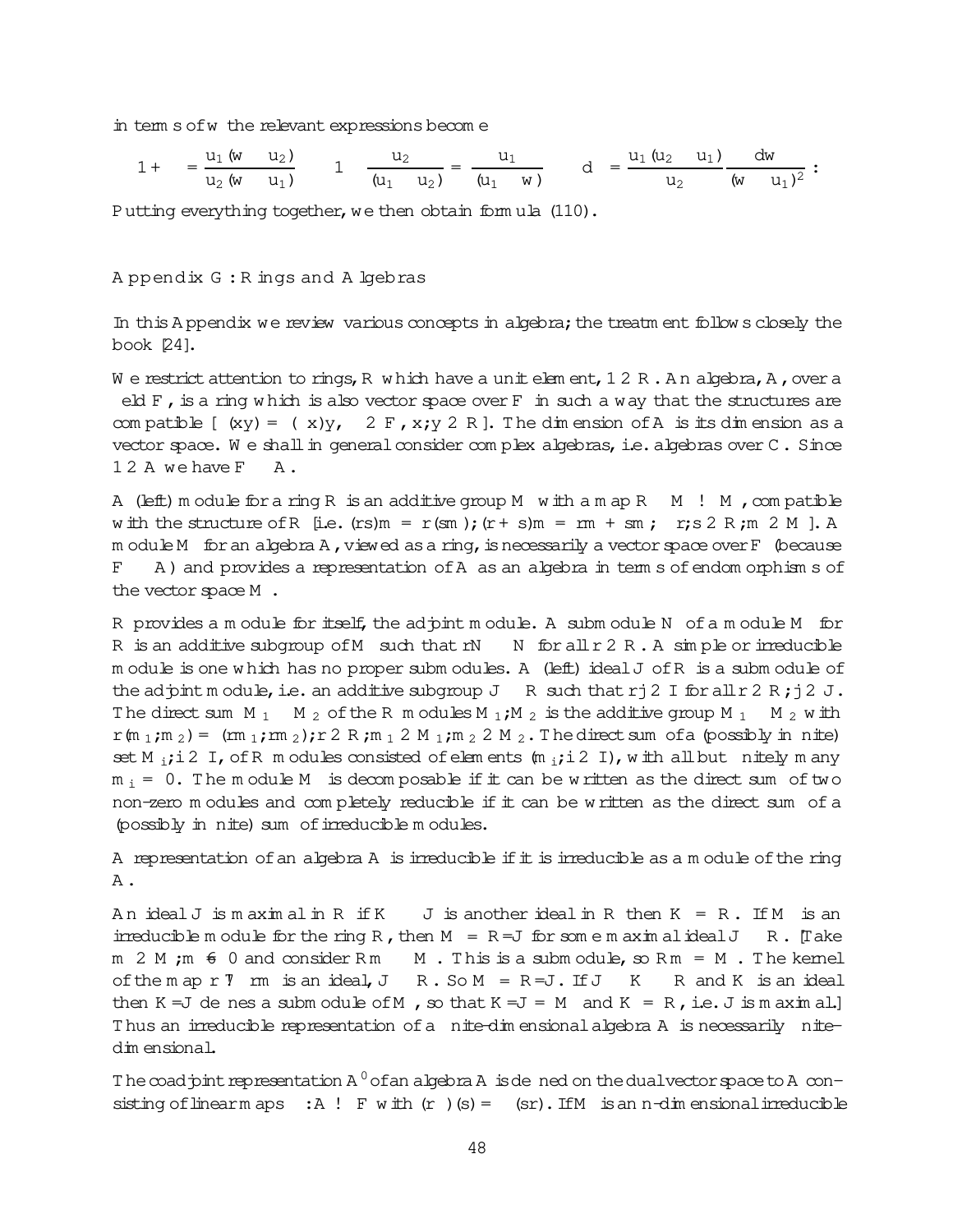in terms of $w$ the relevant expressions become

$$1+\lambda=\frac{u_1(w-u_2)}{u_2(w-u_1)}\qquad 1-\frac{u_2}{(u_1-u_2)\lambda}=\frac{u_1}{(u_1-w)}\qquad d\lambda=\frac{u_1(u_2-u_1)}{u_2}\frac{dw}{(w-u_1)^2}:$$

Putting everything together, we then obtain formula (110).

## Appendix G: Rings and Algebras

In this Appendix we review various concepts in algebra; the treatment follows closely the book [24].

We restrict attention to rings, $R$ which have a unit element, $1\in R$. An algebra, $A$, over a field $F$, is a ring which is also vector space over $F$ in such a way that the structures are compatible [$\lambda(xy)=(\lambda x)y$, $\lambda\in F$, $x,y\in R$]. The dimension of $A$ is its dimension as a vector space. We shall in general consider complex algebras, i.e. algebras over $\mathbb{C}$. Since $1\in A$ we have $F\subset A$.

A (left) module for a ring $R$ is an additive group $M$ with a map $R\times M\to M$, compatible with the structure of $R$ [i.e. $(rs)m=r(sm)$; $(r+s)m=rm+sm$; $r,s\in R, m\in M$]. A module $M$ for an algebra $A$, viewed as a ring, is necessarily a vector space over $F$ (because $F\subset A$) and provides a representation of $A$ as an algebra in terms of endomorphisms of the vector space $M$.

$R$ provides a module for itself, the adjoint module. A submodule $N$ of a module $M$ for $R$ is an additive subgroup of $M$ such that $rN\subset N$ for all $r\in R$. A simple or irreducible module is one which has no proper submodules. A (left) ideal $J$ of $R$ is a submodule of the adjoint module, i.e. an additive subgroup $J\subset R$ such that $rj\in I$ for all $r\in R$; $j\in J$. The direct sum $M_1\oplus M_2$ of the $R$ modules $M_1, M_2$ is the additive group $M_1\oplus M_2$ with $r(m_1,m_2)=(rm_1,rm_2)$; $r\in R, m_1\in M_1, m_2\in M_2$. The direct sum of a (possibly infinite) set $M_i, i\in I$, of $R$ modules consisted of elements $(m_i, i\in I)$, with all but finitely many $m_i=0$. The module $M$ is decomposable if it can be written as the direct sum of two non-zero modules and completely reducible if it can be written as the direct sum of a (possibly infinite) sum of irreducible modules.

A representation of an algebra $A$ is irreducible if it is irreducible as a module of the ring $A$.

An ideal $J$ is maximal in $R$ if $K\supset J$ is another ideal in $R$ then $K=R$. If $M$ is an irreducible module for the ring $R$, then $M=R/J$ for some maximal ideal $J\subset R$. [Take $m\in M$, $m\neq 0$ and consider $Rm\subset M$. This is a submodule, so $Rm=M$. The kernel of the map $r\mapsto rm$ is an ideal, $J\subset R$. So $M=R/J$. If $J\subset K\subset R$ and $K$ is an ideal then $K/J$ defines a submodule of $M$, so that $K/J=M$ and $K=R$, i.e. $J$ is maximal.] Thus an irreducible representation of a finite-dimensional algebra $A$ is necessarily finite-dimensional.

The coadjoint representation $A^0$ of an algebra $A$ is defined on the dual vector space to $A$ consisting of linear maps $\sigma: A\to F$ with $(r\sigma)(s)=\sigma(sr)$. If $M$ is an $n$-dimensional irreducible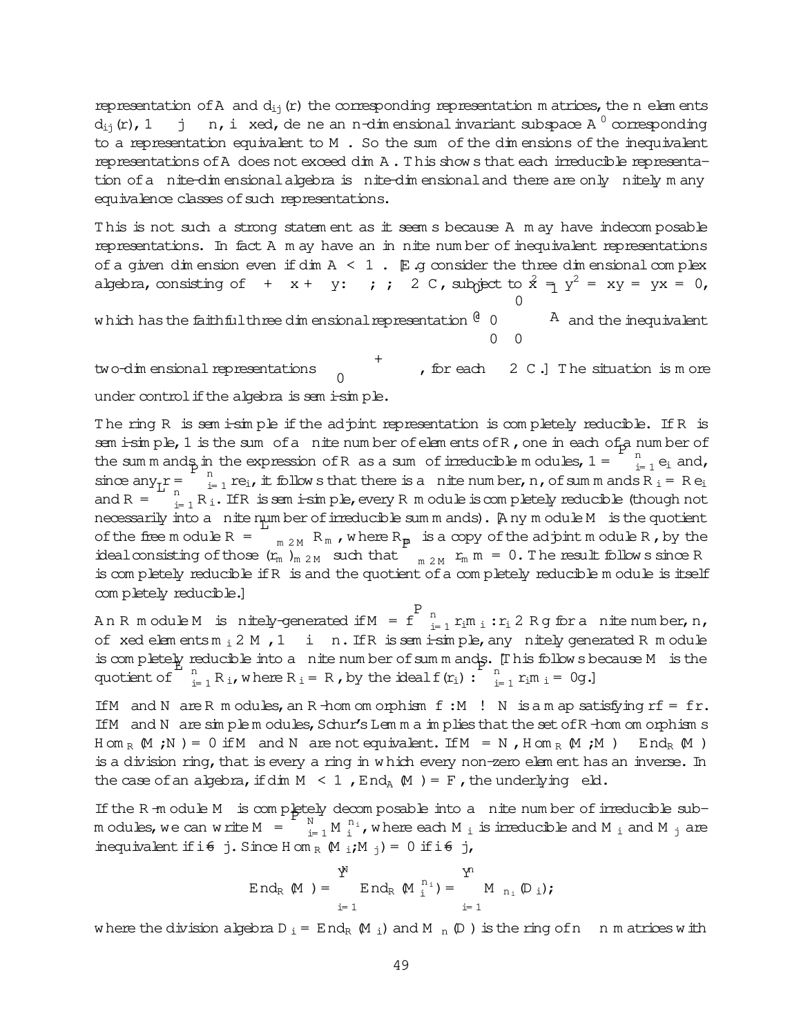representation of $A$ and $d_{ij}(r)$ the corresponding representation matrices, the $n$ elements $d_{ij}(r)$, $1 \le j \le n$, $i$ fixed, define an $n$-dimensional invariant subspace $A^0$ corresponding to a representation equivalent to $M$. So the sum of the dimensions of the inequivalent representations of $A$ does not exceed $\dim A$. This shows that each irreducible representation of a finite-dimensional algebra is finite-dimensional and there are only finitely many equivalence classes of such representations.

This is not such a strong statement as it seems because $A$ may have indecomposable representations. In fact $A$ may have an infinite number of inequivalent representations of a given dimension even if $\dim A < \infty$. [E.g consider the three dimensional complex algebra, consisting of $\alpha + \beta x + \gamma y : \alpha, \beta, \gamma \in \mathbb{C}$, subject to $x^2 = y^2 = xy = yx = 0$, which has the faithful three dimensional representation $\begin{pmatrix} \alpha & \beta & \gamma \\ 0 & \alpha & 0 \\ 0 & 0 & \alpha \end{pmatrix}$ and the inequivalent two-dimensional representations $\begin{pmatrix} \alpha & \beta + \lambda\gamma \\ 0 & \alpha \end{pmatrix}$, for each $\lambda \in \mathbb{C}$.] The situation is more under control if the algebra is semi-simple.

The ring $R$ is semi-simple if the adjoint representation is completely reducible. If $R$ is semi-simple, 1 is the sum of a finite number of elements of $R$, one in each of a number of the summands in the expression of $R$ as a sum of irreducible modules, $1 = \sum_{i=1}^{n} e_i$ and, since any $r = \sum_{i=1}^{n} re_i$, it follows that there is a finite number, $n$, of summands $R_i = Re_i$ and $R = \bigoplus_{i=1}^{n} R_i$. If $R$ is semi-simple, every $R$ module is completely reducible (though not necessarily into a finite number of irreducible summands). [Any module $M$ is the quotient of the free module $R = \bigoplus_{m \in M} R_m$, where $R_m$ is a copy of the adjoint module $R$, by the ideal consisting of those $(r_m)_{m \in M}$ such that $\sum_{m \in M} r_m m = 0$. The result follows since $R$ is completely reducible if $R$ is and the quotient of a completely reducible module is itself completely reducible.]

An $R$ module $M$ is finitely-generated if $M = \{\sum_{i=1}^{n} r_i m_i : r_i \in R\}$ for a finite number, $n$, of fixed elements $m_i \in M$, $1 \le i \le n$. If $R$ is semi-simple, any finitely generated $R$ module is completely reducible into a finite number of summands. [This follows because $M$ is the quotient of $\bigoplus_{i=1}^{n} R_i$, where $R_i = R$, by the ideal $\{(r_i) : \sum_{i=1}^{n} r_i m_i = 0\}$.]

If $M$ and $N$ are $R$ modules, an $R$-homomorphism $f : M \to N$ is a map satisfying $rf = fr$. If $M$ and $N$ are simple modules, Schur's Lemma implies that the set of $R$-homomorphisms $\mathrm{Hom}_R(M; N) = 0$ if $M$ and $N$ are not equivalent. If $M = N$, $\mathrm{Hom}_R(M; M) \equiv \mathrm{End}_R(M)$ is a division ring, that is every a ring in which every non-zero element has an inverse. In the case of an algebra, if $\dim M < \infty$, $\mathrm{End}_A(M) = F$, the underlying field.

If the $R$-module $M$ is completely decomposable into a finite number of irreducible submodules, we can write $M = \bigoplus_{i=1}^{N} M_i^{n_i}$, where each $M_i$ is irreducible and $M_i$ and $M_j$ are inequivalent if $i \neq j$. Since $\mathrm{Hom}_R(M_i; M_j) = 0$ if $i \neq j$,

$$\mathrm{End}_R(M) = \prod_{i=1}^{N} \mathrm{End}_R(M_i^{n_i}) = \prod_{i=1}^{n} M_{n_i}(D_i);$$

where the division algebra $D_i = \mathrm{End}_R(M_i)$ and $M_n(D)$ is the ring of $n \times n$ matrices with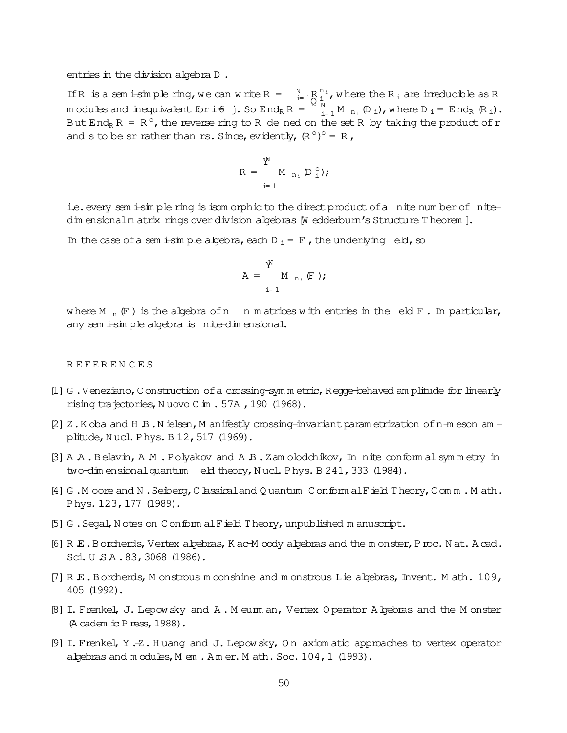entries in the division algebra $D$.

If $R$ is a semi-simple ring, we can write $R = \bigoplus_{i=1}^{N} R_i^{n_i}$, where the $R_i$ are irreducible as $R$ modules and inequivalent for $i \neq j$. So $\mathrm{End}_R R = \bigoplus_{i=1}^{N} M_{n_i}(D_i)$, where $D_i = \mathrm{End}_R(R_i)$. But $\mathrm{End}_R R = R^\circ$, the reverse ring to $R$ defined on the set $R$ by taking the product of $r$ and $s$ to be $sr$ rather than $rs$. Since, evidently, $(R^\circ)^\circ = R$,

$$R = \prod_{i=1}^{N} M_{n_i}(D_i^\circ);$$

i.e. every semi-simple ring is isomorphic to the direct product of a finite number of finite-dimensional matrix rings over division algebras [Wedderburn's Structure Theorem].

In the case of a semi-simple algebra, each $D_i = F$, the underlying field, so

$$A = \prod_{i=1}^{N} M_{n_i}(F);$$

where $M_n(F)$ is the algebra of $n \times n$ matrices with entries in the field $F$. In particular, any semi-simple algebra is finite-dimensional.

## REFERENCES

[1] G. Veneziano, Construction of a crossing-symmetric, Regge-behaved amplitude for linearly rising trajectories, Nuovo Cim. 57A, 190 (1968).

[2] Z. Koba and H.B. Nielsen, Manifestly crossing-invariant parametrization of n-meson amplitude, Nucl. Phys. B 12, 517 (1969).

[3] A.A. Belavin, A.M. Polyakov and A.B. Zamolodchikov, Infinite conformal symmetry in two-dimensional quantum field theory, Nucl. Phys. B 241, 333 (1984).

[4] G. Moore and N. Seiberg, Classical and Quantum Conformal Field Theory, Comm. Math. Phys. 123, 177 (1989).

[5] G. Segal, Notes on Conformal Field Theory, unpublished manuscript.

[6] R.E. Borcherds, Vertex algebras, Kac-Moody algebras and the monster, Proc. Nat. Acad. Sci. U.S.A. 83, 3068 (1986).

[7] R.E. Borcherds, Monstrous moonshine and monstrous Lie algebras, Invent. Math. 109, 405 (1992).

[8] I. Frenkel, J. Lepowsky and A. Meurman, Vertex Operator Algebras and the Monster (Academic Press, 1988).

[9] I. Frenkel, Y.-Z. Huang and J. Lepowsky, On axiomatic approaches to vertex operator algebras and modules, Mem. Amer. Math. Soc. 104, 1 (1993).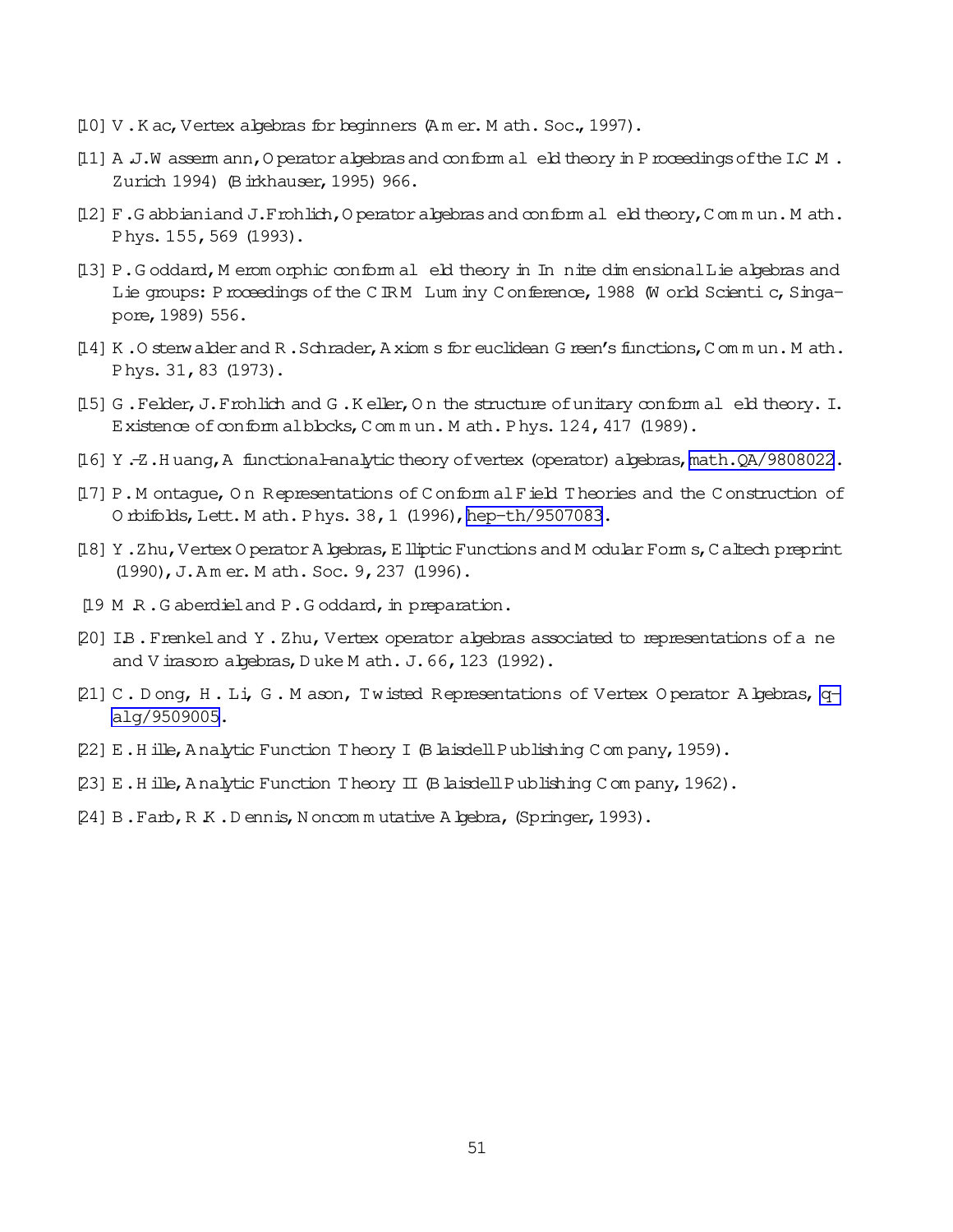[10] V. Kac, Vertex algebras for beginners (Amer. Math. Soc., 1997).

[11] A.J. Wassermann, Operator algebras and conformal field theory in Proceedings of the I.C.M. Zurich 1994) (Birkhauser, 1995) 966.

[12] F. Gabbiani and J. Frohlich, Operator algebras and conformal field theory, Commun. Math. Phys. 155, 569 (1993).

[13] P. Goddard, Meromorphic conformal field theory in Infinite dimensional Lie algebras and Lie groups: Proceedings of the CIRM Luminy Conference, 1988 (World Scientific, Singapore, 1989) 556.

[14] K. Osterwalder and R. Schrader, Axioms for euclidean Green's functions, Commun. Math. Phys. 31, 83 (1973).

[15] G. Felder, J. Frohlich and G. Keller, On the structure of unitary conformal field theory. I. Existence of conformal blocks, Commun. Math. Phys. 124, 417 (1989).

[16] Y.-Z. Huang, A functional-analytic theory of vertex (operator) algebras, math.QA/9808022.

[17] P. Montague, On Representations of Conformal Field Theories and the Construction of Orbifolds, Lett. Math. Phys. 38, 1 (1996), hep-th/9507083.

[18] Y. Zhu, Vertex Operator Algebras, Elliptic Functions and Modular Forms, Caltech preprint (1990), J. Amer. Math. Soc. 9, 237 (1996).

[19 M.R. Gaberdiel and P. Goddard, in preparation.

[20] I.B. Frenkel and Y. Zhu, Vertex operator algebras associated to representations of affine and Virasoro algebras, Duke Math. J. 66, 123 (1992).

[21] C. Dong, H. Li, G. Mason, Twisted Representations of Vertex Operator Algebras, q-alg/9509005.

[22] E. Hille, Analytic Function Theory I (Blaisdell Publishing Company, 1959).

[23] E. Hille, Analytic Function Theory II (Blaisdell Publishing Company, 1962).

[24] B. Farb, R.K. Dennis, Noncommutative Algebra, (Springer, 1993).